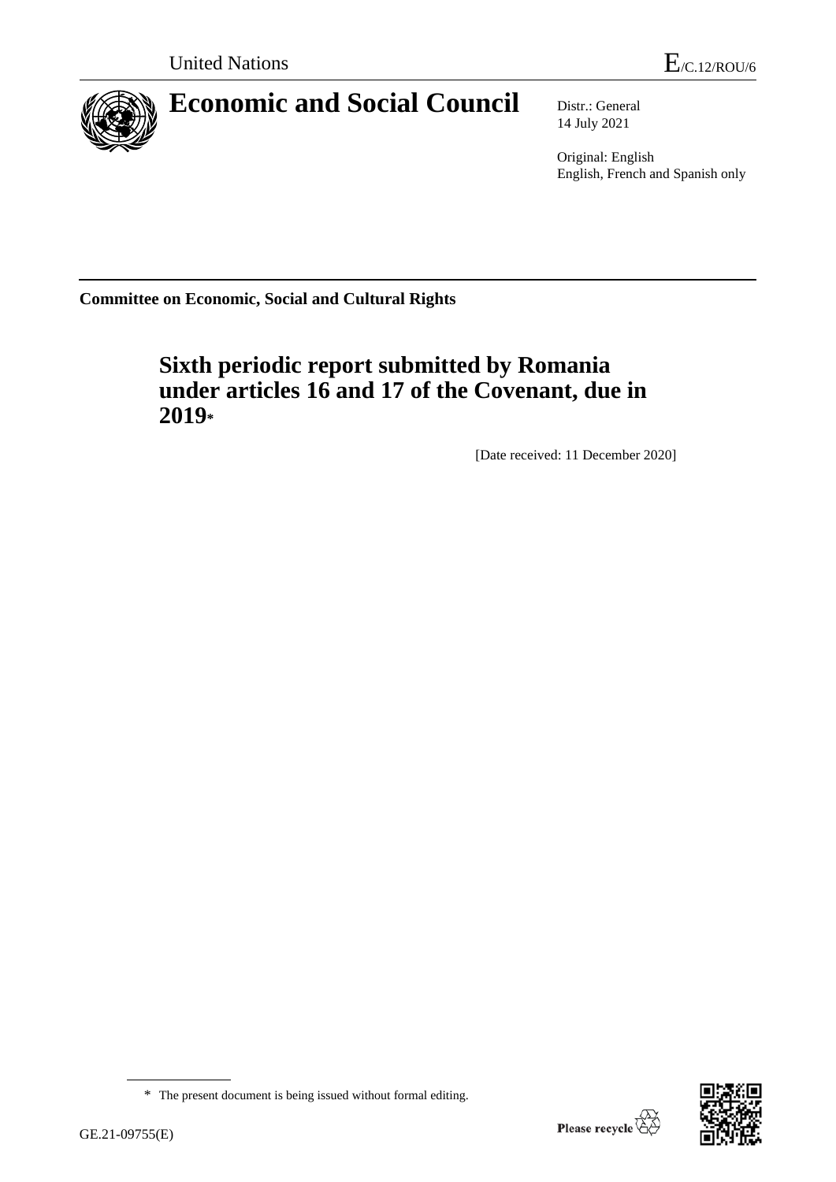United Nations E/C.12/ROU/6

# Economic and Social Council

Distr.: General
14 July 2021

Original: English
English, French and Spanish only

**Committee on Economic, Social and Cultural Rights**

## Sixth periodic report submitted by Romania under articles 16 and 17 of the Covenant, due in 2019*

[Date received: 11 December 2020]

* The present document is being issued without formal editing.

GE.21-09755(E)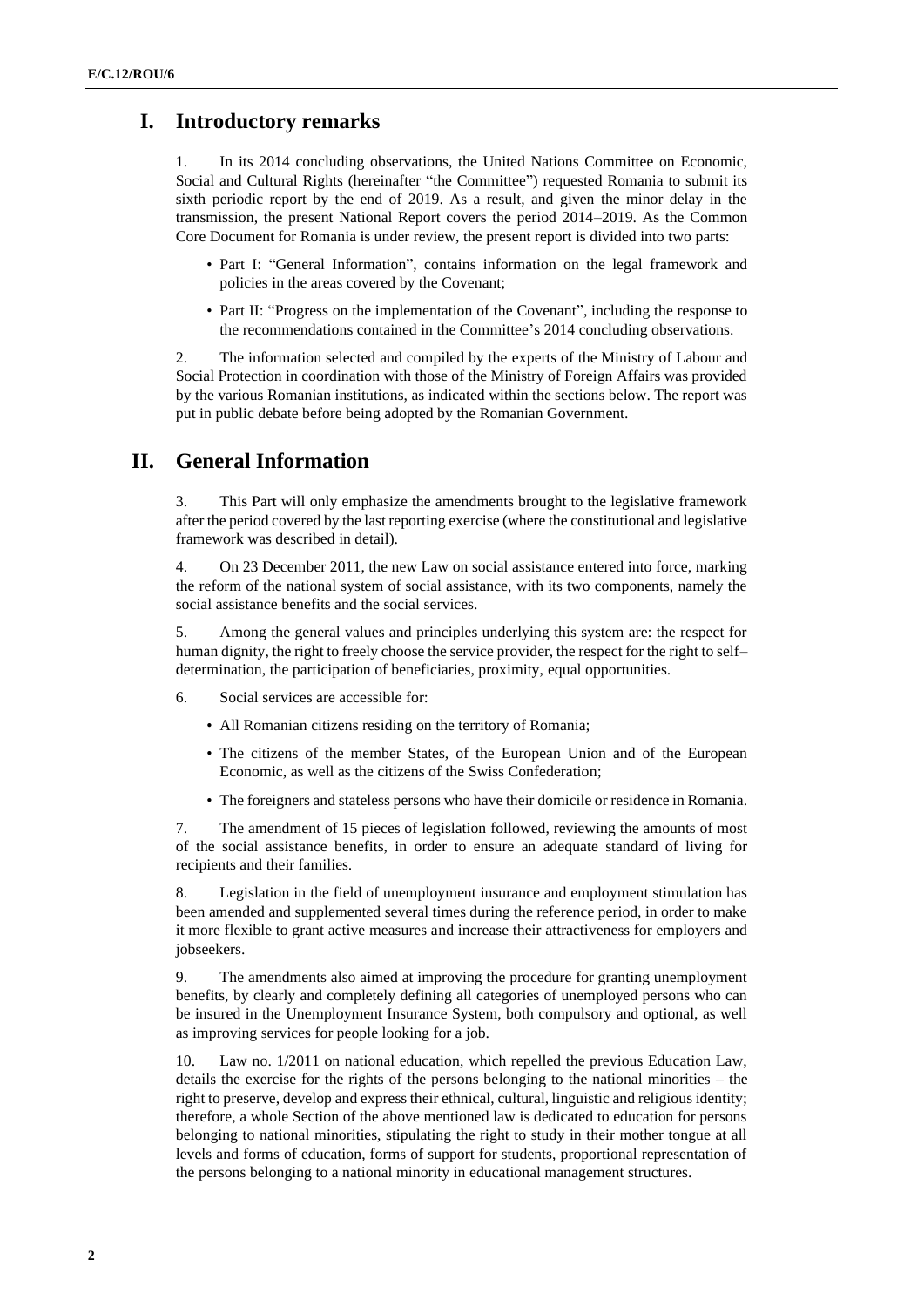# I. Introductory remarks

1. In its 2014 concluding observations, the United Nations Committee on Economic, Social and Cultural Rights (hereinafter "the Committee") requested Romania to submit its sixth periodic report by the end of 2019. As a result, and given the minor delay in the transmission, the present National Report covers the period 2014–2019. As the Common Core Document for Romania is under review, the present report is divided into two parts:

- Part I: "General Information", contains information on the legal framework and policies in the areas covered by the Covenant;
- Part II: "Progress on the implementation of the Covenant", including the response to the recommendations contained in the Committee's 2014 concluding observations.

2. The information selected and compiled by the experts of the Ministry of Labour and Social Protection in coordination with those of the Ministry of Foreign Affairs was provided by the various Romanian institutions, as indicated within the sections below. The report was put in public debate before being adopted by the Romanian Government.

# II. General Information

3. This Part will only emphasize the amendments brought to the legislative framework after the period covered by the last reporting exercise (where the constitutional and legislative framework was described in detail).

4. On 23 December 2011, the new Law on social assistance entered into force, marking the reform of the national system of social assistance, with its two components, namely the social assistance benefits and the social services.

5. Among the general values and principles underlying this system are: the respect for human dignity, the right to freely choose the service provider, the respect for the right to self–determination, the participation of beneficiaries, proximity, equal opportunities.

6. Social services are accessible for:

- All Romanian citizens residing on the territory of Romania;
- The citizens of the member States, of the European Union and of the European Economic, as well as the citizens of the Swiss Confederation;
- The foreigners and stateless persons who have their domicile or residence in Romania.

7. The amendment of 15 pieces of legislation followed, reviewing the amounts of most of the social assistance benefits, in order to ensure an adequate standard of living for recipients and their families.

8. Legislation in the field of unemployment insurance and employment stimulation has been amended and supplemented several times during the reference period, in order to make it more flexible to grant active measures and increase their attractiveness for employers and jobseekers.

9. The amendments also aimed at improving the procedure for granting unemployment benefits, by clearly and completely defining all categories of unemployed persons who can be insured in the Unemployment Insurance System, both compulsory and optional, as well as improving services for people looking for a job.

10. Law no. 1/2011 on national education, which repelled the previous Education Law, details the exercise for the rights of the persons belonging to the national minorities – the right to preserve, develop and express their ethnical, cultural, linguistic and religious identity; therefore, a whole Section of the above mentioned law is dedicated to education for persons belonging to national minorities, stipulating the right to study in their mother tongue at all levels and forms of education, forms of support for students, proportional representation of the persons belonging to a national minority in educational management structures.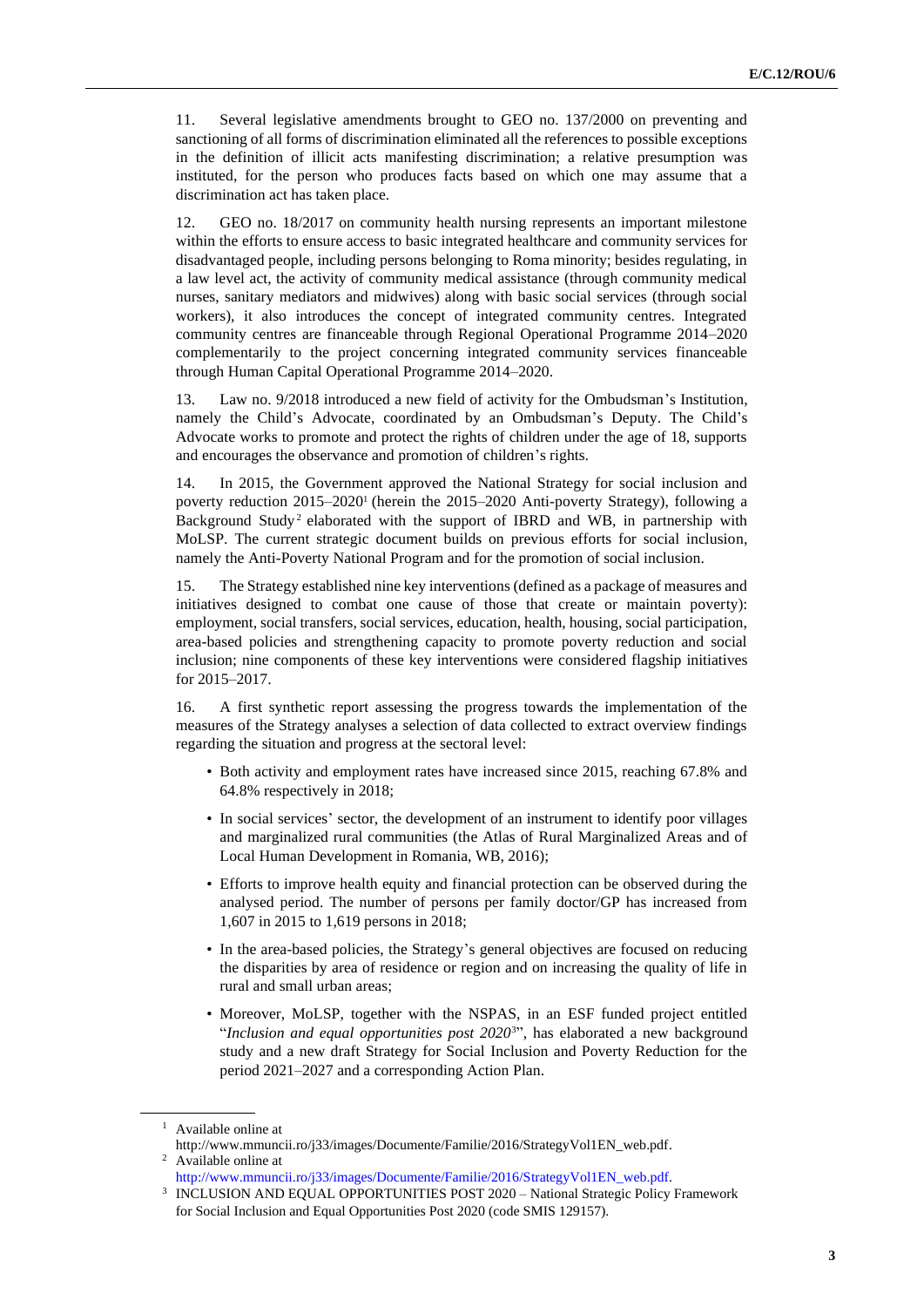11. Several legislative amendments brought to GEO no. 137/2000 on preventing and sanctioning of all forms of discrimination eliminated all the references to possible exceptions in the definition of illicit acts manifesting discrimination; a relative presumption was instituted, for the person who produces facts based on which one may assume that a discrimination act has taken place.

12. GEO no. 18/2017 on community health nursing represents an important milestone within the efforts to ensure access to basic integrated healthcare and community services for disadvantaged people, including persons belonging to Roma minority; besides regulating, in a law level act, the activity of community medical assistance (through community medical nurses, sanitary mediators and midwives) along with basic social services (through social workers), it also introduces the concept of integrated community centres. Integrated community centres are financeable through Regional Operational Programme 2014–2020 complementarily to the project concerning integrated community services financeable through Human Capital Operational Programme 2014–2020.

13. Law no. 9/2018 introduced a new field of activity for the Ombudsman's Institution, namely the Child's Advocate, coordinated by an Ombudsman's Deputy. The Child's Advocate works to promote and protect the rights of children under the age of 18, supports and encourages the observance and promotion of children's rights.

14. In 2015, the Government approved the National Strategy for social inclusion and poverty reduction 2015–2020[1] (herein the 2015–2020 Anti-poverty Strategy), following a Background Study[2] elaborated with the support of IBRD and WB, in partnership with MoLSP. The current strategic document builds on previous efforts for social inclusion, namely the Anti-Poverty National Program and for the promotion of social inclusion.

15. The Strategy established nine key interventions (defined as a package of measures and initiatives designed to combat one cause of those that create or maintain poverty): employment, social transfers, social services, education, health, housing, social participation, area-based policies and strengthening capacity to promote poverty reduction and social inclusion; nine components of these key interventions were considered flagship initiatives for 2015–2017.

16. A first synthetic report assessing the progress towards the implementation of the measures of the Strategy analyses a selection of data collected to extract overview findings regarding the situation and progress at the sectoral level:

- Both activity and employment rates have increased since 2015, reaching 67.8% and 64.8% respectively in 2018;
- In social services' sector, the development of an instrument to identify poor villages and marginalized rural communities (the Atlas of Rural Marginalized Areas and of Local Human Development in Romania, WB, 2016);
- Efforts to improve health equity and financial protection can be observed during the analysed period. The number of persons per family doctor/GP has increased from 1,607 in 2015 to 1,619 persons in 2018;
- In the area-based policies, the Strategy's general objectives are focused on reducing the disparities by area of residence or region and on increasing the quality of life in rural and small urban areas;
- Moreover, MoLSP, together with the NSPAS, in an ESF funded project entitled "*Inclusion and equal opportunities post 2020*[3]", has elaborated a new background study and a new draft Strategy for Social Inclusion and Poverty Reduction for the period 2021–2027 and a corresponding Action Plan.

---

[1] Available online at http://www.mmuncii.ro/j33/images/Documente/Familie/2016/StrategyVol1EN_web.pdf.

[2] Available online at http://www.mmuncii.ro/j33/images/Documente/Familie/2016/StrategyVol1EN_web.pdf.

[3] INCLUSION AND EQUAL OPPORTUNITIES POST 2020 – National Strategic Policy Framework for Social Inclusion and Equal Opportunities Post 2020 (code SMIS 129157).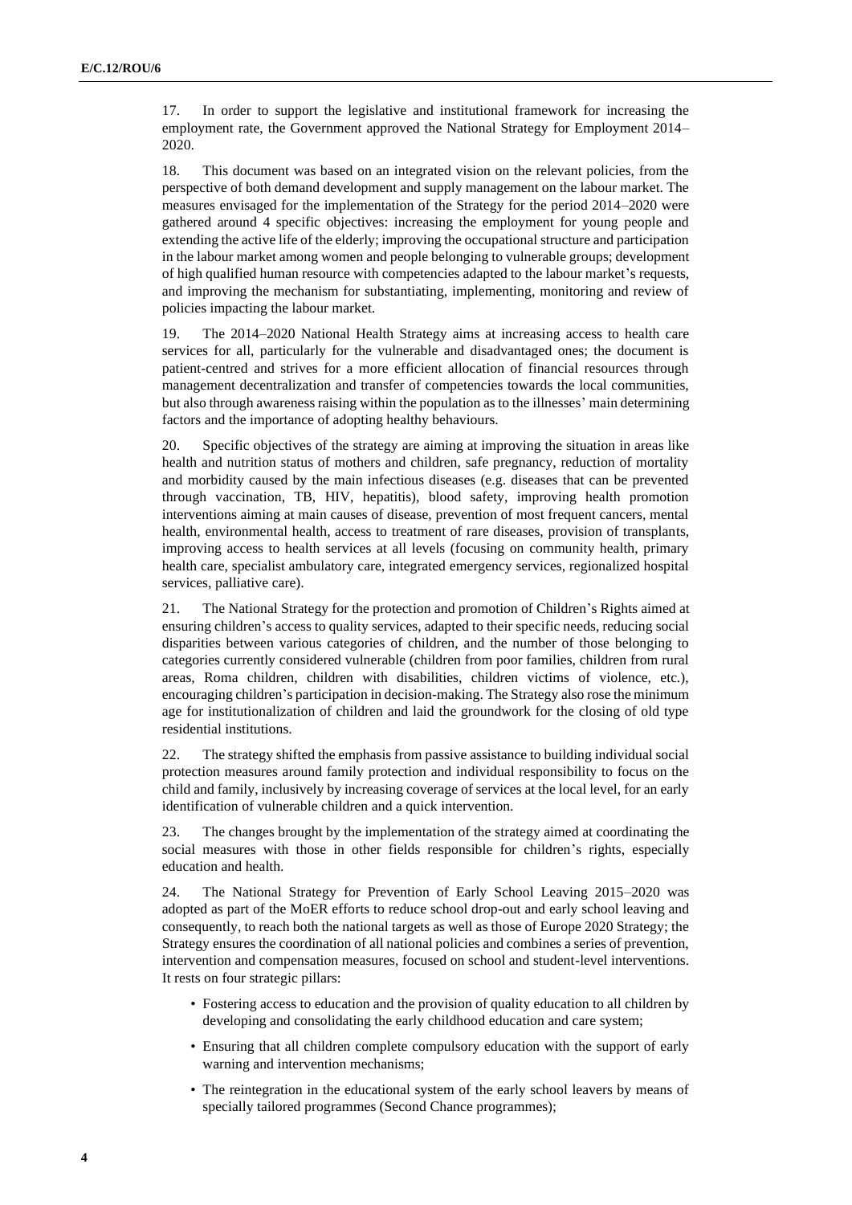17. In order to support the legislative and institutional framework for increasing the employment rate, the Government approved the National Strategy for Employment 2014–2020.

18. This document was based on an integrated vision on the relevant policies, from the perspective of both demand development and supply management on the labour market. The measures envisaged for the implementation of the Strategy for the period 2014–2020 were gathered around 4 specific objectives: increasing the employment for young people and extending the active life of the elderly; improving the occupational structure and participation in the labour market among women and people belonging to vulnerable groups; development of high qualified human resource with competencies adapted to the labour market's requests, and improving the mechanism for substantiating, implementing, monitoring and review of policies impacting the labour market.

19. The 2014–2020 National Health Strategy aims at increasing access to health care services for all, particularly for the vulnerable and disadvantaged ones; the document is patient-centred and strives for a more efficient allocation of financial resources through management decentralization and transfer of competencies towards the local communities, but also through awareness raising within the population as to the illnesses' main determining factors and the importance of adopting healthy behaviours.

20. Specific objectives of the strategy are aiming at improving the situation in areas like health and nutrition status of mothers and children, safe pregnancy, reduction of mortality and morbidity caused by the main infectious diseases (e.g. diseases that can be prevented through vaccination, TB, HIV, hepatitis), blood safety, improving health promotion interventions aiming at main causes of disease, prevention of most frequent cancers, mental health, environmental health, access to treatment of rare diseases, provision of transplants, improving access to health services at all levels (focusing on community health, primary health care, specialist ambulatory care, integrated emergency services, regionalized hospital services, palliative care).

21. The National Strategy for the protection and promotion of Children's Rights aimed at ensuring children's access to quality services, adapted to their specific needs, reducing social disparities between various categories of children, and the number of those belonging to categories currently considered vulnerable (children from poor families, children from rural areas, Roma children, children with disabilities, children victims of violence, etc.), encouraging children's participation in decision-making. The Strategy also rose the minimum age for institutionalization of children and laid the groundwork for the closing of old type residential institutions.

22. The strategy shifted the emphasis from passive assistance to building individual social protection measures around family protection and individual responsibility to focus on the child and family, inclusively by increasing coverage of services at the local level, for an early identification of vulnerable children and a quick intervention.

23. The changes brought by the implementation of the strategy aimed at coordinating the social measures with those in other fields responsible for children's rights, especially education and health.

24. The National Strategy for Prevention of Early School Leaving 2015–2020 was adopted as part of the MoER efforts to reduce school drop-out and early school leaving and consequently, to reach both the national targets as well as those of Europe 2020 Strategy; the Strategy ensures the coordination of all national policies and combines a series of prevention, intervention and compensation measures, focused on school and student-level interventions. It rests on four strategic pillars:

- Fostering access to education and the provision of quality education to all children by developing and consolidating the early childhood education and care system;
- Ensuring that all children complete compulsory education with the support of early warning and intervention mechanisms;
- The reintegration in the educational system of the early school leavers by means of specially tailored programmes (Second Chance programmes);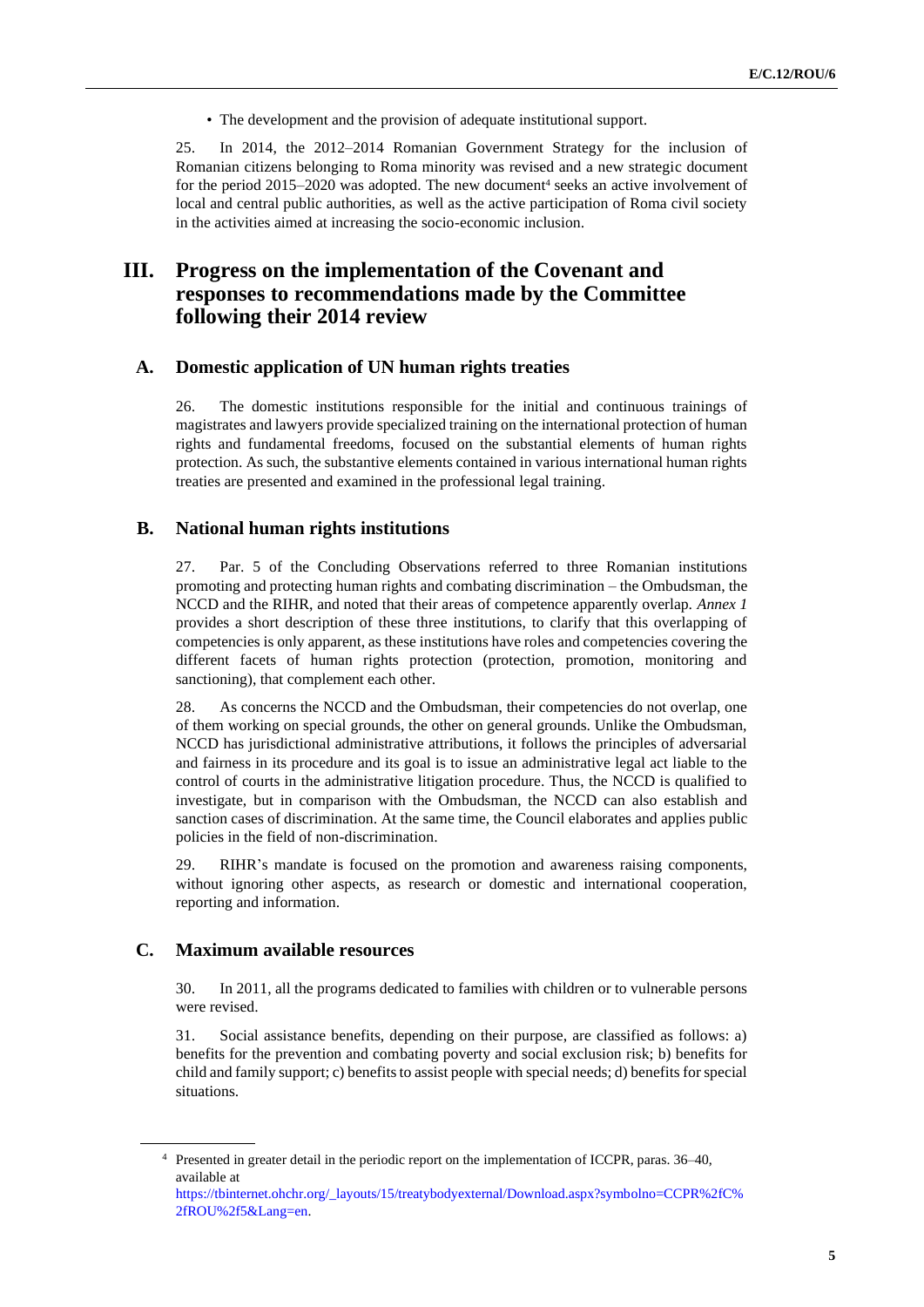- The development and the provision of adequate institutional support.

25. In 2014, the 2012–2014 Romanian Government Strategy for the inclusion of Romanian citizens belonging to Roma minority was revised and a new strategic document for the period 2015–2020 was adopted. The new document[4] seeks an active involvement of local and central public authorities, as well as the active participation of Roma civil society in the activities aimed at increasing the socio-economic inclusion.

# III. Progress on the implementation of the Covenant and responses to recommendations made by the Committee following their 2014 review

## A. Domestic application of UN human rights treaties

26. The domestic institutions responsible for the initial and continuous trainings of magistrates and lawyers provide specialized training on the international protection of human rights and fundamental freedoms, focused on the substantial elements of human rights protection. As such, the substantive elements contained in various international human rights treaties are presented and examined in the professional legal training.

## B. National human rights institutions

27. Par. 5 of the Concluding Observations referred to three Romanian institutions promoting and protecting human rights and combating discrimination – the Ombudsman, the NCCD and the RIHR, and noted that their areas of competence apparently overlap. *Annex 1* provides a short description of these three institutions, to clarify that this overlapping of competencies is only apparent, as these institutions have roles and competencies covering the different facets of human rights protection (protection, promotion, monitoring and sanctioning), that complement each other.

28. As concerns the NCCD and the Ombudsman, their competencies do not overlap, one of them working on special grounds, the other on general grounds. Unlike the Ombudsman, NCCD has jurisdictional administrative attributions, it follows the principles of adversarial and fairness in its procedure and its goal is to issue an administrative legal act liable to the control of courts in the administrative litigation procedure. Thus, the NCCD is qualified to investigate, but in comparison with the Ombudsman, the NCCD can also establish and sanction cases of discrimination. At the same time, the Council elaborates and applies public policies in the field of non-discrimination.

29. RIHR's mandate is focused on the promotion and awareness raising components, without ignoring other aspects, as research or domestic and international cooperation, reporting and information.

## C. Maximum available resources

30. In 2011, all the programs dedicated to families with children or to vulnerable persons were revised.

31. Social assistance benefits, depending on their purpose, are classified as follows: a) benefits for the prevention and combating poverty and social exclusion risk; b) benefits for child and family support; c) benefits to assist people with special needs; d) benefits for special situations.

---

[4] Presented in greater detail in the periodic report on the implementation of ICCPR, paras. 36–40, available at https://tbinternet.ohchr.org/_layouts/15/treatybodyexternal/Download.aspx?symbolno=CCPR%2fC%2fROU%2f5&Lang=en.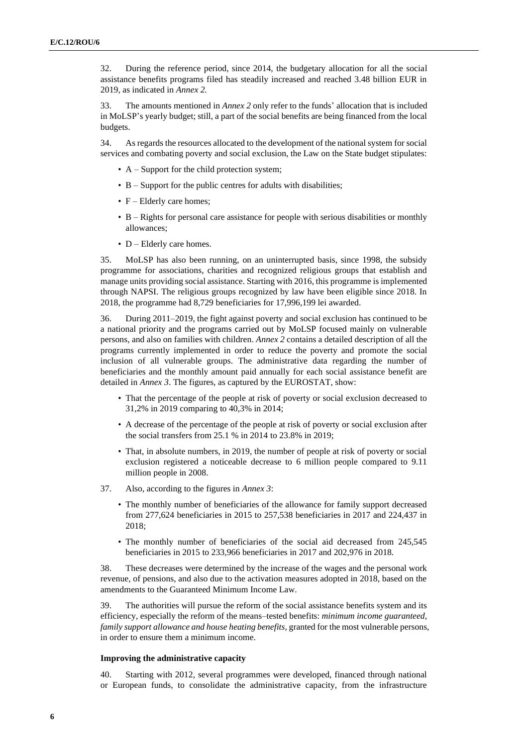32. During the reference period, since 2014, the budgetary allocation for all the social assistance benefits programs filed has steadily increased and reached 3.48 billion EUR in 2019, as indicated in *Annex 2.*

33. The amounts mentioned in *Annex 2* only refer to the funds' allocation that is included in MoLSP's yearly budget; still, a part of the social benefits are being financed from the local budgets.

34. As regards the resources allocated to the development of the national system for social services and combating poverty and social exclusion, the Law on the State budget stipulates:

- A – Support for the child protection system;
- B – Support for the public centres for adults with disabilities;
- F – Elderly care homes;
- B – Rights for personal care assistance for people with serious disabilities or monthly allowances;
- D – Elderly care homes.

35. MoLSP has also been running, on an uninterrupted basis, since 1998, the subsidy programme for associations, charities and recognized religious groups that establish and manage units providing social assistance. Starting with 2016, this programme is implemented through NAPSI. The religious groups recognized by law have been eligible since 2018. In 2018, the programme had 8,729 beneficiaries for 17,996,199 lei awarded.

36. During 2011–2019, the fight against poverty and social exclusion has continued to be a national priority and the programs carried out by MoLSP focused mainly on vulnerable persons, and also on families with children. *Annex 2* contains a detailed description of all the programs currently implemented in order to reduce the poverty and promote the social inclusion of all vulnerable groups. The administrative data regarding the number of beneficiaries and the monthly amount paid annually for each social assistance benefit are detailed in *Annex 3*. The figures, as captured by the EUROSTAT, show:

- That the percentage of the people at risk of poverty or social exclusion decreased to 31,2% in 2019 comparing to 40,3% in 2014;
- A decrease of the percentage of the people at risk of poverty or social exclusion after the social transfers from 25.1 % in 2014 to 23.8% in 2019;
- That, in absolute numbers, in 2019, the number of people at risk of poverty or social exclusion registered a noticeable decrease to 6 million people compared to 9.11 million people in 2008.

37. Also, according to the figures in *Annex 3*:

- The monthly number of beneficiaries of the allowance for family support decreased from 277,624 beneficiaries in 2015 to 257,538 beneficiaries in 2017 and 224,437 in 2018;
- The monthly number of beneficiaries of the social aid decreased from 245,545 beneficiaries in 2015 to 233,966 beneficiaries in 2017 and 202,976 in 2018.

38. These decreases were determined by the increase of the wages and the personal work revenue, of pensions, and also due to the activation measures adopted in 2018, based on the amendments to the Guaranteed Minimum Income Law.

39. The authorities will pursue the reform of the social assistance benefits system and its efficiency, especially the reform of the means–tested benefits: *minimum income guaranteed, family support allowance and house heating benefits,* granted for the most vulnerable persons, in order to ensure them a minimum income.

**Improving the administrative capacity**

40. Starting with 2012, several programmes were developed, financed through national or European funds, to consolidate the administrative capacity, from the infrastructure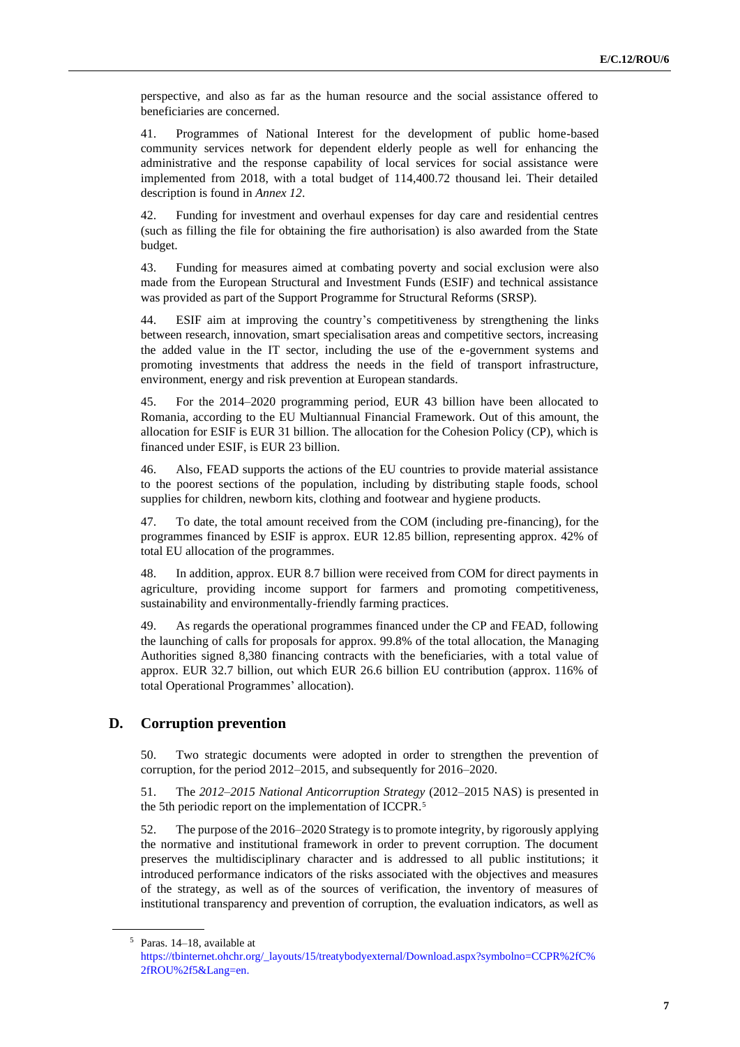perspective, and also as far as the human resource and the social assistance offered to beneficiaries are concerned.

41. Programmes of National Interest for the development of public home-based community services network for dependent elderly people as well for enhancing the administrative and the response capability of local services for social assistance were implemented from 2018, with a total budget of 114,400.72 thousand lei. Their detailed description is found in *Annex 12*.

42. Funding for investment and overhaul expenses for day care and residential centres (such as filling the file for obtaining the fire authorisation) is also awarded from the State budget.

43. Funding for measures aimed at combating poverty and social exclusion were also made from the European Structural and Investment Funds (ESIF) and technical assistance was provided as part of the Support Programme for Structural Reforms (SRSP).

44. ESIF aim at improving the country's competitiveness by strengthening the links between research, innovation, smart specialisation areas and competitive sectors, increasing the added value in the IT sector, including the use of the e-government systems and promoting investments that address the needs in the field of transport infrastructure, environment, energy and risk prevention at European standards.

45. For the 2014–2020 programming period, EUR 43 billion have been allocated to Romania, according to the EU Multiannual Financial Framework. Out of this amount, the allocation for ESIF is EUR 31 billion. The allocation for the Cohesion Policy (CP), which is financed under ESIF, is EUR 23 billion.

46. Also, FEAD supports the actions of the EU countries to provide material assistance to the poorest sections of the population, including by distributing staple foods, school supplies for children, newborn kits, clothing and footwear and hygiene products.

47. To date, the total amount received from the COM (including pre-financing), for the programmes financed by ESIF is approx. EUR 12.85 billion, representing approx. 42% of total EU allocation of the programmes.

48. In addition, approx. EUR 8.7 billion were received from COM for direct payments in agriculture, providing income support for farmers and promoting competitiveness, sustainability and environmentally-friendly farming practices.

49. As regards the operational programmes financed under the CP and FEAD, following the launching of calls for proposals for approx. 99.8% of the total allocation, the Managing Authorities signed 8,380 financing contracts with the beneficiaries, with a total value of approx. EUR 32.7 billion, out which EUR 26.6 billion EU contribution (approx. 116% of total Operational Programmes' allocation).

## D. Corruption prevention

50. Two strategic documents were adopted in order to strengthen the prevention of corruption, for the period 2012–2015, and subsequently for 2016–2020.

51. The *2012–2015 National Anticorruption Strategy* (2012–2015 NAS) is presented in the 5th periodic report on the implementation of ICCPR.[5]

52. The purpose of the 2016–2020 Strategy is to promote integrity, by rigorously applying the normative and institutional framework in order to prevent corruption. The document preserves the multidisciplinary character and is addressed to all public institutions; it introduced performance indicators of the risks associated with the objectives and measures of the strategy, as well as of the sources of verification, the inventory of measures of institutional transparency and prevention of corruption, the evaluation indicators, as well as

---

[5] Paras. 14–18, available at https://tbinternet.ohchr.org/_layouts/15/treatybodyexternal/Download.aspx?symbolno=CCPR%2fC%2fROU%2f5&Lang=en.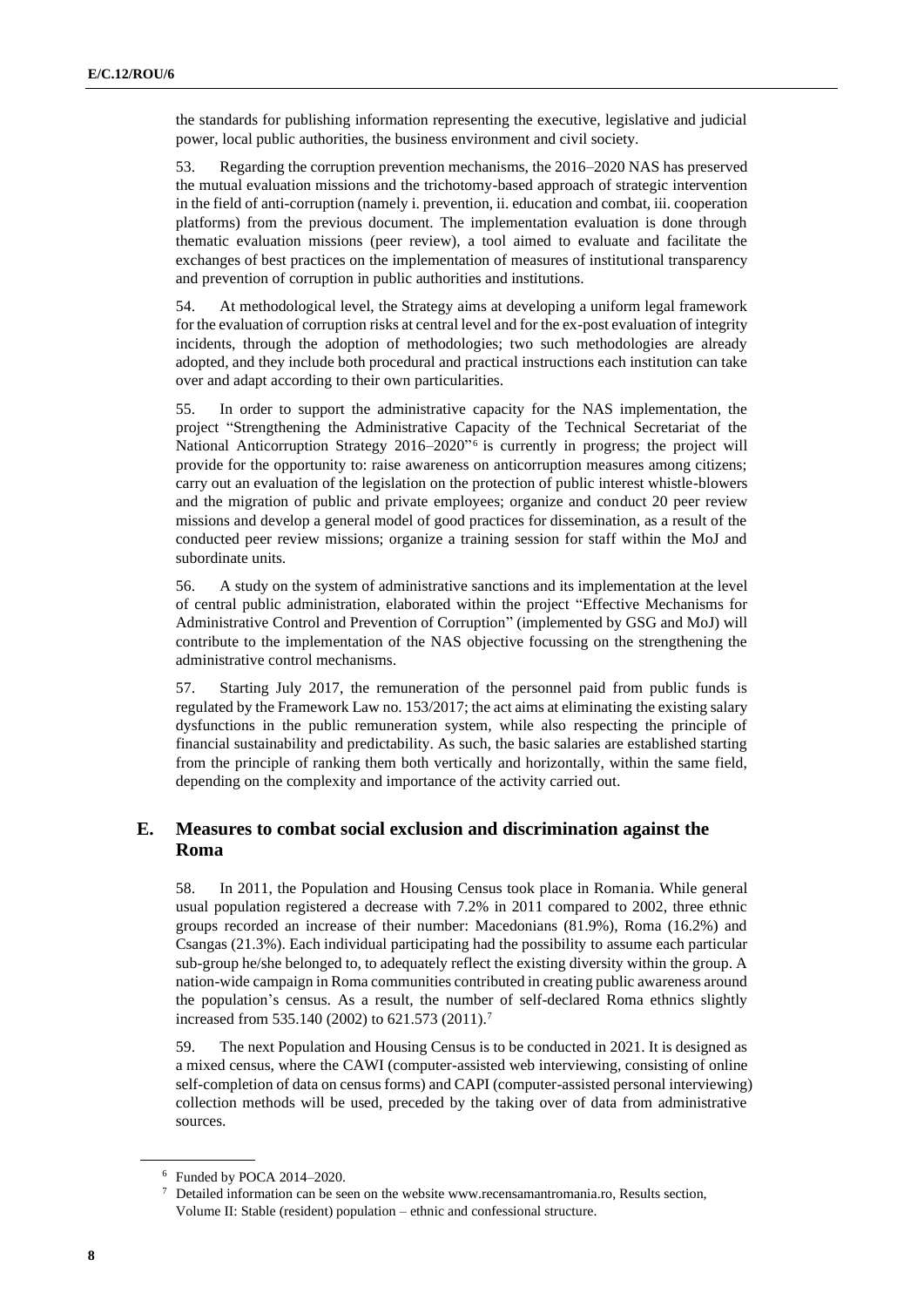the standards for publishing information representing the executive, legislative and judicial power, local public authorities, the business environment and civil society.

53. Regarding the corruption prevention mechanisms, the 2016–2020 NAS has preserved the mutual evaluation missions and the trichotomy-based approach of strategic intervention in the field of anti-corruption (namely i. prevention, ii. education and combat, iii. cooperation platforms) from the previous document. The implementation evaluation is done through thematic evaluation missions (peer review), a tool aimed to evaluate and facilitate the exchanges of best practices on the implementation of measures of institutional transparency and prevention of corruption in public authorities and institutions.

54. At methodological level, the Strategy aims at developing a uniform legal framework for the evaluation of corruption risks at central level and for the ex-post evaluation of integrity incidents, through the adoption of methodologies; two such methodologies are already adopted, and they include both procedural and practical instructions each institution can take over and adapt according to their own particularities.

55. In order to support the administrative capacity for the NAS implementation, the project "Strengthening the Administrative Capacity of the Technical Secretariat of the National Anticorruption Strategy 2016–2020"[6] is currently in progress; the project will provide for the opportunity to: raise awareness on anticorruption measures among citizens; carry out an evaluation of the legislation on the protection of public interest whistle-blowers and the migration of public and private employees; organize and conduct 20 peer review missions and develop a general model of good practices for dissemination, as a result of the conducted peer review missions; organize a training session for staff within the MoJ and subordinate units.

56. A study on the system of administrative sanctions and its implementation at the level of central public administration, elaborated within the project "Effective Mechanisms for Administrative Control and Prevention of Corruption" (implemented by GSG and MoJ) will contribute to the implementation of the NAS objective focussing on the strengthening the administrative control mechanisms.

57. Starting July 2017, the remuneration of the personnel paid from public funds is regulated by the Framework Law no. 153/2017; the act aims at eliminating the existing salary dysfunctions in the public remuneration system, while also respecting the principle of financial sustainability and predictability. As such, the basic salaries are established starting from the principle of ranking them both vertically and horizontally, within the same field, depending on the complexity and importance of the activity carried out.

## E. Measures to combat social exclusion and discrimination against the Roma

58. In 2011, the Population and Housing Census took place in Romania. While general usual population registered a decrease with 7.2% in 2011 compared to 2002, three ethnic groups recorded an increase of their number: Macedonians (81.9%), Roma (16.2%) and Csangas (21.3%). Each individual participating had the possibility to assume each particular sub-group he/she belonged to, to adequately reflect the existing diversity within the group. A nation-wide campaign in Roma communities contributed in creating public awareness around the population's census. As a result, the number of self-declared Roma ethnics slightly increased from 535.140 (2002) to 621.573 (2011).[7]

59. The next Population and Housing Census is to be conducted in 2021. It is designed as a mixed census, where the CAWI (computer-assisted web interviewing, consisting of online self-completion of data on census forms) and CAPI (computer-assisted personal interviewing) collection methods will be used, preceded by the taking over of data from administrative sources.

[6] Funded by POCA 2014–2020.

[7] Detailed information can be seen on the website www.recensamantromania.ro, Results section, Volume II: Stable (resident) population – ethnic and confessional structure.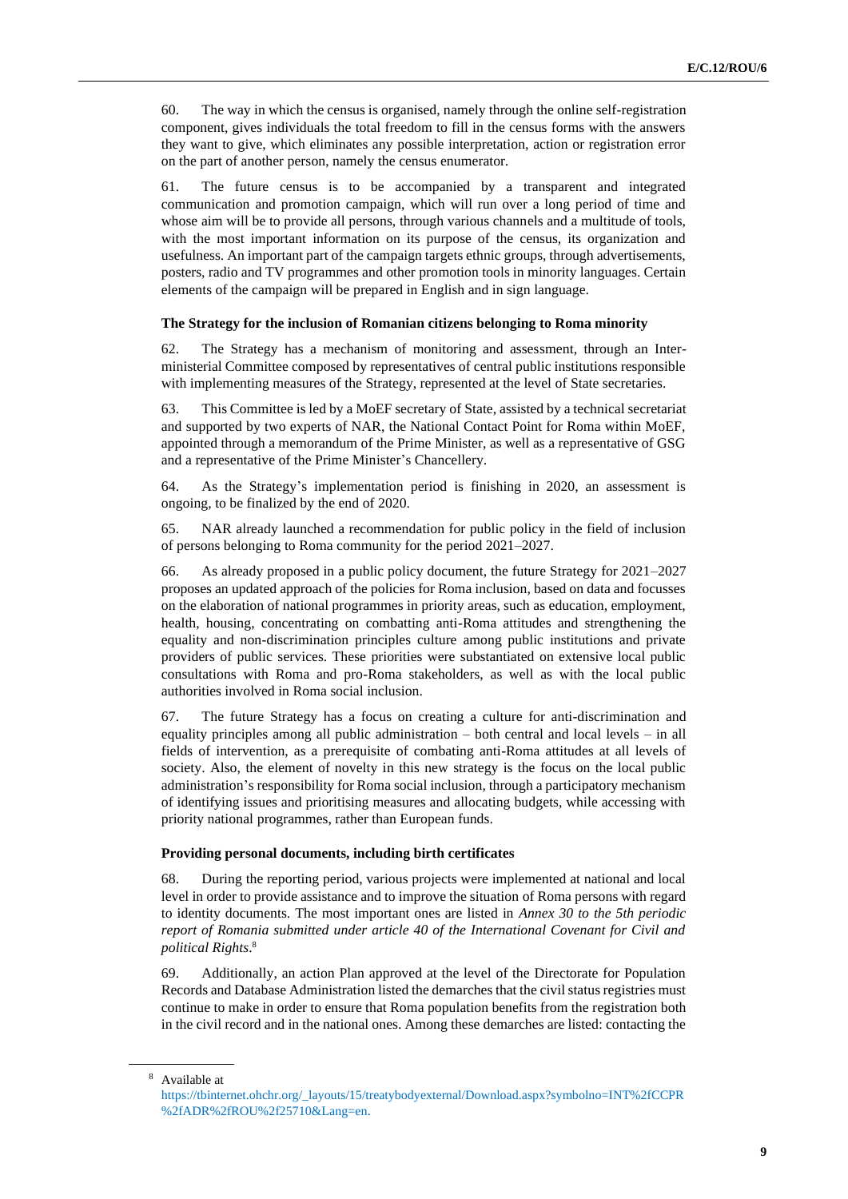60. The way in which the census is organised, namely through the online self-registration component, gives individuals the total freedom to fill in the census forms with the answers they want to give, which eliminates any possible interpretation, action or registration error on the part of another person, namely the census enumerator.

61. The future census is to be accompanied by a transparent and integrated communication and promotion campaign, which will run over a long period of time and whose aim will be to provide all persons, through various channels and a multitude of tools, with the most important information on its purpose of the census, its organization and usefulness. An important part of the campaign targets ethnic groups, through advertisements, posters, radio and TV programmes and other promotion tools in minority languages. Certain elements of the campaign will be prepared in English and in sign language.

#### The Strategy for the inclusion of Romanian citizens belonging to Roma minority

62. The Strategy has a mechanism of monitoring and assessment, through an Inter-ministerial Committee composed by representatives of central public institutions responsible with implementing measures of the Strategy, represented at the level of State secretaries.

63. This Committee is led by a MoEF secretary of State, assisted by a technical secretariat and supported by two experts of NAR, the National Contact Point for Roma within MoEF, appointed through a memorandum of the Prime Minister, as well as a representative of GSG and a representative of the Prime Minister's Chancellery.

64. As the Strategy's implementation period is finishing in 2020, an assessment is ongoing, to be finalized by the end of 2020.

65. NAR already launched a recommendation for public policy in the field of inclusion of persons belonging to Roma community for the period 2021–2027.

66. As already proposed in a public policy document, the future Strategy for 2021–2027 proposes an updated approach of the policies for Roma inclusion, based on data and focusses on the elaboration of national programmes in priority areas, such as education, employment, health, housing, concentrating on combatting anti-Roma attitudes and strengthening the equality and non-discrimination principles culture among public institutions and private providers of public services. These priorities were substantiated on extensive local public consultations with Roma and pro-Roma stakeholders, as well as with the local public authorities involved in Roma social inclusion.

67. The future Strategy has a focus on creating a culture for anti-discrimination and equality principles among all public administration – both central and local levels – in all fields of intervention, as a prerequisite of combating anti-Roma attitudes at all levels of society. Also, the element of novelty in this new strategy is the focus on the local public administration's responsibility for Roma social inclusion, through a participatory mechanism of identifying issues and prioritising measures and allocating budgets, while accessing with priority national programmes, rather than European funds.

#### Providing personal documents, including birth certificates

68. During the reporting period, various projects were implemented at national and local level in order to provide assistance and to improve the situation of Roma persons with regard to identity documents. The most important ones are listed in *Annex 30 to the 5th periodic report of Romania submitted under article 40 of the International Covenant for Civil and political Rights*.[8]

69. Additionally, an action Plan approved at the level of the Directorate for Population Records and Database Administration listed the demarches that the civil status registries must continue to make in order to ensure that Roma population benefits from the registration both in the civil record and in the national ones. Among these demarches are listed: contacting the

[8] Available at https://tbinternet.ohchr.org/_layouts/15/treatybodyexternal/Download.aspx?symbolno=INT%2fCCPR%2fADR%2fROU%2f25710&Lang=en.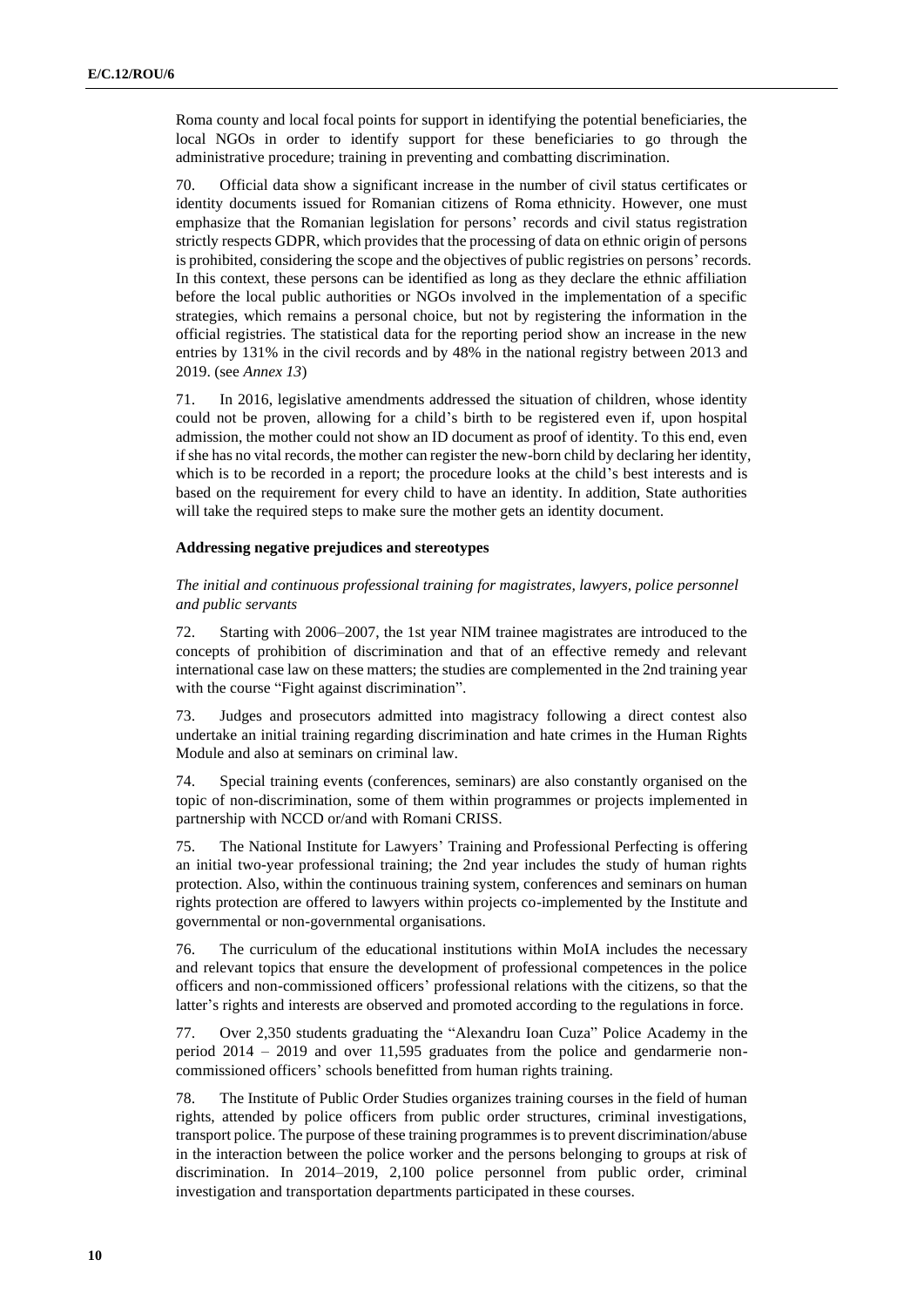Roma county and local focal points for support in identifying the potential beneficiaries, the local NGOs in order to identify support for these beneficiaries to go through the administrative procedure; training in preventing and combatting discrimination.

70. Official data show a significant increase in the number of civil status certificates or identity documents issued for Romanian citizens of Roma ethnicity. However, one must emphasize that the Romanian legislation for persons' records and civil status registration strictly respects GDPR, which provides that the processing of data on ethnic origin of persons is prohibited, considering the scope and the objectives of public registries on persons' records. In this context, these persons can be identified as long as they declare the ethnic affiliation before the local public authorities or NGOs involved in the implementation of a specific strategies, which remains a personal choice, but not by registering the information in the official registries. The statistical data for the reporting period show an increase in the new entries by 131% in the civil records and by 48% in the national registry between 2013 and 2019. (see *Annex 13*)

71. In 2016, legislative amendments addressed the situation of children, whose identity could not be proven, allowing for a child's birth to be registered even if, upon hospital admission, the mother could not show an ID document as proof of identity. To this end, even if she has no vital records, the mother can register the new-born child by declaring her identity, which is to be recorded in a report; the procedure looks at the child's best interests and is based on the requirement for every child to have an identity. In addition, State authorities will take the required steps to make sure the mother gets an identity document.

**Addressing negative prejudices and stereotypes**

*The initial and continuous professional training for magistrates, lawyers, police personnel and public servants*

72. Starting with 2006–2007, the 1st year NIM trainee magistrates are introduced to the concepts of prohibition of discrimination and that of an effective remedy and relevant international case law on these matters; the studies are complemented in the 2nd training year with the course "Fight against discrimination".

73. Judges and prosecutors admitted into magistracy following a direct contest also undertake an initial training regarding discrimination and hate crimes in the Human Rights Module and also at seminars on criminal law.

74. Special training events (conferences, seminars) are also constantly organised on the topic of non-discrimination, some of them within programmes or projects implemented in partnership with NCCD or/and with Romani CRISS.

75. The National Institute for Lawyers' Training and Professional Perfecting is offering an initial two-year professional training; the 2nd year includes the study of human rights protection. Also, within the continuous training system, conferences and seminars on human rights protection are offered to lawyers within projects co-implemented by the Institute and governmental or non-governmental organisations.

76. The curriculum of the educational institutions within MoIA includes the necessary and relevant topics that ensure the development of professional competences in the police officers and non-commissioned officers' professional relations with the citizens, so that the latter's rights and interests are observed and promoted according to the regulations in force.

77. Over 2,350 students graduating the "Alexandru Ioan Cuza" Police Academy in the period 2014 – 2019 and over 11,595 graduates from the police and gendarmerie non-commissioned officers' schools benefitted from human rights training.

78. The Institute of Public Order Studies organizes training courses in the field of human rights, attended by police officers from public order structures, criminal investigations, transport police. The purpose of these training programmes is to prevent discrimination/abuse in the interaction between the police worker and the persons belonging to groups at risk of discrimination. In 2014–2019, 2,100 police personnel from public order, criminal investigation and transportation departments participated in these courses.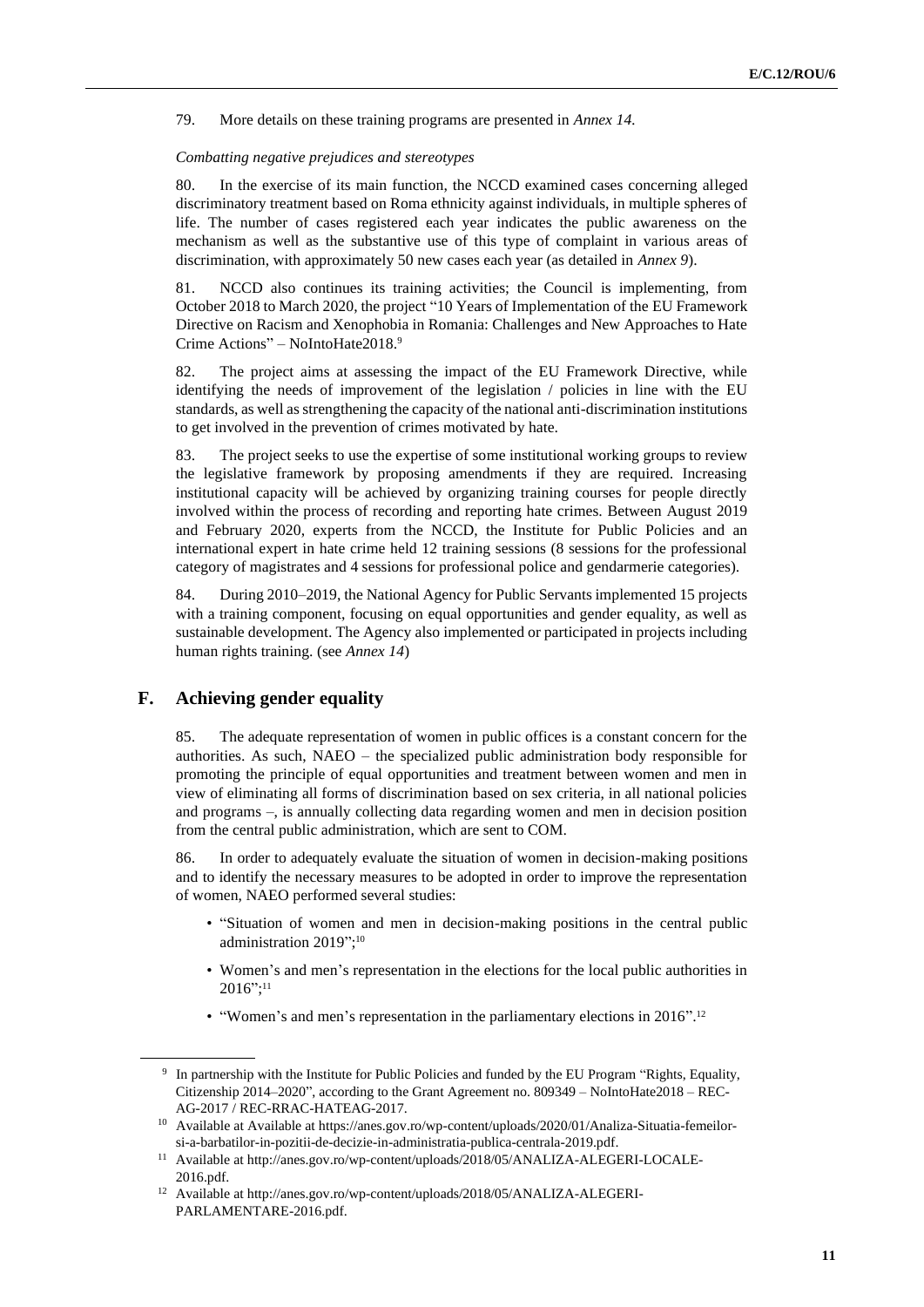79. More details on these training programs are presented in *Annex 14.*

*Combatting negative prejudices and stereotypes*

80. In the exercise of its main function, the NCCD examined cases concerning alleged discriminatory treatment based on Roma ethnicity against individuals, in multiple spheres of life. The number of cases registered each year indicates the public awareness on the mechanism as well as the substantive use of this type of complaint in various areas of discrimination, with approximately 50 new cases each year (as detailed in *Annex 9*).

81. NCCD also continues its training activities; the Council is implementing, from October 2018 to March 2020, the project "10 Years of Implementation of the EU Framework Directive on Racism and Xenophobia in Romania: Challenges and New Approaches to Hate Crime Actions" – NoIntoHate2018.[9]

82. The project aims at assessing the impact of the EU Framework Directive, while identifying the needs of improvement of the legislation / policies in line with the EU standards, as well as strengthening the capacity of the national anti-discrimination institutions to get involved in the prevention of crimes motivated by hate.

83. The project seeks to use the expertise of some institutional working groups to review the legislative framework by proposing amendments if they are required. Increasing institutional capacity will be achieved by organizing training courses for people directly involved within the process of recording and reporting hate crimes. Between August 2019 and February 2020, experts from the NCCD, the Institute for Public Policies and an international expert in hate crime held 12 training sessions (8 sessions for the professional category of magistrates and 4 sessions for professional police and gendarmerie categories).

84. During 2010–2019, the National Agency for Public Servants implemented 15 projects with a training component, focusing on equal opportunities and gender equality, as well as sustainable development. The Agency also implemented or participated in projects including human rights training. (see *Annex 14*)

## F. Achieving gender equality

85. The adequate representation of women in public offices is a constant concern for the authorities. As such, NAEO – the specialized public administration body responsible for promoting the principle of equal opportunities and treatment between women and men in view of eliminating all forms of discrimination based on sex criteria, in all national policies and programs –, is annually collecting data regarding women and men in decision position from the central public administration, which are sent to COM.

86. In order to adequately evaluate the situation of women in decision-making positions and to identify the necessary measures to be adopted in order to improve the representation of women, NAEO performed several studies:

- "Situation of women and men in decision-making positions in the central public administration 2019";[10]
- Women's and men's representation in the elections for the local public authorities in 2016";[11]
- "Women's and men's representation in the parliamentary elections in 2016".[12]

---

[9] In partnership with the Institute for Public Policies and funded by the EU Program "Rights, Equality, Citizenship 2014–2020", according to the Grant Agreement no. 809349 – NoIntoHate2018 – REC-AG-2017 / REC-RRAC-HATEAG-2017.

[10] Available at Available at https://anes.gov.ro/wp-content/uploads/2020/01/Analiza-Situatia-femeilor-si-a-barbatilor-in-pozitii-de-decizie-in-administratia-publica-centrala-2019.pdf.

[11] Available at http://anes.gov.ro/wp-content/uploads/2018/05/ANALIZA-ALEGERI-LOCALE-2016.pdf.

[12] Available at http://anes.gov.ro/wp-content/uploads/2018/05/ANALIZA-ALEGERI-PARLAMENTARE-2016.pdf.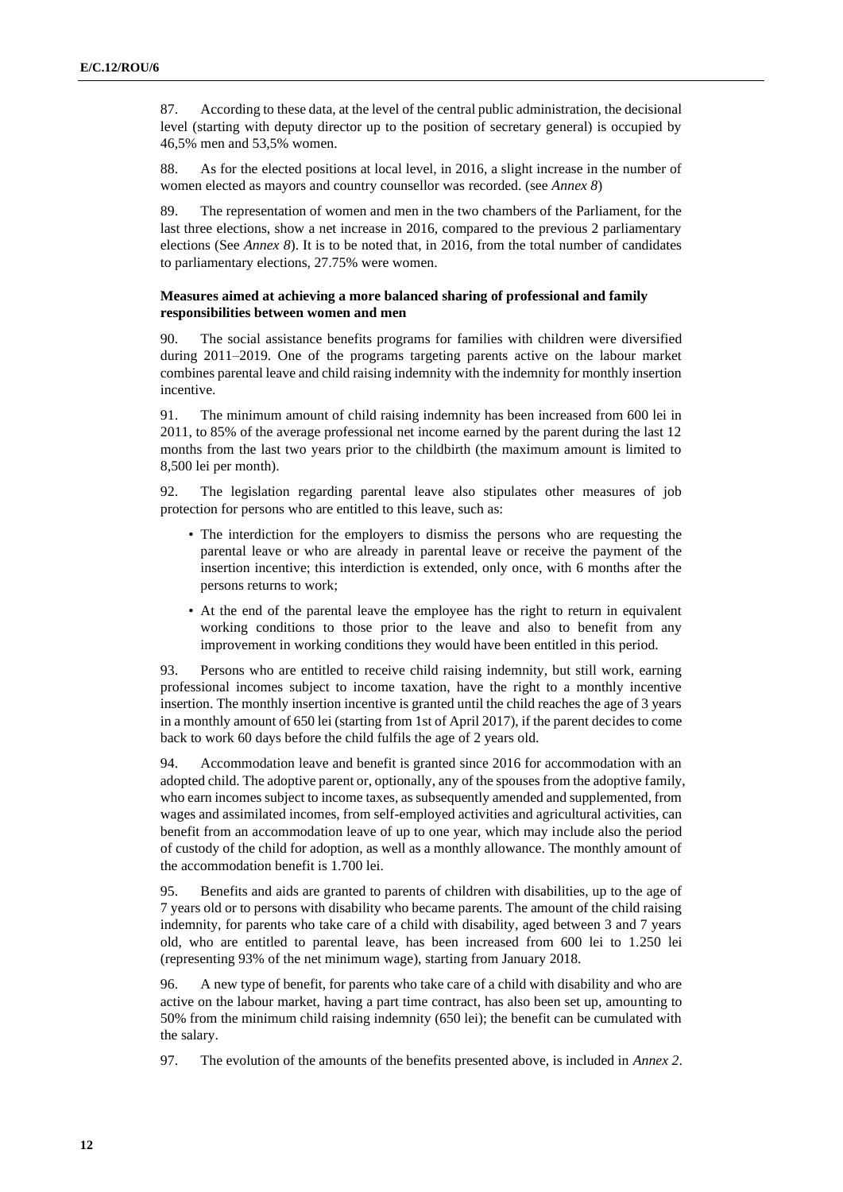87. According to these data, at the level of the central public administration, the decisional level (starting with deputy director up to the position of secretary general) is occupied by 46,5% men and 53,5% women.

88. As for the elected positions at local level, in 2016, a slight increase in the number of women elected as mayors and country counsellor was recorded. (see *Annex 8*)

89. The representation of women and men in the two chambers of the Parliament, for the last three elections, show a net increase in 2016, compared to the previous 2 parliamentary elections (See *Annex 8*). It is to be noted that, in 2016, from the total number of candidates to parliamentary elections, 27.75% were women.

**Measures aimed at achieving a more balanced sharing of professional and family responsibilities between women and men**

90. The social assistance benefits programs for families with children were diversified during 2011–2019. One of the programs targeting parents active on the labour market combines parental leave and child raising indemnity with the indemnity for monthly insertion incentive.

91. The minimum amount of child raising indemnity has been increased from 600 lei in 2011, to 85% of the average professional net income earned by the parent during the last 12 months from the last two years prior to the childbirth (the maximum amount is limited to 8,500 lei per month).

92. The legislation regarding parental leave also stipulates other measures of job protection for persons who are entitled to this leave, such as:

- The interdiction for the employers to dismiss the persons who are requesting the parental leave or who are already in parental leave or receive the payment of the insertion incentive; this interdiction is extended, only once, with 6 months after the persons returns to work;
- At the end of the parental leave the employee has the right to return in equivalent working conditions to those prior to the leave and also to benefit from any improvement in working conditions they would have been entitled in this period.

93. Persons who are entitled to receive child raising indemnity, but still work, earning professional incomes subject to income taxation, have the right to a monthly incentive insertion. The monthly insertion incentive is granted until the child reaches the age of 3 years in a monthly amount of 650 lei (starting from 1st of April 2017), if the parent decides to come back to work 60 days before the child fulfils the age of 2 years old.

94. Accommodation leave and benefit is granted since 2016 for accommodation with an adopted child. The adoptive parent or, optionally, any of the spouses from the adoptive family, who earn incomes subject to income taxes, as subsequently amended and supplemented, from wages and assimilated incomes, from self-employed activities and agricultural activities, can benefit from an accommodation leave of up to one year, which may include also the period of custody of the child for adoption, as well as a monthly allowance. The monthly amount of the accommodation benefit is 1.700 lei.

95. Benefits and aids are granted to parents of children with disabilities, up to the age of 7 years old or to persons with disability who became parents. The amount of the child raising indemnity, for parents who take care of a child with disability, aged between 3 and 7 years old, who are entitled to parental leave, has been increased from 600 lei to 1.250 lei (representing 93% of the net minimum wage), starting from January 2018.

96. A new type of benefit, for parents who take care of a child with disability and who are active on the labour market, having a part time contract, has also been set up, amounting to 50% from the minimum child raising indemnity (650 lei); the benefit can be cumulated with the salary.

97. The evolution of the amounts of the benefits presented above, is included in *Annex 2*.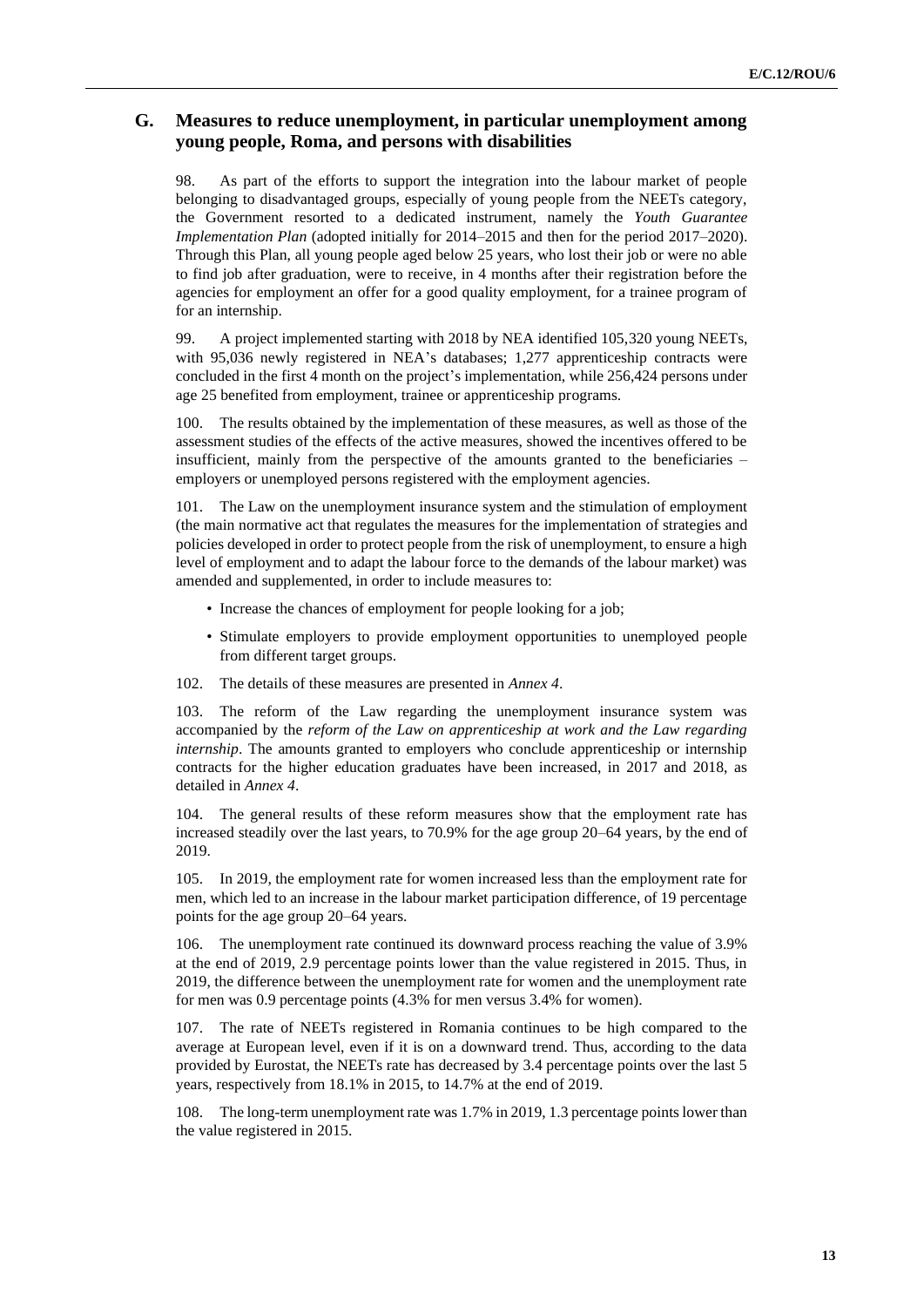## G. Measures to reduce unemployment, in particular unemployment among young people, Roma, and persons with disabilities

98. As part of the efforts to support the integration into the labour market of people belonging to disadvantaged groups, especially of young people from the NEETs category, the Government resorted to a dedicated instrument, namely the *Youth Guarantee Implementation Plan* (adopted initially for 2014–2015 and then for the period 2017–2020). Through this Plan, all young people aged below 25 years, who lost their job or were no able to find job after graduation, were to receive, in 4 months after their registration before the agencies for employment an offer for a good quality employment, for a trainee program of for an internship.

99. A project implemented starting with 2018 by NEA identified 105,320 young NEETs, with 95,036 newly registered in NEA's databases; 1,277 apprenticeship contracts were concluded in the first 4 month on the project's implementation, while 256,424 persons under age 25 benefited from employment, trainee or apprenticeship programs.

100. The results obtained by the implementation of these measures, as well as those of the assessment studies of the effects of the active measures, showed the incentives offered to be insufficient, mainly from the perspective of the amounts granted to the beneficiaries – employers or unemployed persons registered with the employment agencies.

101. The Law on the unemployment insurance system and the stimulation of employment (the main normative act that regulates the measures for the implementation of strategies and policies developed in order to protect people from the risk of unemployment, to ensure a high level of employment and to adapt the labour force to the demands of the labour market) was amended and supplemented, in order to include measures to:

- Increase the chances of employment for people looking for a job;
- Stimulate employers to provide employment opportunities to unemployed people from different target groups.

102. The details of these measures are presented in *Annex 4*.

103. The reform of the Law regarding the unemployment insurance system was accompanied by the *reform of the Law on apprenticeship at work and the Law regarding internship*. The amounts granted to employers who conclude apprenticeship or internship contracts for the higher education graduates have been increased, in 2017 and 2018, as detailed in *Annex 4*.

104. The general results of these reform measures show that the employment rate has increased steadily over the last years, to 70.9% for the age group 20–64 years, by the end of 2019.

105. In 2019, the employment rate for women increased less than the employment rate for men, which led to an increase in the labour market participation difference, of 19 percentage points for the age group 20–64 years.

106. The unemployment rate continued its downward process reaching the value of 3.9% at the end of 2019, 2.9 percentage points lower than the value registered in 2015. Thus, in 2019, the difference between the unemployment rate for women and the unemployment rate for men was 0.9 percentage points (4.3% for men versus 3.4% for women).

107. The rate of NEETs registered in Romania continues to be high compared to the average at European level, even if it is on a downward trend. Thus, according to the data provided by Eurostat, the NEETs rate has decreased by 3.4 percentage points over the last 5 years, respectively from 18.1% in 2015, to 14.7% at the end of 2019.

108. The long-term unemployment rate was 1.7% in 2019, 1.3 percentage points lower than the value registered in 2015.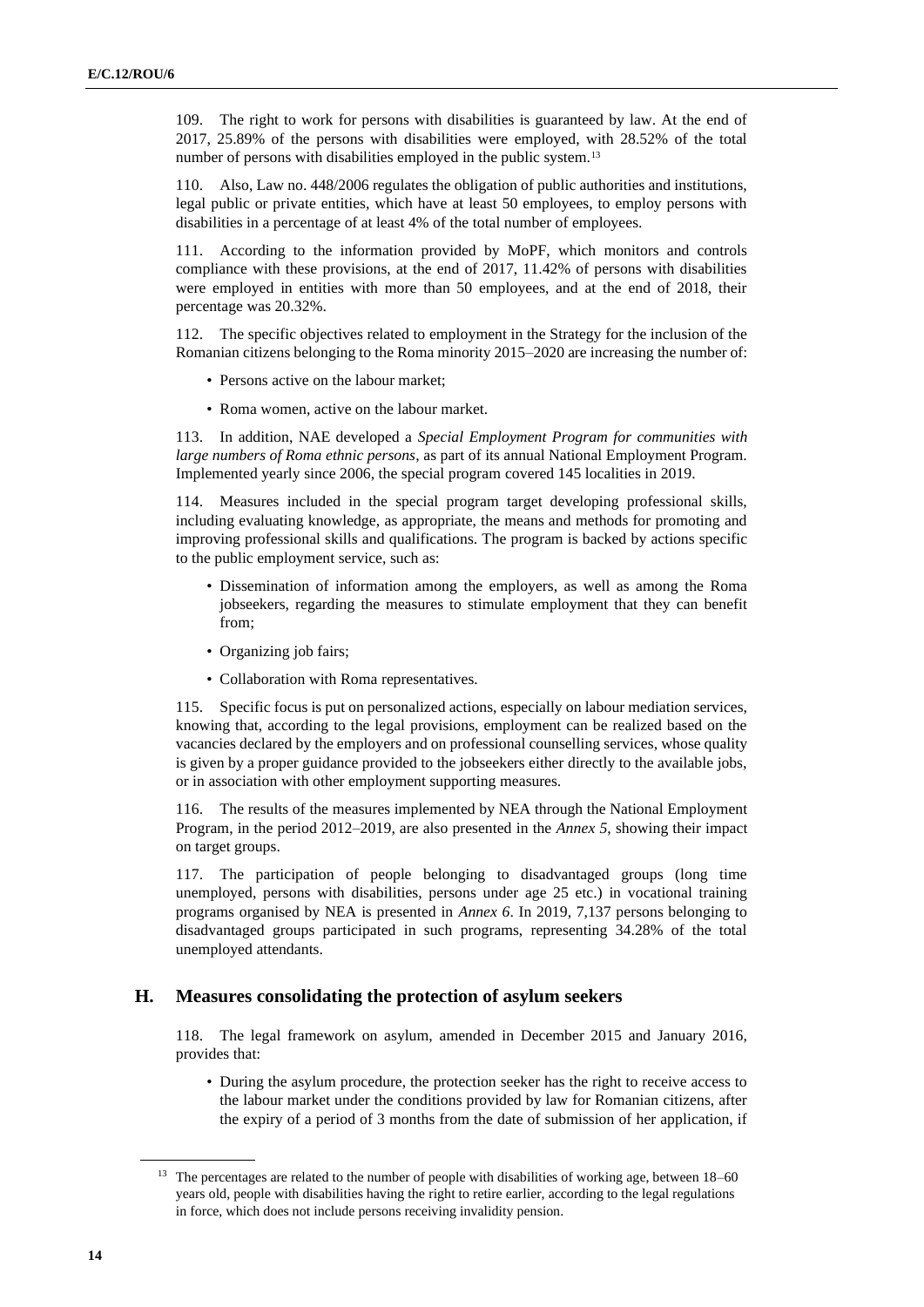109. The right to work for persons with disabilities is guaranteed by law. At the end of 2017, 25.89% of the persons with disabilities were employed, with 28.52% of the total number of persons with disabilities employed in the public system.[13]

110. Also, Law no. 448/2006 regulates the obligation of public authorities and institutions, legal public or private entities, which have at least 50 employees, to employ persons with disabilities in a percentage of at least 4% of the total number of employees.

111. According to the information provided by MoPF, which monitors and controls compliance with these provisions, at the end of 2017, 11.42% of persons with disabilities were employed in entities with more than 50 employees, and at the end of 2018, their percentage was 20.32%.

112. The specific objectives related to employment in the Strategy for the inclusion of the Romanian citizens belonging to the Roma minority 2015–2020 are increasing the number of:

- Persons active on the labour market;
- Roma women, active on the labour market.

113. In addition, NAE developed a *Special Employment Program for communities with large numbers of Roma ethnic persons*, as part of its annual National Employment Program. Implemented yearly since 2006, the special program covered 145 localities in 2019.

114. Measures included in the special program target developing professional skills, including evaluating knowledge, as appropriate, the means and methods for promoting and improving professional skills and qualifications. The program is backed by actions specific to the public employment service, such as:

- Dissemination of information among the employers, as well as among the Roma jobseekers, regarding the measures to stimulate employment that they can benefit from;
- Organizing job fairs;
- Collaboration with Roma representatives.

115. Specific focus is put on personalized actions, especially on labour mediation services, knowing that, according to the legal provisions, employment can be realized based on the vacancies declared by the employers and on professional counselling services, whose quality is given by a proper guidance provided to the jobseekers either directly to the available jobs, or in association with other employment supporting measures.

116. The results of the measures implemented by NEA through the National Employment Program, in the period 2012–2019, are also presented in the *Annex 5*, showing their impact on target groups.

117. The participation of people belonging to disadvantaged groups (long time unemployed, persons with disabilities, persons under age 25 etc.) in vocational training programs organised by NEA is presented in *Annex 6*. In 2019, 7,137 persons belonging to disadvantaged groups participated in such programs, representing 34.28% of the total unemployed attendants.

## H. Measures consolidating the protection of asylum seekers

118. The legal framework on asylum, amended in December 2015 and January 2016, provides that:

- During the asylum procedure, the protection seeker has the right to receive access to the labour market under the conditions provided by law for Romanian citizens, after the expiry of a period of 3 months from the date of submission of her application, if

---

[13] The percentages are related to the number of people with disabilities of working age, between 18–60 years old, people with disabilities having the right to retire earlier, according to the legal regulations in force, which does not include persons receiving invalidity pension.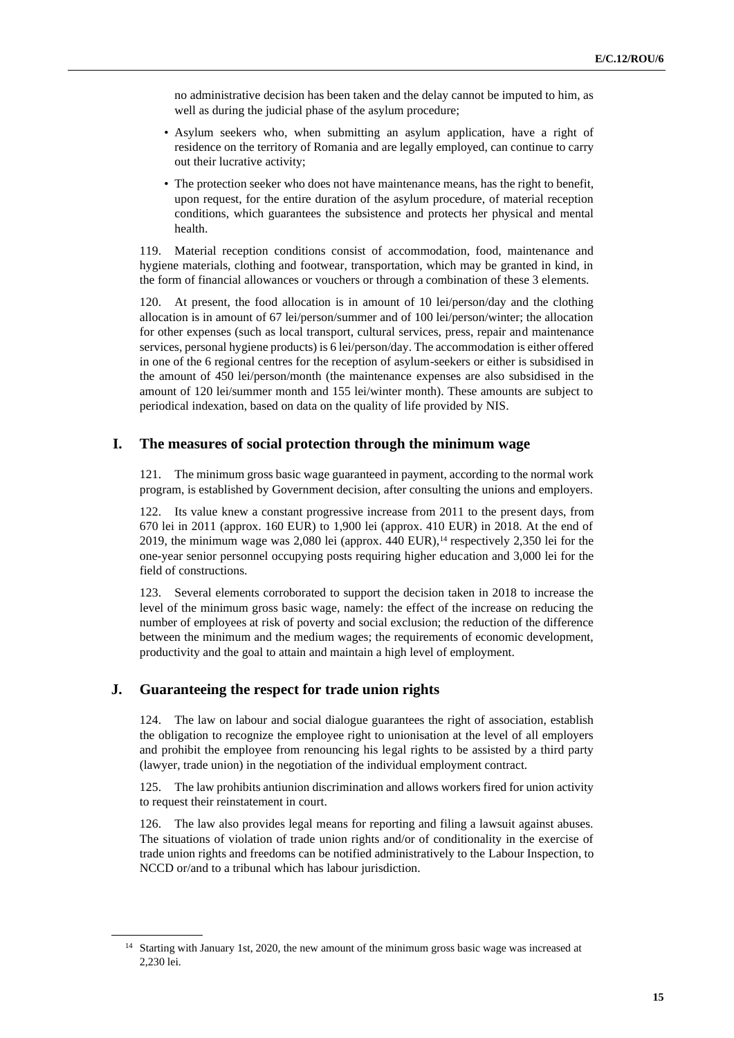no administrative decision has been taken and the delay cannot be imputed to him, as well as during the judicial phase of the asylum procedure;

- Asylum seekers who, when submitting an asylum application, have a right of residence on the territory of Romania and are legally employed, can continue to carry out their lucrative activity;
- The protection seeker who does not have maintenance means, has the right to benefit, upon request, for the entire duration of the asylum procedure, of material reception conditions, which guarantees the subsistence and protects her physical and mental health.

119. Material reception conditions consist of accommodation, food, maintenance and hygiene materials, clothing and footwear, transportation, which may be granted in kind, in the form of financial allowances or vouchers or through a combination of these 3 elements.

120. At present, the food allocation is in amount of 10 lei/person/day and the clothing allocation is in amount of 67 lei/person/summer and of 100 lei/person/winter; the allocation for other expenses (such as local transport, cultural services, press, repair and maintenance services, personal hygiene products) is 6 lei/person/day. The accommodation is either offered in one of the 6 regional centres for the reception of asylum-seekers or either is subsidised in the amount of 450 lei/person/month (the maintenance expenses are also subsidised in the amount of 120 lei/summer month and 155 lei/winter month). These amounts are subject to periodical indexation, based on data on the quality of life provided by NIS.

## I. The measures of social protection through the minimum wage

121. The minimum gross basic wage guaranteed in payment, according to the normal work program, is established by Government decision, after consulting the unions and employers.

122. Its value knew a constant progressive increase from 2011 to the present days, from 670 lei in 2011 (approx. 160 EUR) to 1,900 lei (approx. 410 EUR) in 2018. At the end of 2019, the minimum wage was 2,080 lei (approx. 440 EUR),[14] respectively 2,350 lei for the one-year senior personnel occupying posts requiring higher education and 3,000 lei for the field of constructions.

123. Several elements corroborated to support the decision taken in 2018 to increase the level of the minimum gross basic wage, namely: the effect of the increase on reducing the number of employees at risk of poverty and social exclusion; the reduction of the difference between the minimum and the medium wages; the requirements of economic development, productivity and the goal to attain and maintain a high level of employment.

## J. Guaranteeing the respect for trade union rights

124. The law on labour and social dialogue guarantees the right of association, establish the obligation to recognize the employee right to unionisation at the level of all employers and prohibit the employee from renouncing his legal rights to be assisted by a third party (lawyer, trade union) in the negotiation of the individual employment contract.

125. The law prohibits antiunion discrimination and allows workers fired for union activity to request their reinstatement in court.

126. The law also provides legal means for reporting and filing a lawsuit against abuses. The situations of violation of trade union rights and/or of conditionality in the exercise of trade union rights and freedoms can be notified administratively to the Labour Inspection, to NCCD or/and to a tribunal which has labour jurisdiction.

[14] Starting with January 1st, 2020, the new amount of the minimum gross basic wage was increased at 2,230 lei.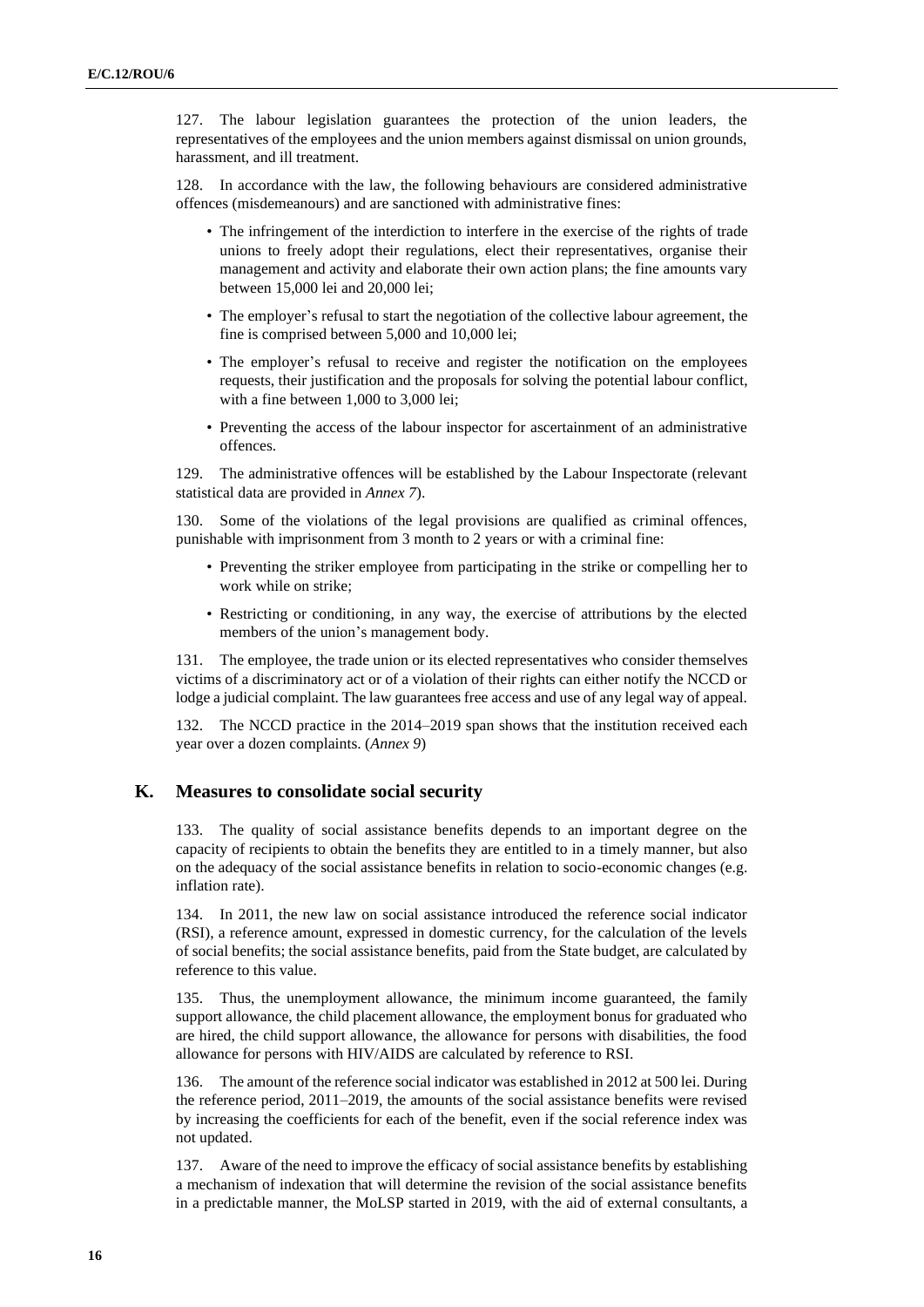127. The labour legislation guarantees the protection of the union leaders, the representatives of the employees and the union members against dismissal on union grounds, harassment, and ill treatment.

128. In accordance with the law, the following behaviours are considered administrative offences (misdemeanours) and are sanctioned with administrative fines:

- The infringement of the interdiction to interfere in the exercise of the rights of trade unions to freely adopt their regulations, elect their representatives, organise their management and activity and elaborate their own action plans; the fine amounts vary between 15,000 lei and 20,000 lei;
- The employer's refusal to start the negotiation of the collective labour agreement, the fine is comprised between 5,000 and 10,000 lei;
- The employer's refusal to receive and register the notification on the employees requests, their justification and the proposals for solving the potential labour conflict, with a fine between 1,000 to 3,000 lei;
- Preventing the access of the labour inspector for ascertainment of an administrative offences.

129. The administrative offences will be established by the Labour Inspectorate (relevant statistical data are provided in *Annex 7*).

130. Some of the violations of the legal provisions are qualified as criminal offences, punishable with imprisonment from 3 month to 2 years or with a criminal fine:

- Preventing the striker employee from participating in the strike or compelling her to work while on strike;
- Restricting or conditioning, in any way, the exercise of attributions by the elected members of the union's management body.

131. The employee, the trade union or its elected representatives who consider themselves victims of a discriminatory act or of a violation of their rights can either notify the NCCD or lodge a judicial complaint. The law guarantees free access and use of any legal way of appeal.

132. The NCCD practice in the 2014–2019 span shows that the institution received each year over a dozen complaints. (*Annex 9*)

## K. Measures to consolidate social security

133. The quality of social assistance benefits depends to an important degree on the capacity of recipients to obtain the benefits they are entitled to in a timely manner, but also on the adequacy of the social assistance benefits in relation to socio-economic changes (e.g. inflation rate).

134. In 2011, the new law on social assistance introduced the reference social indicator (RSI), a reference amount, expressed in domestic currency, for the calculation of the levels of social benefits; the social assistance benefits, paid from the State budget, are calculated by reference to this value.

135. Thus, the unemployment allowance, the minimum income guaranteed, the family support allowance, the child placement allowance, the employment bonus for graduated who are hired, the child support allowance, the allowance for persons with disabilities, the food allowance for persons with HIV/AIDS are calculated by reference to RSI.

136. The amount of the reference social indicator was established in 2012 at 500 lei. During the reference period, 2011–2019, the amounts of the social assistance benefits were revised by increasing the coefficients for each of the benefit, even if the social reference index was not updated.

137. Aware of the need to improve the efficacy of social assistance benefits by establishing a mechanism of indexation that will determine the revision of the social assistance benefits in a predictable manner, the MoLSP started in 2019, with the aid of external consultants, a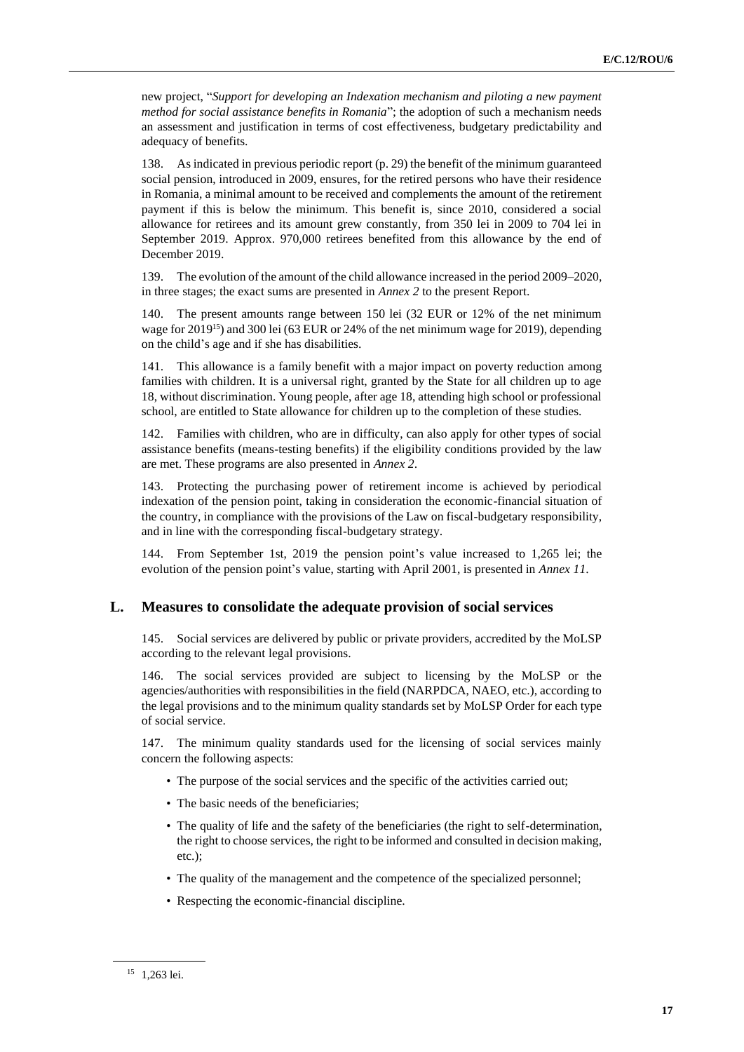new project, "*Support for developing an Indexation mechanism and piloting a new payment method for social assistance benefits in Romania*"; the adoption of such a mechanism needs an assessment and justification in terms of cost effectiveness, budgetary predictability and adequacy of benefits.

138. As indicated in previous periodic report (p. 29) the benefit of the minimum guaranteed social pension, introduced in 2009, ensures, for the retired persons who have their residence in Romania, a minimal amount to be received and complements the amount of the retirement payment if this is below the minimum. This benefit is, since 2010, considered a social allowance for retirees and its amount grew constantly, from 350 lei in 2009 to 704 lei in September 2019. Approx. 970,000 retirees benefited from this allowance by the end of December 2019.

139. The evolution of the amount of the child allowance increased in the period 2009–2020, in three stages; the exact sums are presented in *Annex 2* to the present Report.

140. The present amounts range between 150 lei (32 EUR or 12% of the net minimum wage for 2019[15]) and 300 lei (63 EUR or 24% of the net minimum wage for 2019), depending on the child's age and if she has disabilities.

141. This allowance is a family benefit with a major impact on poverty reduction among families with children. It is a universal right, granted by the State for all children up to age 18, without discrimination. Young people, after age 18, attending high school or professional school, are entitled to State allowance for children up to the completion of these studies.

142. Families with children, who are in difficulty, can also apply for other types of social assistance benefits (means-testing benefits) if the eligibility conditions provided by the law are met. These programs are also presented in *Annex 2*.

143. Protecting the purchasing power of retirement income is achieved by periodical indexation of the pension point, taking in consideration the economic-financial situation of the country, in compliance with the provisions of the Law on fiscal-budgetary responsibility, and in line with the corresponding fiscal-budgetary strategy.

144. From September 1st, 2019 the pension point's value increased to 1,265 lei; the evolution of the pension point's value, starting with April 2001, is presented in *Annex 11*.

## L. Measures to consolidate the adequate provision of social services

145. Social services are delivered by public or private providers, accredited by the MoLSP according to the relevant legal provisions.

146. The social services provided are subject to licensing by the MoLSP or the agencies/authorities with responsibilities in the field (NARPDCA, NAEO, etc.), according to the legal provisions and to the minimum quality standards set by MoLSP Order for each type of social service.

147. The minimum quality standards used for the licensing of social services mainly concern the following aspects:

- The purpose of the social services and the specific of the activities carried out;
- The basic needs of the beneficiaries;
- The quality of life and the safety of the beneficiaries (the right to self-determination, the right to choose services, the right to be informed and consulted in decision making, etc.);
- The quality of the management and the competence of the specialized personnel;
- Respecting the economic-financial discipline.

[15] 1,263 lei.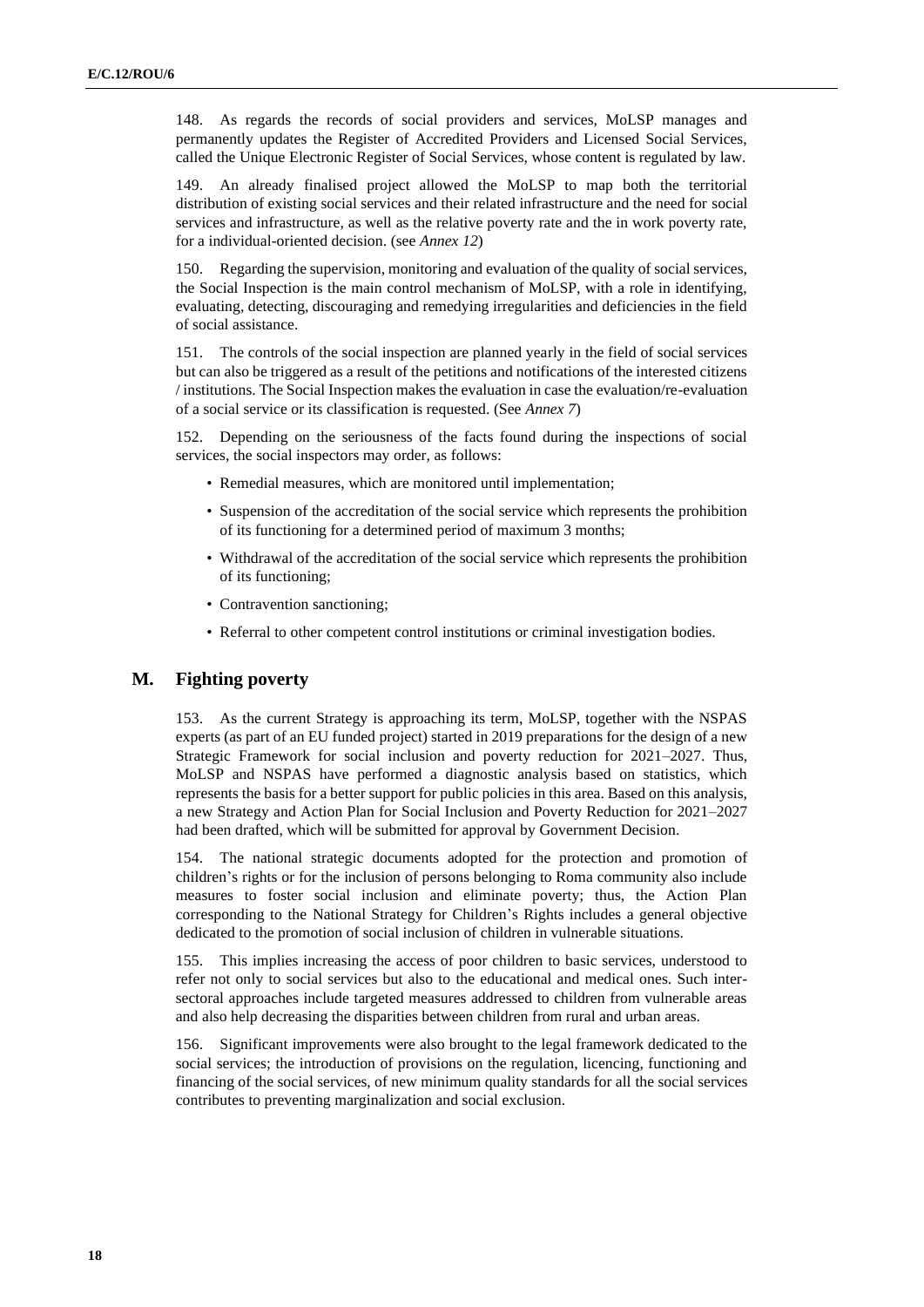148. As regards the records of social providers and services, MoLSP manages and permanently updates the Register of Accredited Providers and Licensed Social Services, called the Unique Electronic Register of Social Services, whose content is regulated by law.

149. An already finalised project allowed the MoLSP to map both the territorial distribution of existing social services and their related infrastructure and the need for social services and infrastructure, as well as the relative poverty rate and the in work poverty rate, for a individual-oriented decision. (see *Annex 12*)

150. Regarding the supervision, monitoring and evaluation of the quality of social services, the Social Inspection is the main control mechanism of MoLSP, with a role in identifying, evaluating, detecting, discouraging and remedying irregularities and deficiencies in the field of social assistance.

151. The controls of the social inspection are planned yearly in the field of social services but can also be triggered as a result of the petitions and notifications of the interested citizens / institutions. The Social Inspection makes the evaluation in case the evaluation/re-evaluation of a social service or its classification is requested. (See *Annex 7*)

152. Depending on the seriousness of the facts found during the inspections of social services, the social inspectors may order, as follows:

- Remedial measures, which are monitored until implementation;
- Suspension of the accreditation of the social service which represents the prohibition of its functioning for a determined period of maximum 3 months;
- Withdrawal of the accreditation of the social service which represents the prohibition of its functioning;
- Contravention sanctioning;
- Referral to other competent control institutions or criminal investigation bodies.

## M. Fighting poverty

153. As the current Strategy is approaching its term, MoLSP, together with the NSPAS experts (as part of an EU funded project) started in 2019 preparations for the design of a new Strategic Framework for social inclusion and poverty reduction for 2021–2027. Thus, MoLSP and NSPAS have performed a diagnostic analysis based on statistics, which represents the basis for a better support for public policies in this area. Based on this analysis, a new Strategy and Action Plan for Social Inclusion and Poverty Reduction for 2021–2027 had been drafted, which will be submitted for approval by Government Decision.

154. The national strategic documents adopted for the protection and promotion of children's rights or for the inclusion of persons belonging to Roma community also include measures to foster social inclusion and eliminate poverty; thus, the Action Plan corresponding to the National Strategy for Children's Rights includes a general objective dedicated to the promotion of social inclusion of children in vulnerable situations.

155. This implies increasing the access of poor children to basic services, understood to refer not only to social services but also to the educational and medical ones. Such inter-sectoral approaches include targeted measures addressed to children from vulnerable areas and also help decreasing the disparities between children from rural and urban areas.

156. Significant improvements were also brought to the legal framework dedicated to the social services; the introduction of provisions on the regulation, licencing, functioning and financing of the social services, of new minimum quality standards for all the social services contributes to preventing marginalization and social exclusion.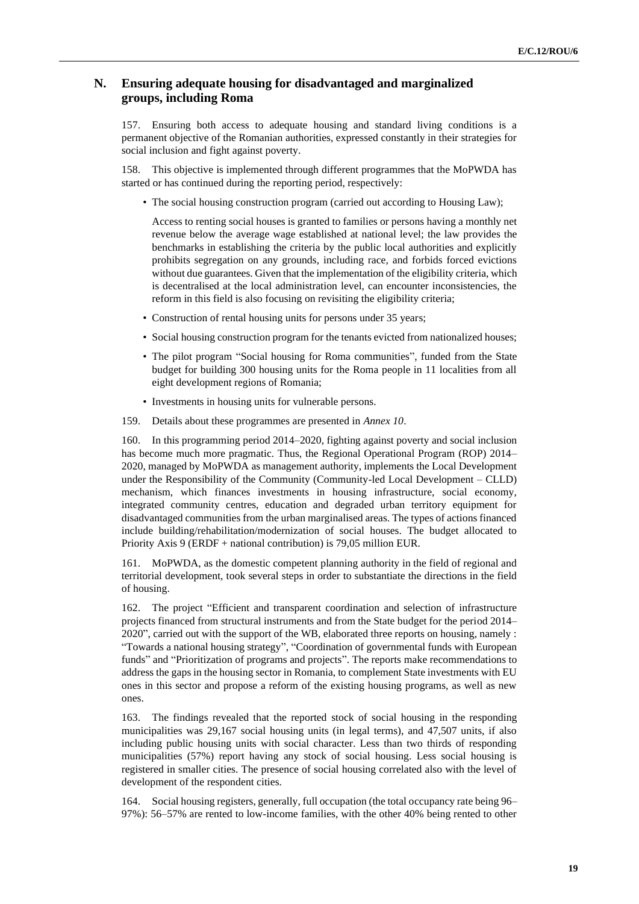## N. Ensuring adequate housing for disadvantaged and marginalized groups, including Roma

157. Ensuring both access to adequate housing and standard living conditions is a permanent objective of the Romanian authorities, expressed constantly in their strategies for social inclusion and fight against poverty.

158. This objective is implemented through different programmes that the MoPWDA has started or has continued during the reporting period, respectively:

- The social housing construction program (carried out according to Housing Law);

  Access to renting social houses is granted to families or persons having a monthly net revenue below the average wage established at national level; the law provides the benchmarks in establishing the criteria by the public local authorities and explicitly prohibits segregation on any grounds, including race, and forbids forced evictions without due guarantees. Given that the implementation of the eligibility criteria, which is decentralised at the local administration level, can encounter inconsistencies, the reform in this field is also focusing on revisiting the eligibility criteria;

- Construction of rental housing units for persons under 35 years;
- Social housing construction program for the tenants evicted from nationalized houses;
- The pilot program "Social housing for Roma communities", funded from the State budget for building 300 housing units for the Roma people in 11 localities from all eight development regions of Romania;
- Investments in housing units for vulnerable persons.

159. Details about these programmes are presented in *Annex 10*.

160. In this programming period 2014–2020, fighting against poverty and social inclusion has become much more pragmatic. Thus, the Regional Operational Program (ROP) 2014–2020, managed by MoPWDA as management authority, implements the Local Development under the Responsibility of the Community (Community-led Local Development – CLLD) mechanism, which finances investments in housing infrastructure, social economy, integrated community centres, education and degraded urban territory equipment for disadvantaged communities from the urban marginalised areas. The types of actions financed include building/rehabilitation/modernization of social houses. The budget allocated to Priority Axis 9 (ERDF + national contribution) is 79,05 million EUR.

161. MoPWDA, as the domestic competent planning authority in the field of regional and territorial development, took several steps in order to substantiate the directions in the field of housing.

162. The project "Efficient and transparent coordination and selection of infrastructure projects financed from structural instruments and from the State budget for the period 2014–2020", carried out with the support of the WB, elaborated three reports on housing, namely : "Towards a national housing strategy", "Coordination of governmental funds with European funds" and "Prioritization of programs and projects". The reports make recommendations to address the gaps in the housing sector in Romania, to complement State investments with EU ones in this sector and propose a reform of the existing housing programs, as well as new ones.

163. The findings revealed that the reported stock of social housing in the responding municipalities was 29,167 social housing units (in legal terms), and 47,507 units, if also including public housing units with social character. Less than two thirds of responding municipalities (57%) report having any stock of social housing. Less social housing is registered in smaller cities. The presence of social housing correlated also with the level of development of the respondent cities.

164. Social housing registers, generally, full occupation (the total occupancy rate being 96–97%): 56–57% are rented to low-income families, with the other 40% being rented to other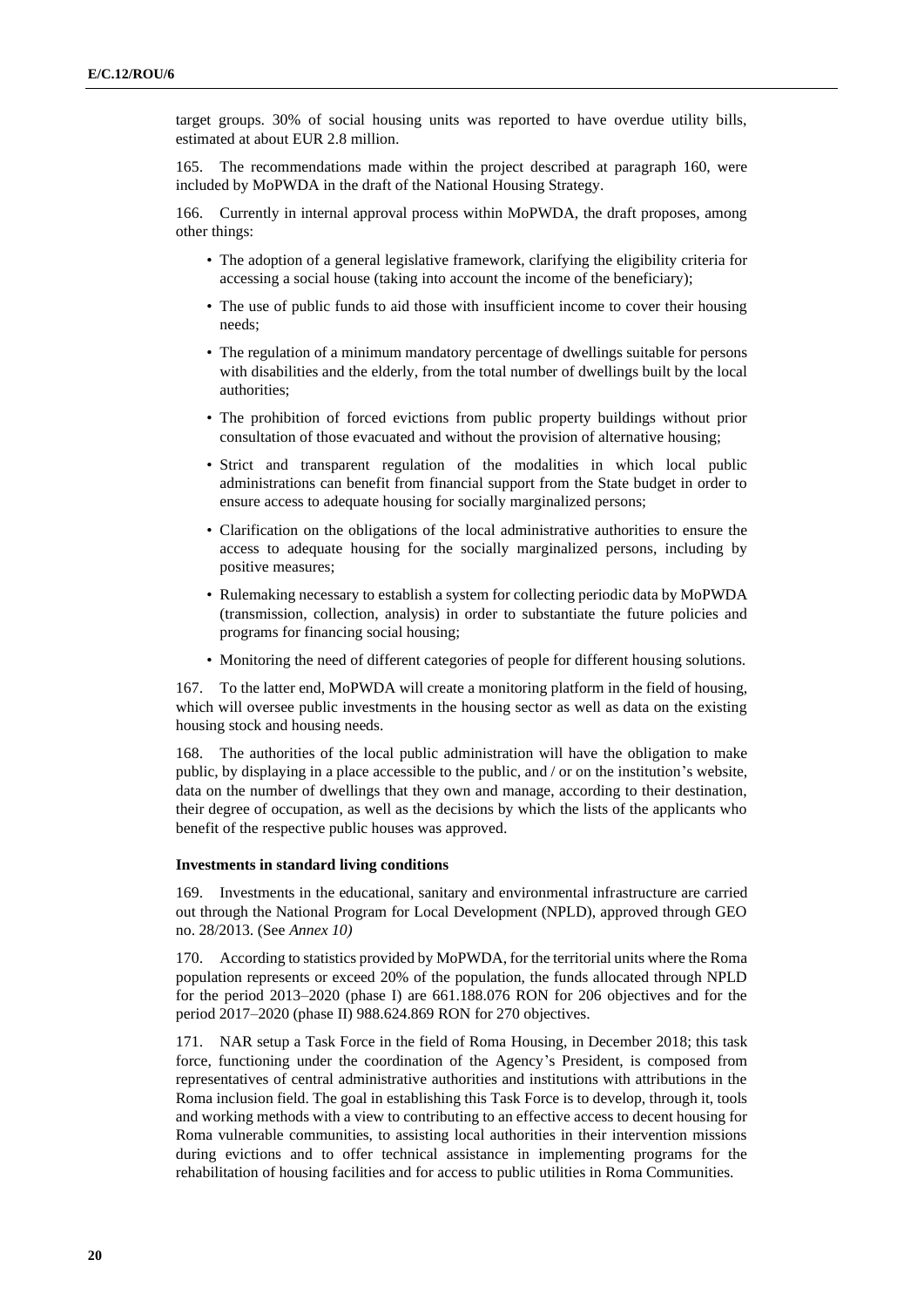target groups. 30% of social housing units was reported to have overdue utility bills, estimated at about EUR 2.8 million.

165. The recommendations made within the project described at paragraph 160, were included by MoPWDA in the draft of the National Housing Strategy.

166. Currently in internal approval process within MoPWDA, the draft proposes, among other things:

- The adoption of a general legislative framework, clarifying the eligibility criteria for accessing a social house (taking into account the income of the beneficiary);
- The use of public funds to aid those with insufficient income to cover their housing needs;
- The regulation of a minimum mandatory percentage of dwellings suitable for persons with disabilities and the elderly, from the total number of dwellings built by the local authorities;
- The prohibition of forced evictions from public property buildings without prior consultation of those evacuated and without the provision of alternative housing;
- Strict and transparent regulation of the modalities in which local public administrations can benefit from financial support from the State budget in order to ensure access to adequate housing for socially marginalized persons;
- Clarification on the obligations of the local administrative authorities to ensure the access to adequate housing for the socially marginalized persons, including by positive measures;
- Rulemaking necessary to establish a system for collecting periodic data by MoPWDA (transmission, collection, analysis) in order to substantiate the future policies and programs for financing social housing;
- Monitoring the need of different categories of people for different housing solutions.

167. To the latter end, MoPWDA will create a monitoring platform in the field of housing, which will oversee public investments in the housing sector as well as data on the existing housing stock and housing needs.

168. The authorities of the local public administration will have the obligation to make public, by displaying in a place accessible to the public, and / or on the institution's website, data on the number of dwellings that they own and manage, according to their destination, their degree of occupation, as well as the decisions by which the lists of the applicants who benefit of the respective public houses was approved.

**Investments in standard living conditions**

169. Investments in the educational, sanitary and environmental infrastructure are carried out through the National Program for Local Development (NPLD), approved through GEO no. 28/2013. (See *Annex 10)*

170. According to statistics provided by MoPWDA, for the territorial units where the Roma population represents or exceed 20% of the population, the funds allocated through NPLD for the period 2013–2020 (phase I) are 661.188.076 RON for 206 objectives and for the period 2017–2020 (phase II) 988.624.869 RON for 270 objectives.

171. NAR setup a Task Force in the field of Roma Housing, in December 2018; this task force, functioning under the coordination of the Agency's President, is composed from representatives of central administrative authorities and institutions with attributions in the Roma inclusion field. The goal in establishing this Task Force is to develop, through it, tools and working methods with a view to contributing to an effective access to decent housing for Roma vulnerable communities, to assisting local authorities in their intervention missions during evictions and to offer technical assistance in implementing programs for the rehabilitation of housing facilities and for access to public utilities in Roma Communities.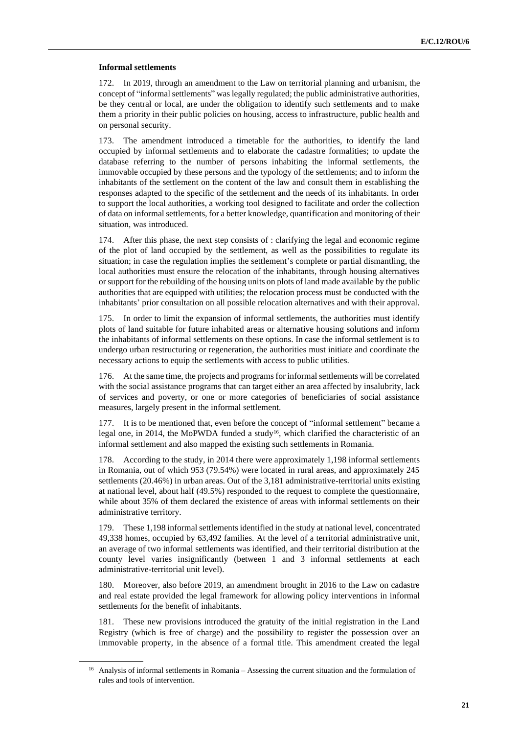**Informal settlements**

172. In 2019, through an amendment to the Law on territorial planning and urbanism, the concept of "informal settlements" was legally regulated; the public administrative authorities, be they central or local, are under the obligation to identify such settlements and to make them a priority in their public policies on housing, access to infrastructure, public health and on personal security.

173. The amendment introduced a timetable for the authorities, to identify the land occupied by informal settlements and to elaborate the cadastre formalities; to update the database referring to the number of persons inhabiting the informal settlements, the immovable occupied by these persons and the typology of the settlements; and to inform the inhabitants of the settlement on the content of the law and consult them in establishing the responses adapted to the specific of the settlement and the needs of its inhabitants. In order to support the local authorities, a working tool designed to facilitate and order the collection of data on informal settlements, for a better knowledge, quantification and monitoring of their situation, was introduced.

174. After this phase, the next step consists of : clarifying the legal and economic regime of the plot of land occupied by the settlement, as well as the possibilities to regulate its situation; in case the regulation implies the settlement's complete or partial dismantling, the local authorities must ensure the relocation of the inhabitants, through housing alternatives or support for the rebuilding of the housing units on plots of land made available by the public authorities that are equipped with utilities; the relocation process must be conducted with the inhabitants' prior consultation on all possible relocation alternatives and with their approval.

175. In order to limit the expansion of informal settlements, the authorities must identify plots of land suitable for future inhabited areas or alternative housing solutions and inform the inhabitants of informal settlements on these options. In case the informal settlement is to undergo urban restructuring or regeneration, the authorities must initiate and coordinate the necessary actions to equip the settlements with access to public utilities.

176. At the same time, the projects and programs for informal settlements will be correlated with the social assistance programs that can target either an area affected by insalubrity, lack of services and poverty, or one or more categories of beneficiaries of social assistance measures, largely present in the informal settlement.

177. It is to be mentioned that, even before the concept of "informal settlement" became a legal one, in 2014, the MoPWDA funded a study[16], which clarified the characteristic of an informal settlement and also mapped the existing such settlements in Romania.

178. According to the study, in 2014 there were approximately 1,198 informal settlements in Romania, out of which 953 (79.54%) were located in rural areas, and approximately 245 settlements (20.46%) in urban areas. Out of the 3,181 administrative-territorial units existing at national level, about half (49.5%) responded to the request to complete the questionnaire, while about 35% of them declared the existence of areas with informal settlements on their administrative territory.

179. These 1,198 informal settlements identified in the study at national level, concentrated 49,338 homes, occupied by 63,492 families. At the level of a territorial administrative unit, an average of two informal settlements was identified, and their territorial distribution at the county level varies insignificantly (between 1 and 3 informal settlements at each administrative-territorial unit level).

180. Moreover, also before 2019, an amendment brought in 2016 to the Law on cadastre and real estate provided the legal framework for allowing policy interventions in informal settlements for the benefit of inhabitants.

181. These new provisions introduced the gratuity of the initial registration in the Land Registry (which is free of charge) and the possibility to register the possession over an immovable property, in the absence of a formal title. This amendment created the legal

[16] Analysis of informal settlements in Romania – Assessing the current situation and the formulation of rules and tools of intervention.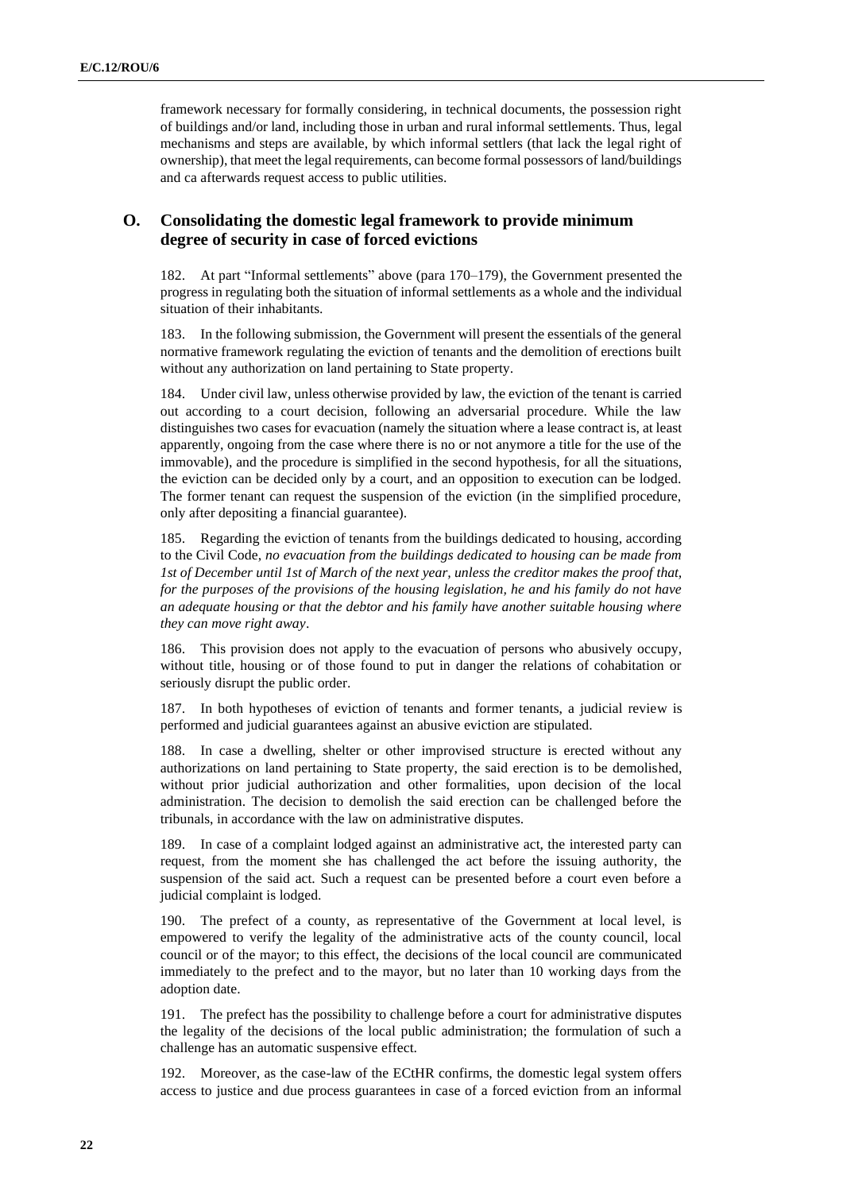framework necessary for formally considering, in technical documents, the possession right of buildings and/or land, including those in urban and rural informal settlements. Thus, legal mechanisms and steps are available, by which informal settlers (that lack the legal right of ownership), that meet the legal requirements, can become formal possessors of land/buildings and ca afterwards request access to public utilities.

## O. Consolidating the domestic legal framework to provide minimum degree of security in case of forced evictions

182. At part "Informal settlements" above (para 170–179), the Government presented the progress in regulating both the situation of informal settlements as a whole and the individual situation of their inhabitants.

183. In the following submission, the Government will present the essentials of the general normative framework regulating the eviction of tenants and the demolition of erections built without any authorization on land pertaining to State property.

184. Under civil law, unless otherwise provided by law, the eviction of the tenant is carried out according to a court decision, following an adversarial procedure. While the law distinguishes two cases for evacuation (namely the situation where a lease contract is, at least apparently, ongoing from the case where there is no or not anymore a title for the use of the immovable), and the procedure is simplified in the second hypothesis, for all the situations, the eviction can be decided only by a court, and an opposition to execution can be lodged. The former tenant can request the suspension of the eviction (in the simplified procedure, only after depositing a financial guarantee).

185. Regarding the eviction of tenants from the buildings dedicated to housing, according to the Civil Code, *no evacuation from the buildings dedicated to housing can be made from 1st of December until 1st of March of the next year, unless the creditor makes the proof that, for the purposes of the provisions of the housing legislation, he and his family do not have an adequate housing or that the debtor and his family have another suitable housing where they can move right away*.

186. This provision does not apply to the evacuation of persons who abusively occupy, without title, housing or of those found to put in danger the relations of cohabitation or seriously disrupt the public order.

187. In both hypotheses of eviction of tenants and former tenants, a judicial review is performed and judicial guarantees against an abusive eviction are stipulated.

188. In case a dwelling, shelter or other improvised structure is erected without any authorizations on land pertaining to State property, the said erection is to be demolished, without prior judicial authorization and other formalities, upon decision of the local administration. The decision to demolish the said erection can be challenged before the tribunals, in accordance with the law on administrative disputes.

189. In case of a complaint lodged against an administrative act, the interested party can request, from the moment she has challenged the act before the issuing authority, the suspension of the said act. Such a request can be presented before a court even before a judicial complaint is lodged.

190. The prefect of a county, as representative of the Government at local level, is empowered to verify the legality of the administrative acts of the county council, local council or of the mayor; to this effect, the decisions of the local council are communicated immediately to the prefect and to the mayor, but no later than 10 working days from the adoption date.

191. The prefect has the possibility to challenge before a court for administrative disputes the legality of the decisions of the local public administration; the formulation of such a challenge has an automatic suspensive effect.

192. Moreover, as the case-law of the ECtHR confirms, the domestic legal system offers access to justice and due process guarantees in case of a forced eviction from an informal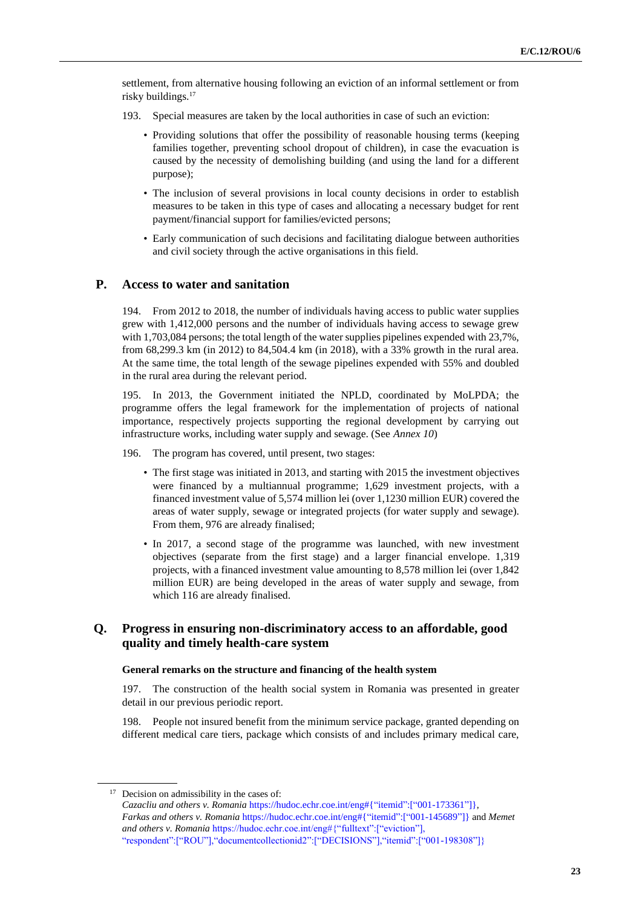settlement, from alternative housing following an eviction of an informal settlement or from risky buildings.[17]

193. Special measures are taken by the local authorities in case of such an eviction:

- Providing solutions that offer the possibility of reasonable housing terms (keeping families together, preventing school dropout of children), in case the evacuation is caused by the necessity of demolishing building (and using the land for a different purpose);
- The inclusion of several provisions in local county decisions in order to establish measures to be taken in this type of cases and allocating a necessary budget for rent payment/financial support for families/evicted persons;
- Early communication of such decisions and facilitating dialogue between authorities and civil society through the active organisations in this field.

## P. Access to water and sanitation

194. From 2012 to 2018, the number of individuals having access to public water supplies grew with 1,412,000 persons and the number of individuals having access to sewage grew with 1,703,084 persons; the total length of the water supplies pipelines expended with 23,7%, from 68,299.3 km (in 2012) to 84,504.4 km (in 2018), with a 33% growth in the rural area. At the same time, the total length of the sewage pipelines expended with 55% and doubled in the rural area during the relevant period.

195. In 2013, the Government initiated the NPLD, coordinated by MoLPDA; the programme offers the legal framework for the implementation of projects of national importance, respectively projects supporting the regional development by carrying out infrastructure works, including water supply and sewage. (See *Annex 10*)

196. The program has covered, until present, two stages:

- The first stage was initiated in 2013, and starting with 2015 the investment objectives were financed by a multiannual programme; 1,629 investment projects, with a financed investment value of 5,574 million lei (over 1,1230 million EUR) covered the areas of water supply, sewage or integrated projects (for water supply and sewage). From them, 976 are already finalised;
- In 2017, a second stage of the programme was launched, with new investment objectives (separate from the first stage) and a larger financial envelope. 1,319 projects, with a financed investment value amounting to 8,578 million lei (over 1,842 million EUR) are being developed in the areas of water supply and sewage, from which 116 are already finalised.

## Q. Progress in ensuring non-discriminatory access to an affordable, good quality and timely health-care system

### General remarks on the structure and financing of the health system

197. The construction of the health social system in Romania was presented in greater detail in our previous periodic report.

198. People not insured benefit from the minimum service package, granted depending on different medical care tiers, package which consists of and includes primary medical care,

---

[17] Decision on admissibility in the cases of: *Cazacliu and others v. Romania* https://hudoc.echr.coe.int/eng#{"itemid":["001-173361"]}, *Farkas and others v. Romania* https://hudoc.echr.coe.int/eng#{"itemid":["001-145689"]} and *Memet and others v. Romania* https://hudoc.echr.coe.int/eng#{"fulltext":["eviction"], "respondent":["ROU"],"documentcollectionid2":["DECISIONS"],"itemid":["001-198308"]}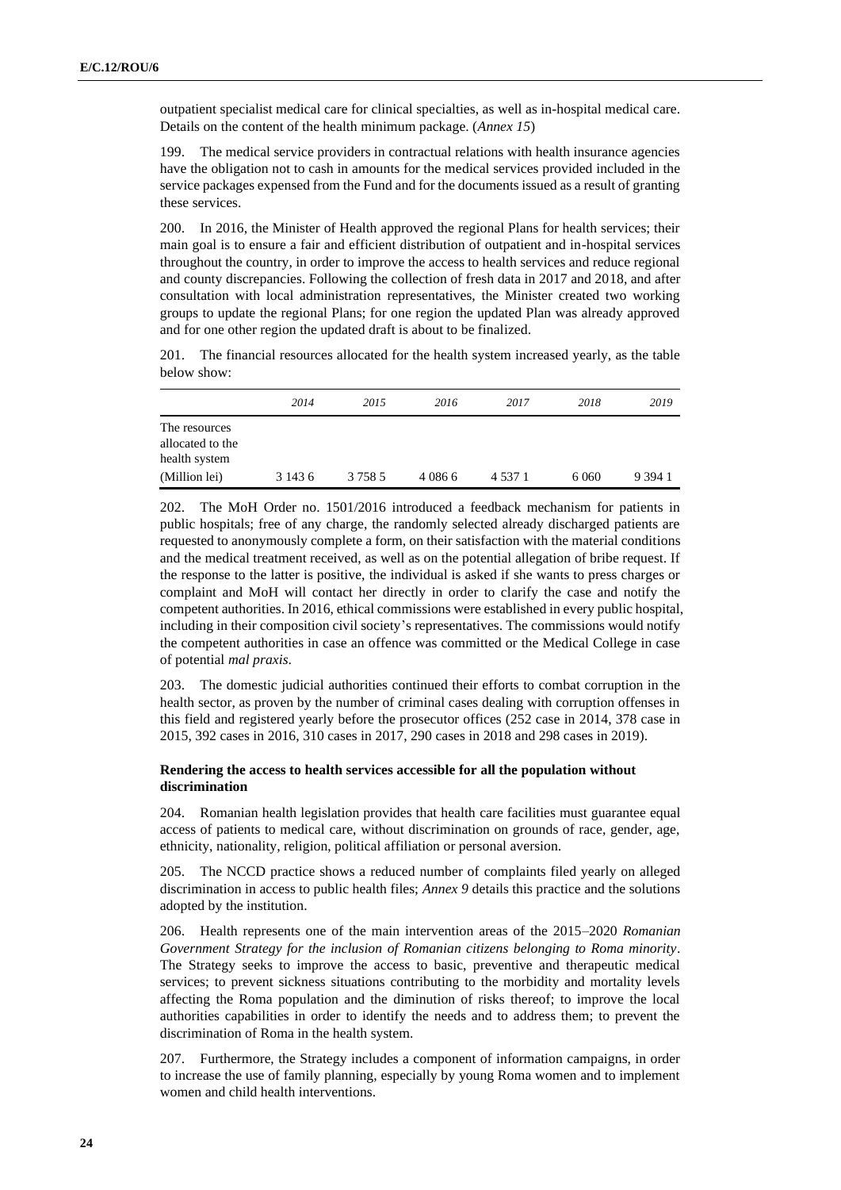outpatient specialist medical care for clinical specialties, as well as in-hospital medical care. Details on the content of the health minimum package. (*Annex 15*)

199. The medical service providers in contractual relations with health insurance agencies have the obligation not to cash in amounts for the medical services provided included in the service packages expensed from the Fund and for the documents issued as a result of granting these services.

200. In 2016, the Minister of Health approved the regional Plans for health services; their main goal is to ensure a fair and efficient distribution of outpatient and in-hospital services throughout the country, in order to improve the access to health services and reduce regional and county discrepancies. Following the collection of fresh data in 2017 and 2018, and after consultation with local administration representatives, the Minister created two working groups to update the regional Plans; for one region the updated Plan was already approved and for one other region the updated draft is about to be finalized.

201. The financial resources allocated for the health system increased yearly, as the table below show:

| | *2014* | *2015* | *2016* | *2017* | *2018* | *2019* |
|---|---|---|---|---|---|---|
| The resources allocated to the health system (Million lei) | 3 143 6 | 3 758 5 | 4 086 6 | 4 537 1 | 6 060 | 9 394 1 |

202. The MoH Order no. 1501/2016 introduced a feedback mechanism for patients in public hospitals; free of any charge, the randomly selected already discharged patients are requested to anonymously complete a form, on their satisfaction with the material conditions and the medical treatment received, as well as on the potential allegation of bribe request. If the response to the latter is positive, the individual is asked if she wants to press charges or complaint and MoH will contact her directly in order to clarify the case and notify the competent authorities. In 2016, ethical commissions were established in every public hospital, including in their composition civil society's representatives. The commissions would notify the competent authorities in case an offence was committed or the Medical College in case of potential *mal praxis*.

203. The domestic judicial authorities continued their efforts to combat corruption in the health sector, as proven by the number of criminal cases dealing with corruption offenses in this field and registered yearly before the prosecutor offices (252 case in 2014, 378 case in 2015, 392 cases in 2016, 310 cases in 2017, 290 cases in 2018 and 298 cases in 2019).

**Rendering the access to health services accessible for all the population without discrimination**

204. Romanian health legislation provides that health care facilities must guarantee equal access of patients to medical care, without discrimination on grounds of race, gender, age, ethnicity, nationality, religion, political affiliation or personal aversion.

205. The NCCD practice shows a reduced number of complaints filed yearly on alleged discrimination in access to public health files; *Annex 9* details this practice and the solutions adopted by the institution.

206. Health represents one of the main intervention areas of the 2015–2020 *Romanian Government Strategy for the inclusion of Romanian citizens belonging to Roma minority*. The Strategy seeks to improve the access to basic, preventive and therapeutic medical services; to prevent sickness situations contributing to the morbidity and mortality levels affecting the Roma population and the diminution of risks thereof; to improve the local authorities capabilities in order to identify the needs and to address them; to prevent the discrimination of Roma in the health system.

207. Furthermore, the Strategy includes a component of information campaigns, in order to increase the use of family planning, especially by young Roma women and to implement women and child health interventions.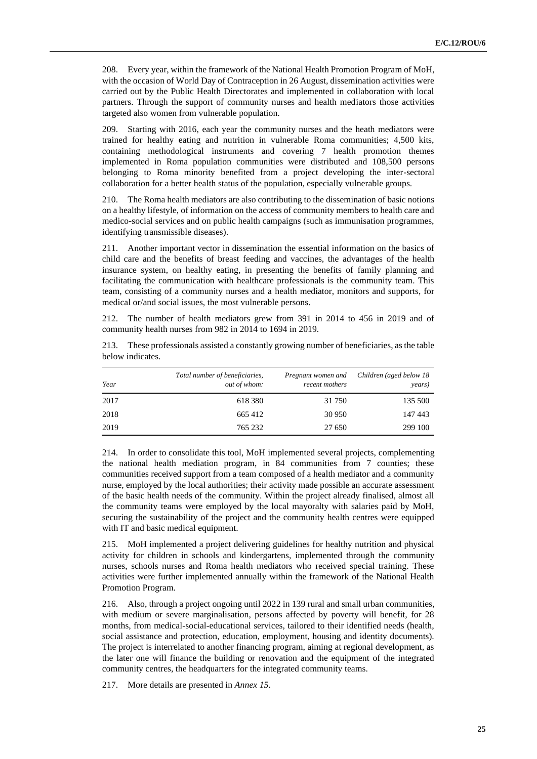208. Every year, within the framework of the National Health Promotion Program of MoH, with the occasion of World Day of Contraception in 26 August, dissemination activities were carried out by the Public Health Directorates and implemented in collaboration with local partners. Through the support of community nurses and health mediators those activities targeted also women from vulnerable population.

209. Starting with 2016, each year the community nurses and the heath mediators were trained for healthy eating and nutrition in vulnerable Roma communities; 4,500 kits, containing methodological instruments and covering 7 health promotion themes implemented in Roma population communities were distributed and 108,500 persons belonging to Roma minority benefited from a project developing the inter-sectoral collaboration for a better health status of the population, especially vulnerable groups.

210. The Roma health mediators are also contributing to the dissemination of basic notions on a healthy lifestyle, of information on the access of community members to health care and medico-social services and on public health campaigns (such as immunisation programmes, identifying transmissible diseases).

211. Another important vector in dissemination the essential information on the basics of child care and the benefits of breast feeding and vaccines, the advantages of the health insurance system, on healthy eating, in presenting the benefits of family planning and facilitating the communication with healthcare professionals is the community team. This team, consisting of a community nurses and a health mediator, monitors and supports, for medical or/and social issues, the most vulnerable persons.

212. The number of health mediators grew from 391 in 2014 to 456 in 2019 and of community health nurses from 982 in 2014 to 1694 in 2019.

213. These professionals assisted a constantly growing number of beneficiaries, as the table below indicates.

| *Year* | *Total number of beneficiaries, out of whom:* | *Pregnant women and recent mothers* | *Children (aged below 18 years)* |
|---|---|---|---|
| 2017 | 618 380 | 31 750 | 135 500 |
| 2018 | 665 412 | 30 950 | 147 443 |
| 2019 | 765 232 | 27 650 | 299 100 |

214. In order to consolidate this tool, MoH implemented several projects, complementing the national health mediation program, in 84 communities from 7 counties; these communities received support from a team composed of a health mediator and a community nurse, employed by the local authorities; their activity made possible an accurate assessment of the basic health needs of the community. Within the project already finalised, almost all the community teams were employed by the local mayoralty with salaries paid by MoH, securing the sustainability of the project and the community health centres were equipped with IT and basic medical equipment.

215. MoH implemented a project delivering guidelines for healthy nutrition and physical activity for children in schools and kindergartens, implemented through the community nurses, schools nurses and Roma health mediators who received special training. These activities were further implemented annually within the framework of the National Health Promotion Program.

216. Also, through a project ongoing until 2022 in 139 rural and small urban communities, with medium or severe marginalisation, persons affected by poverty will benefit, for 28 months, from medical-social-educational services, tailored to their identified needs (health, social assistance and protection, education, employment, housing and identity documents). The project is interrelated to another financing program, aiming at regional development, as the later one will finance the building or renovation and the equipment of the integrated community centres, the headquarters for the integrated community teams.

217. More details are presented in *Annex 15*.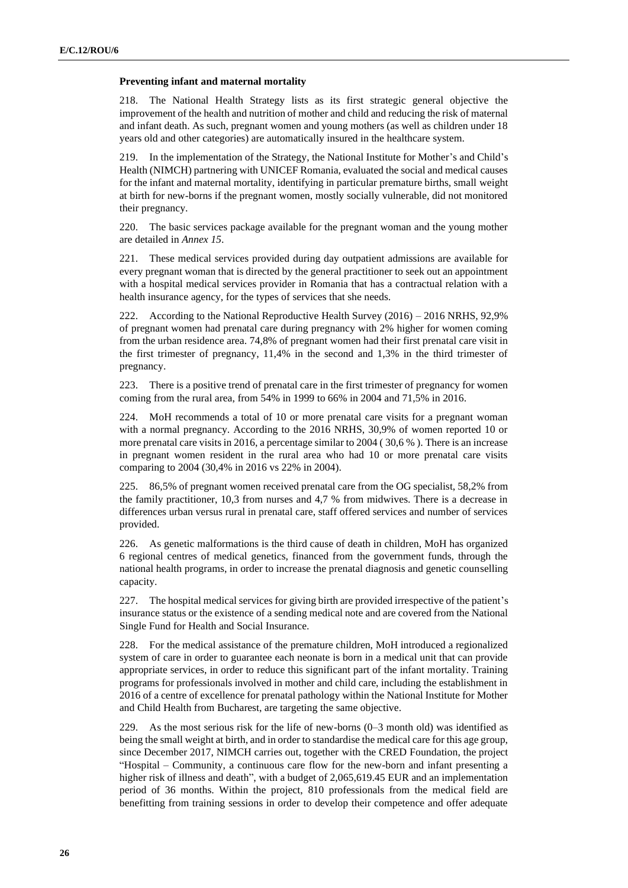**Preventing infant and maternal mortality**

218. The National Health Strategy lists as its first strategic general objective the improvement of the health and nutrition of mother and child and reducing the risk of maternal and infant death. As such, pregnant women and young mothers (as well as children under 18 years old and other categories) are automatically insured in the healthcare system.

219. In the implementation of the Strategy, the National Institute for Mother's and Child's Health (NIMCH) partnering with UNICEF Romania, evaluated the social and medical causes for the infant and maternal mortality, identifying in particular premature births, small weight at birth for new-borns if the pregnant women, mostly socially vulnerable, did not monitored their pregnancy.

220. The basic services package available for the pregnant woman and the young mother are detailed in *Annex 15*.

221. These medical services provided during day outpatient admissions are available for every pregnant woman that is directed by the general practitioner to seek out an appointment with a hospital medical services provider in Romania that has a contractual relation with a health insurance agency, for the types of services that she needs.

222. According to the National Reproductive Health Survey (2016) – 2016 NRHS, 92,9% of pregnant women had prenatal care during pregnancy with 2% higher for women coming from the urban residence area. 74,8% of pregnant women had their first prenatal care visit in the first trimester of pregnancy, 11,4% in the second and 1,3% in the third trimester of pregnancy.

223. There is a positive trend of prenatal care in the first trimester of pregnancy for women coming from the rural area, from 54% in 1999 to 66% in 2004 and 71,5% in 2016.

224. MoH recommends a total of 10 or more prenatal care visits for a pregnant woman with a normal pregnancy. According to the 2016 NRHS, 30,9% of women reported 10 or more prenatal care visits in 2016, a percentage similar to 2004 ( 30,6 % ). There is an increase in pregnant women resident in the rural area who had 10 or more prenatal care visits comparing to 2004 (30,4% in 2016 vs 22% in 2004).

225. 86,5% of pregnant women received prenatal care from the OG specialist, 58,2% from the family practitioner, 10,3 from nurses and 4,7 % from midwives. There is a decrease in differences urban versus rural in prenatal care, staff offered services and number of services provided.

226. As genetic malformations is the third cause of death in children, MoH has organized 6 regional centres of medical genetics, financed from the government funds, through the national health programs, in order to increase the prenatal diagnosis and genetic counselling capacity.

227. The hospital medical services for giving birth are provided irrespective of the patient's insurance status or the existence of a sending medical note and are covered from the National Single Fund for Health and Social Insurance.

228. For the medical assistance of the premature children, MoH introduced a regionalized system of care in order to guarantee each neonate is born in a medical unit that can provide appropriate services, in order to reduce this significant part of the infant mortality. Training programs for professionals involved in mother and child care, including the establishment in 2016 of a centre of excellence for prenatal pathology within the National Institute for Mother and Child Health from Bucharest, are targeting the same objective.

229. As the most serious risk for the life of new-borns (0–3 month old) was identified as being the small weight at birth, and in order to standardise the medical care for this age group, since December 2017, NIMCH carries out, together with the CRED Foundation, the project "Hospital – Community, a continuous care flow for the new-born and infant presenting a higher risk of illness and death", with a budget of 2,065,619.45 EUR and an implementation period of 36 months. Within the project, 810 professionals from the medical field are benefitting from training sessions in order to develop their competence and offer adequate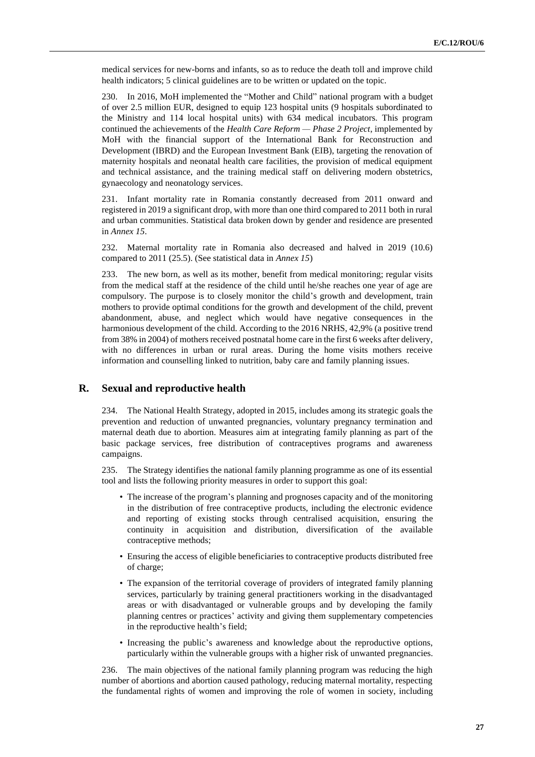medical services for new-borns and infants, so as to reduce the death toll and improve child health indicators; 5 clinical guidelines are to be written or updated on the topic.

230. In 2016, MoH implemented the "Mother and Child" national program with a budget of over 2.5 million EUR, designed to equip 123 hospital units (9 hospitals subordinated to the Ministry and 114 local hospital units) with 634 medical incubators. This program continued the achievements of the *Health Care Reform — Phase 2 Project*, implemented by MoH with the financial support of the International Bank for Reconstruction and Development (IBRD) and the European Investment Bank (EIB), targeting the renovation of maternity hospitals and neonatal health care facilities, the provision of medical equipment and technical assistance, and the training medical staff on delivering modern obstetrics, gynaecology and neonatology services.

231. Infant mortality rate in Romania constantly decreased from 2011 onward and registered in 2019 a significant drop, with more than one third compared to 2011 both in rural and urban communities. Statistical data broken down by gender and residence are presented in *Annex 15*.

232. Maternal mortality rate in Romania also decreased and halved in 2019 (10.6) compared to 2011 (25.5). (See statistical data in *Annex 15*)

233. The new born, as well as its mother, benefit from medical monitoring; regular visits from the medical staff at the residence of the child until he/she reaches one year of age are compulsory. The purpose is to closely monitor the child's growth and development, train mothers to provide optimal conditions for the growth and development of the child, prevent abandonment, abuse, and neglect which would have negative consequences in the harmonious development of the child. According to the 2016 NRHS, 42,9% (a positive trend from 38% in 2004) of mothers received postnatal home care in the first 6 weeks after delivery, with no differences in urban or rural areas. During the home visits mothers receive information and counselling linked to nutrition, baby care and family planning issues.

## R. Sexual and reproductive health

234. The National Health Strategy, adopted in 2015, includes among its strategic goals the prevention and reduction of unwanted pregnancies, voluntary pregnancy termination and maternal death due to abortion. Measures aim at integrating family planning as part of the basic package services, free distribution of contraceptives programs and awareness campaigns.

235. The Strategy identifies the national family planning programme as one of its essential tool and lists the following priority measures in order to support this goal:

- The increase of the program's planning and prognoses capacity and of the monitoring in the distribution of free contraceptive products, including the electronic evidence and reporting of existing stocks through centralised acquisition, ensuring the continuity in acquisition and distribution, diversification of the available contraceptive methods;
- Ensuring the access of eligible beneficiaries to contraceptive products distributed free of charge;
- The expansion of the territorial coverage of providers of integrated family planning services, particularly by training general practitioners working in the disadvantaged areas or with disadvantaged or vulnerable groups and by developing the family planning centres or practices' activity and giving them supplementary competencies in the reproductive health's field;
- Increasing the public's awareness and knowledge about the reproductive options, particularly within the vulnerable groups with a higher risk of unwanted pregnancies.

236. The main objectives of the national family planning program was reducing the high number of abortions and abortion caused pathology, reducing maternal mortality, respecting the fundamental rights of women and improving the role of women in society, including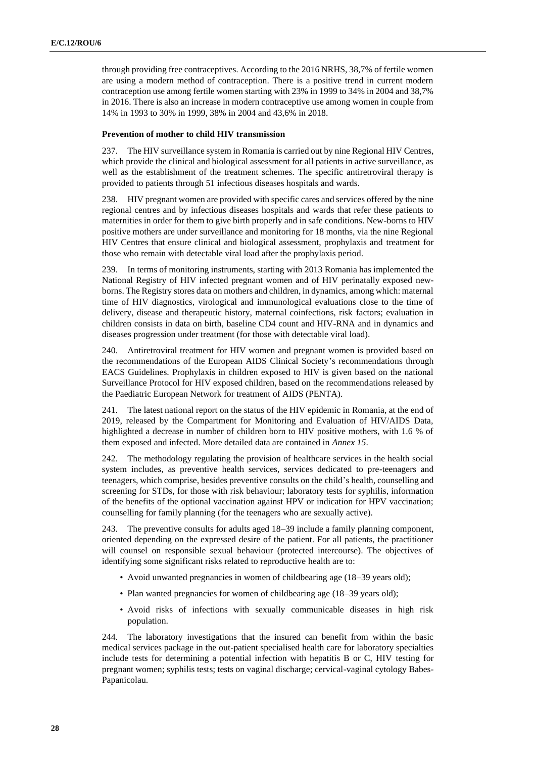through providing free contraceptives. According to the 2016 NRHS, 38,7% of fertile women are using a modern method of contraception. There is a positive trend in current modern contraception use among fertile women starting with 23% in 1999 to 34% in 2004 and 38,7% in 2016. There is also an increase in modern contraceptive use among women in couple from 14% in 1993 to 30% in 1999, 38% in 2004 and 43,6% in 2018.

**Prevention of mother to child HIV transmission**

237. The HIV surveillance system in Romania is carried out by nine Regional HIV Centres, which provide the clinical and biological assessment for all patients in active surveillance, as well as the establishment of the treatment schemes. The specific antiretroviral therapy is provided to patients through 51 infectious diseases hospitals and wards.

238. HIV pregnant women are provided with specific cares and services offered by the nine regional centres and by infectious diseases hospitals and wards that refer these patients to maternities in order for them to give birth properly and in safe conditions. New-borns to HIV positive mothers are under surveillance and monitoring for 18 months, via the nine Regional HIV Centres that ensure clinical and biological assessment, prophylaxis and treatment for those who remain with detectable viral load after the prophylaxis period.

239. In terms of monitoring instruments, starting with 2013 Romania has implemented the National Registry of HIV infected pregnant women and of HIV perinatally exposed new-borns. The Registry stores data on mothers and children, in dynamics, among which: maternal time of HIV diagnostics, virological and immunological evaluations close to the time of delivery, disease and therapeutic history, maternal coinfections, risk factors; evaluation in children consists in data on birth, baseline CD4 count and HIV-RNA and in dynamics and diseases progression under treatment (for those with detectable viral load).

240. Antiretroviral treatment for HIV women and pregnant women is provided based on the recommendations of the European AIDS Clinical Society's recommendations through EACS Guidelines. Prophylaxis in children exposed to HIV is given based on the national Surveillance Protocol for HIV exposed children, based on the recommendations released by the Paediatric European Network for treatment of AIDS (PENTA).

241. The latest national report on the status of the HIV epidemic in Romania, at the end of 2019, released by the Compartment for Monitoring and Evaluation of HIV/AIDS Data, highlighted a decrease in number of children born to HIV positive mothers, with 1.6 % of them exposed and infected. More detailed data are contained in *Annex 15*.

242. The methodology regulating the provision of healthcare services in the health social system includes, as preventive health services, services dedicated to pre-teenagers and teenagers, which comprise, besides preventive consults on the child's health, counselling and screening for STDs, for those with risk behaviour; laboratory tests for syphilis, information of the benefits of the optional vaccination against HPV or indication for HPV vaccination; counselling for family planning (for the teenagers who are sexually active).

243. The preventive consults for adults aged 18–39 include a family planning component, oriented depending on the expressed desire of the patient. For all patients, the practitioner will counsel on responsible sexual behaviour (protected intercourse). The objectives of identifying some significant risks related to reproductive health are to:

- Avoid unwanted pregnancies in women of childbearing age (18–39 years old);
- Plan wanted pregnancies for women of childbearing age (18–39 years old);
- Avoid risks of infections with sexually communicable diseases in high risk population.

244. The laboratory investigations that the insured can benefit from within the basic medical services package in the out-patient specialised health care for laboratory specialties include tests for determining a potential infection with hepatitis B or C, HIV testing for pregnant women; syphilis tests; tests on vaginal discharge; cervical-vaginal cytology Babes-Papanicolau.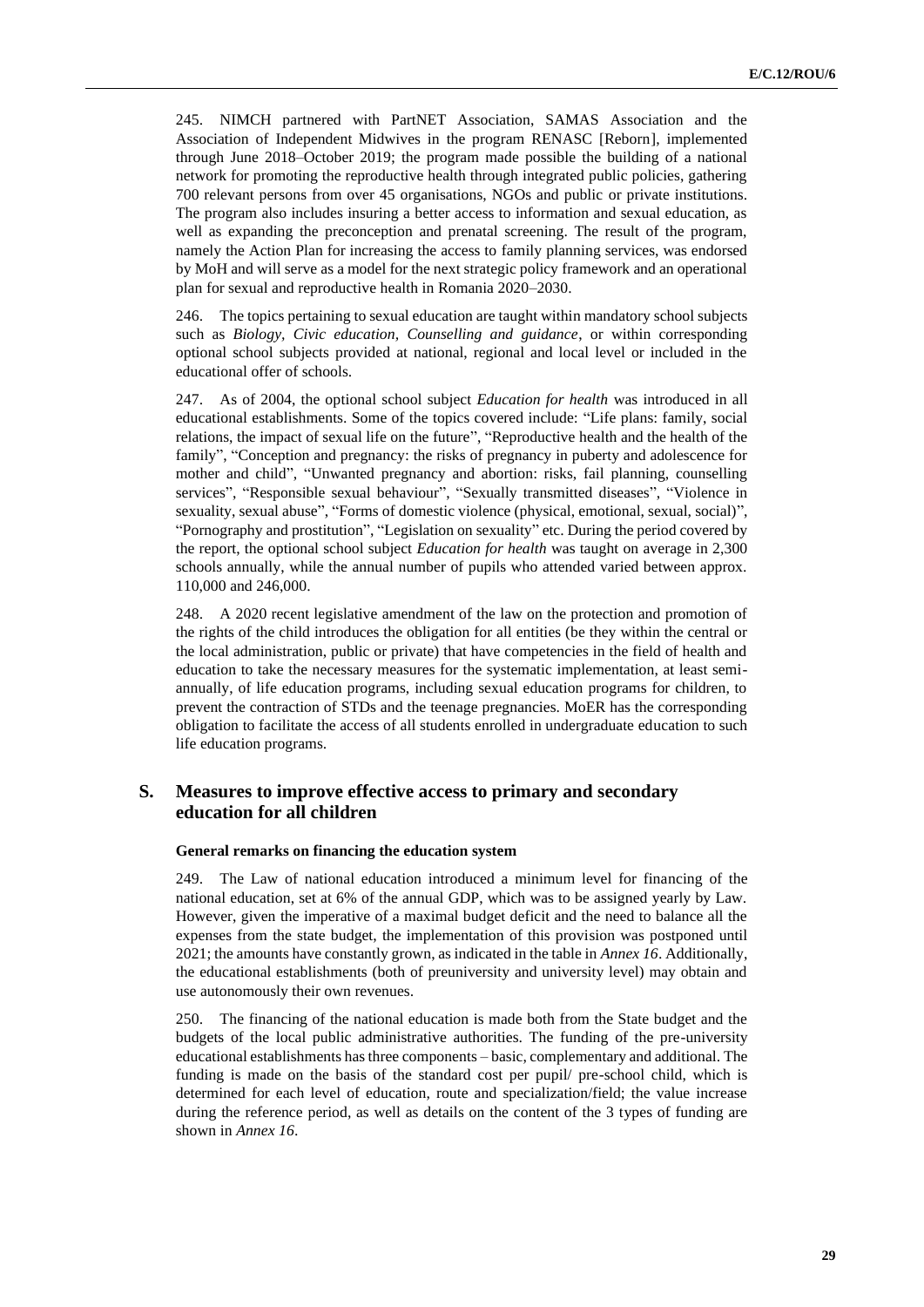245. NIMCH partnered with PartNET Association, SAMAS Association and the Association of Independent Midwives in the program RENASC [Reborn], implemented through June 2018–October 2019; the program made possible the building of a national network for promoting the reproductive health through integrated public policies, gathering 700 relevant persons from over 45 organisations, NGOs and public or private institutions. The program also includes insuring a better access to information and sexual education, as well as expanding the preconception and prenatal screening. The result of the program, namely the Action Plan for increasing the access to family planning services, was endorsed by MoH and will serve as a model for the next strategic policy framework and an operational plan for sexual and reproductive health in Romania 2020–2030.

246. The topics pertaining to sexual education are taught within mandatory school subjects such as *Biology, Civic education, Counselling and guidance*, or within corresponding optional school subjects provided at national, regional and local level or included in the educational offer of schools.

247. As of 2004, the optional school subject *Education for health* was introduced in all educational establishments. Some of the topics covered include: "Life plans: family, social relations, the impact of sexual life on the future", "Reproductive health and the health of the family", "Conception and pregnancy: the risks of pregnancy in puberty and adolescence for mother and child", "Unwanted pregnancy and abortion: risks, fail planning, counselling services", "Responsible sexual behaviour", "Sexually transmitted diseases", "Violence in sexuality, sexual abuse", "Forms of domestic violence (physical, emotional, sexual, social)", "Pornography and prostitution", "Legislation on sexuality" etc. During the period covered by the report, the optional school subject *Education for health* was taught on average in 2,300 schools annually, while the annual number of pupils who attended varied between approx. 110,000 and 246,000.

248. A 2020 recent legislative amendment of the law on the protection and promotion of the rights of the child introduces the obligation for all entities (be they within the central or the local administration, public or private) that have competencies in the field of health and education to take the necessary measures for the systematic implementation, at least semi-annually, of life education programs, including sexual education programs for children, to prevent the contraction of STDs and the teenage pregnancies. MoER has the corresponding obligation to facilitate the access of all students enrolled in undergraduate education to such life education programs.

## S. Measures to improve effective access to primary and secondary education for all children

#### General remarks on financing the education system

249. The Law of national education introduced a minimum level for financing of the national education, set at 6% of the annual GDP, which was to be assigned yearly by Law. However, given the imperative of a maximal budget deficit and the need to balance all the expenses from the state budget, the implementation of this provision was postponed until 2021; the amounts have constantly grown, as indicated in the table in *Annex 16*. Additionally, the educational establishments (both of preuniversity and university level) may obtain and use autonomously their own revenues.

250. The financing of the national education is made both from the State budget and the budgets of the local public administrative authorities. The funding of the pre-university educational establishments has three components – basic, complementary and additional. The funding is made on the basis of the standard cost per pupil/ pre-school child, which is determined for each level of education, route and specialization/field; the value increase during the reference period, as well as details on the content of the 3 types of funding are shown in *Annex 16*.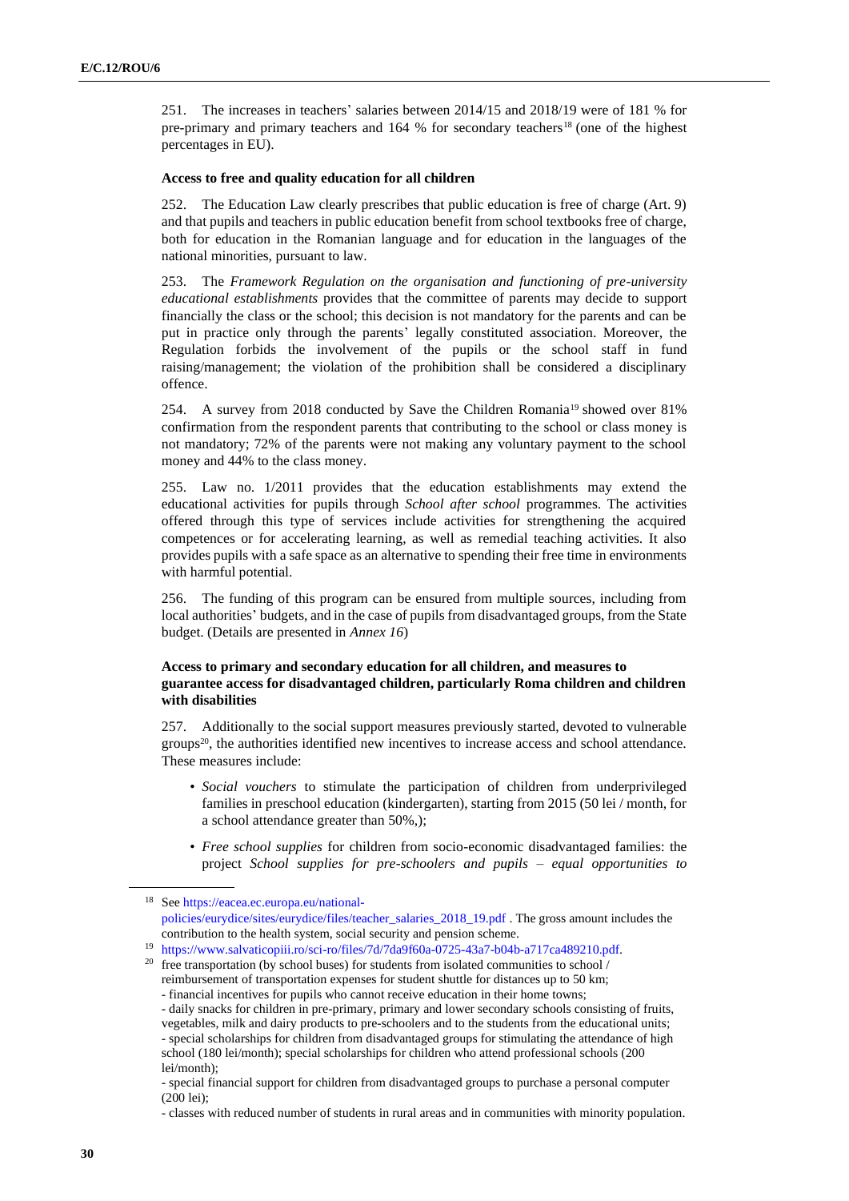251. The increases in teachers' salaries between 2014/15 and 2018/19 were of 181 % for pre-primary and primary teachers and 164 % for secondary teachers[18] (one of the highest percentages in EU).

**Access to free and quality education for all children**

252. The Education Law clearly prescribes that public education is free of charge (Art. 9) and that pupils and teachers in public education benefit from school textbooks free of charge, both for education in the Romanian language and for education in the languages of the national minorities, pursuant to law.

253. The *Framework Regulation on the organisation and functioning of pre-university educational establishments* provides that the committee of parents may decide to support financially the class or the school; this decision is not mandatory for the parents and can be put in practice only through the parents' legally constituted association. Moreover, the Regulation forbids the involvement of the pupils or the school staff in fund raising/management; the violation of the prohibition shall be considered a disciplinary offence.

254. A survey from 2018 conducted by Save the Children Romania[19] showed over 81% confirmation from the respondent parents that contributing to the school or class money is not mandatory; 72% of the parents were not making any voluntary payment to the school money and 44% to the class money.

255. Law no. 1/2011 provides that the education establishments may extend the educational activities for pupils through *School after school* programmes. The activities offered through this type of services include activities for strengthening the acquired competences or for accelerating learning, as well as remedial teaching activities. It also provides pupils with a safe space as an alternative to spending their free time in environments with harmful potential.

256. The funding of this program can be ensured from multiple sources, including from local authorities' budgets, and in the case of pupils from disadvantaged groups, from the State budget. (Details are presented in *Annex 16*)

**Access to primary and secondary education for all children, and measures to guarantee access for disadvantaged children, particularly Roma children and children with disabilities**

257. Additionally to the social support measures previously started, devoted to vulnerable groups[20], the authorities identified new incentives to increase access and school attendance. These measures include:

- *Social vouchers* to stimulate the participation of children from underprivileged families in preschool education (kindergarten), starting from 2015 (50 lei / month, for a school attendance greater than 50%,);
- *Free school supplies* for children from socio-economic disadvantaged families: the project *School supplies for pre-schoolers and pupils – equal opportunities to*

---

[18] See https://eacea.ec.europa.eu/national-policies/eurydice/sites/eurydice/files/teacher_salaries_2018_19.pdf . The gross amount includes the contribution to the health system, social security and pension scheme.

[19] https://www.salvaticopiii.ro/sci-ro/files/7d/7da9f60a-0725-43a7-b04b-a717ca489210.pdf.

[20] free transportation (by school buses) for students from isolated communities to school / reimbursement of transportation expenses for student shuttle for distances up to 50 km;
- financial incentives for pupils who cannot receive education in their home towns;
- daily snacks for children in pre-primary, primary and lower secondary schools consisting of fruits, vegetables, milk and dairy products to pre-schoolers and to the students from the educational units;
- special scholarships for children from disadvantaged groups for stimulating the attendance of high school (180 lei/month); special scholarships for children who attend professional schools (200 lei/month);
- special financial support for children from disadvantaged groups to purchase a personal computer (200 lei);
- classes with reduced number of students in rural areas and in communities with minority population.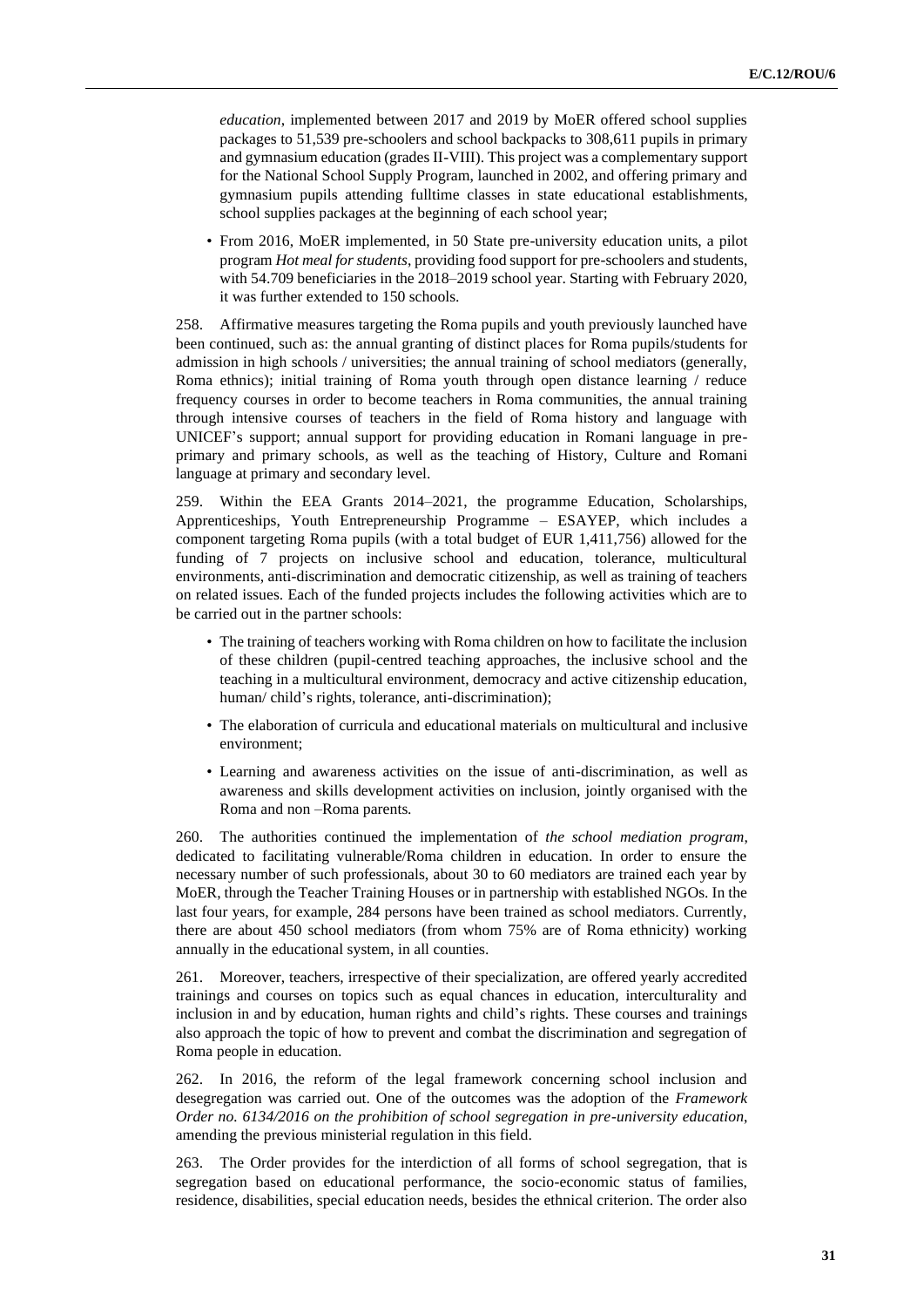*education*, implemented between 2017 and 2019 by MoER offered school supplies packages to 51,539 pre-schoolers and school backpacks to 308,611 pupils in primary and gymnasium education (grades II-VIII). This project was a complementary support for the National School Supply Program, launched in 2002, and offering primary and gymnasium pupils attending fulltime classes in state educational establishments, school supplies packages at the beginning of each school year;

- From 2016, MoER implemented, in 50 State pre-university education units, a pilot program *Hot meal for students*, providing food support for pre-schoolers and students, with 54.709 beneficiaries in the 2018–2019 school year. Starting with February 2020, it was further extended to 150 schools.

258. Affirmative measures targeting the Roma pupils and youth previously launched have been continued, such as: the annual granting of distinct places for Roma pupils/students for admission in high schools / universities; the annual training of school mediators (generally, Roma ethnics); initial training of Roma youth through open distance learning / reduce frequency courses in order to become teachers in Roma communities, the annual training through intensive courses of teachers in the field of Roma history and language with UNICEF's support; annual support for providing education in Romani language in pre-primary and primary schools, as well as the teaching of History, Culture and Romani language at primary and secondary level.

259. Within the EEA Grants 2014–2021, the programme Education, Scholarships, Apprenticeships, Youth Entrepreneurship Programme – ESAYEP, which includes a component targeting Roma pupils (with a total budget of EUR 1,411,756) allowed for the funding of 7 projects on inclusive school and education, tolerance, multicultural environments, anti-discrimination and democratic citizenship, as well as training of teachers on related issues. Each of the funded projects includes the following activities which are to be carried out in the partner schools:

- The training of teachers working with Roma children on how to facilitate the inclusion of these children (pupil-centred teaching approaches, the inclusive school and the teaching in a multicultural environment, democracy and active citizenship education, human/ child's rights, tolerance, anti-discrimination);
- The elaboration of curricula and educational materials on multicultural and inclusive environment;
- Learning and awareness activities on the issue of anti-discrimination, as well as awareness and skills development activities on inclusion, jointly organised with the Roma and non –Roma parents.

260. The authorities continued the implementation of *the school mediation program*, dedicated to facilitating vulnerable/Roma children in education. In order to ensure the necessary number of such professionals, about 30 to 60 mediators are trained each year by MoER, through the Teacher Training Houses or in partnership with established NGOs. In the last four years, for example, 284 persons have been trained as school mediators. Currently, there are about 450 school mediators (from whom 75% are of Roma ethnicity) working annually in the educational system, in all counties.

261. Moreover, teachers, irrespective of their specialization, are offered yearly accredited trainings and courses on topics such as equal chances in education, interculturality and inclusion in and by education, human rights and child's rights. These courses and trainings also approach the topic of how to prevent and combat the discrimination and segregation of Roma people in education.

262. In 2016, the reform of the legal framework concerning school inclusion and desegregation was carried out. One of the outcomes was the adoption of the *Framework Order no. 6134/2016 on the prohibition of school segregation in pre-university education*, amending the previous ministerial regulation in this field.

263. The Order provides for the interdiction of all forms of school segregation, that is segregation based on educational performance, the socio-economic status of families, residence, disabilities, special education needs, besides the ethnical criterion. The order also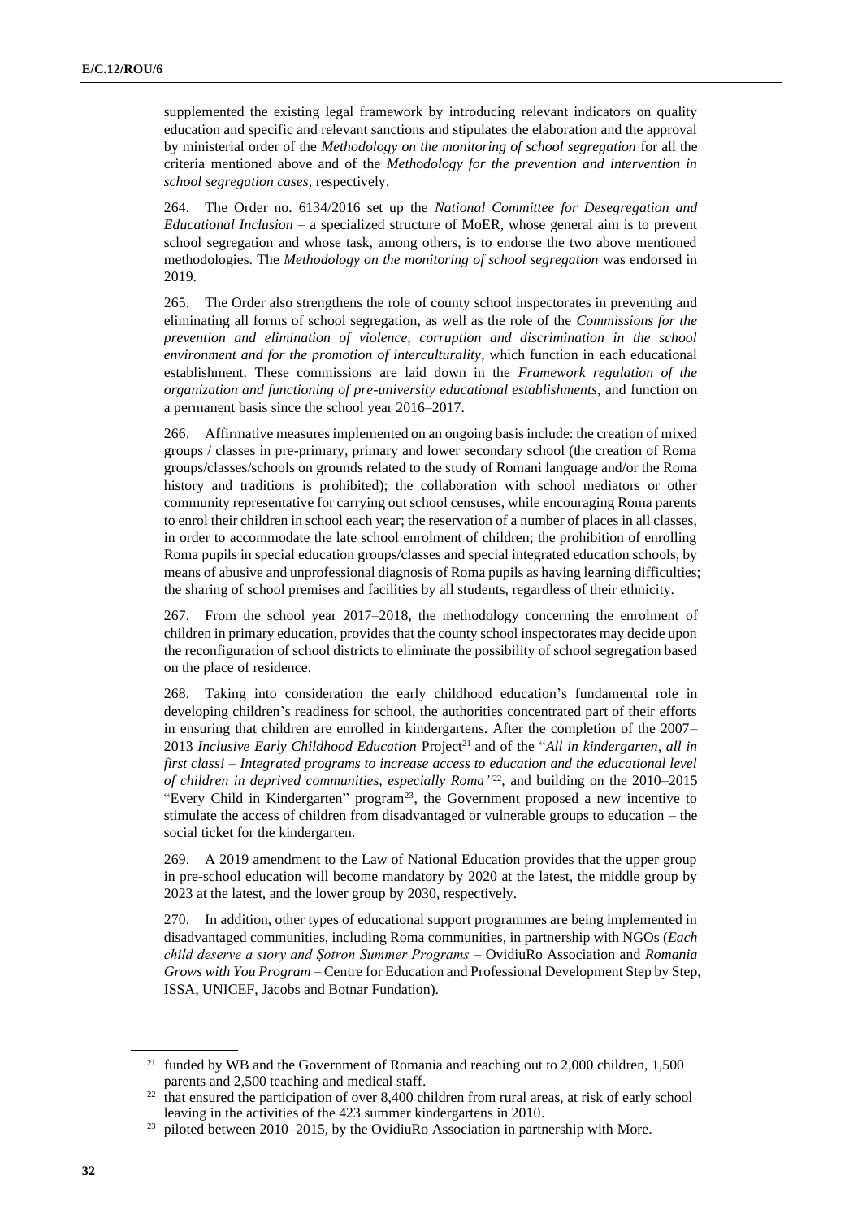supplemented the existing legal framework by introducing relevant indicators on quality education and specific and relevant sanctions and stipulates the elaboration and the approval by ministerial order of the *Methodology on the monitoring of school segregation* for all the criteria mentioned above and of the *Methodology for the prevention and intervention in school segregation cases*, respectively.

264. The Order no. 6134/2016 set up the *National Committee for Desegregation and Educational Inclusion* – a specialized structure of MoER, whose general aim is to prevent school segregation and whose task, among others, is to endorse the two above mentioned methodologies. The *Methodology on the monitoring of school segregation* was endorsed in 2019.

265. The Order also strengthens the role of county school inspectorates in preventing and eliminating all forms of school segregation, as well as the role of the *Commissions for the prevention and elimination of violence, corruption and discrimination in the school environment and for the promotion of interculturality*, which function in each educational establishment. These commissions are laid down in the *Framework regulation of the organization and functioning of pre-university educational establishments*, and function on a permanent basis since the school year 2016–2017.

266. Affirmative measures implemented on an ongoing basis include: the creation of mixed groups / classes in pre-primary, primary and lower secondary school (the creation of Roma groups/classes/schools on grounds related to the study of Romani language and/or the Roma history and traditions is prohibited); the collaboration with school mediators or other community representative for carrying out school censuses, while encouraging Roma parents to enrol their children in school each year; the reservation of a number of places in all classes, in order to accommodate the late school enrolment of children; the prohibition of enrolling Roma pupils in special education groups/classes and special integrated education schools, by means of abusive and unprofessional diagnosis of Roma pupils as having learning difficulties; the sharing of school premises and facilities by all students, regardless of their ethnicity.

267. From the school year 2017–2018, the methodology concerning the enrolment of children in primary education, provides that the county school inspectorates may decide upon the reconfiguration of school districts to eliminate the possibility of school segregation based on the place of residence.

268. Taking into consideration the early childhood education's fundamental role in developing children's readiness for school, the authorities concentrated part of their efforts in ensuring that children are enrolled in kindergartens. After the completion of the 2007–2013 *Inclusive Early Childhood Education* Project[21] and of the "*All in kindergarten, all in first class! – Integrated programs to increase access to education and the educational level of children in deprived communities, especially Roma*"[22], and building on the 2010–2015 "Every Child in Kindergarten" program[23], the Government proposed a new incentive to stimulate the access of children from disadvantaged or vulnerable groups to education – the social ticket for the kindergarten.

269. A 2019 amendment to the Law of National Education provides that the upper group in pre-school education will become mandatory by 2020 at the latest, the middle group by 2023 at the latest, and the lower group by 2030, respectively.

270. In addition, other types of educational support programmes are being implemented in disadvantaged communities, including Roma communities, in partnership with NGOs (*Each child deserve a story and Șotron Summer Programs* – OvidiuRo Association and *Romania Grows with You Program* – Centre for Education and Professional Development Step by Step, ISSA, UNICEF, Jacobs and Botnar Fundation).

---

[21] funded by WB and the Government of Romania and reaching out to 2,000 children, 1,500 parents and 2,500 teaching and medical staff.

[22] that ensured the participation of over 8,400 children from rural areas, at risk of early school leaving in the activities of the 423 summer kindergartens in 2010.

[23] piloted between 2010–2015, by the OvidiuRo Association in partnership with More.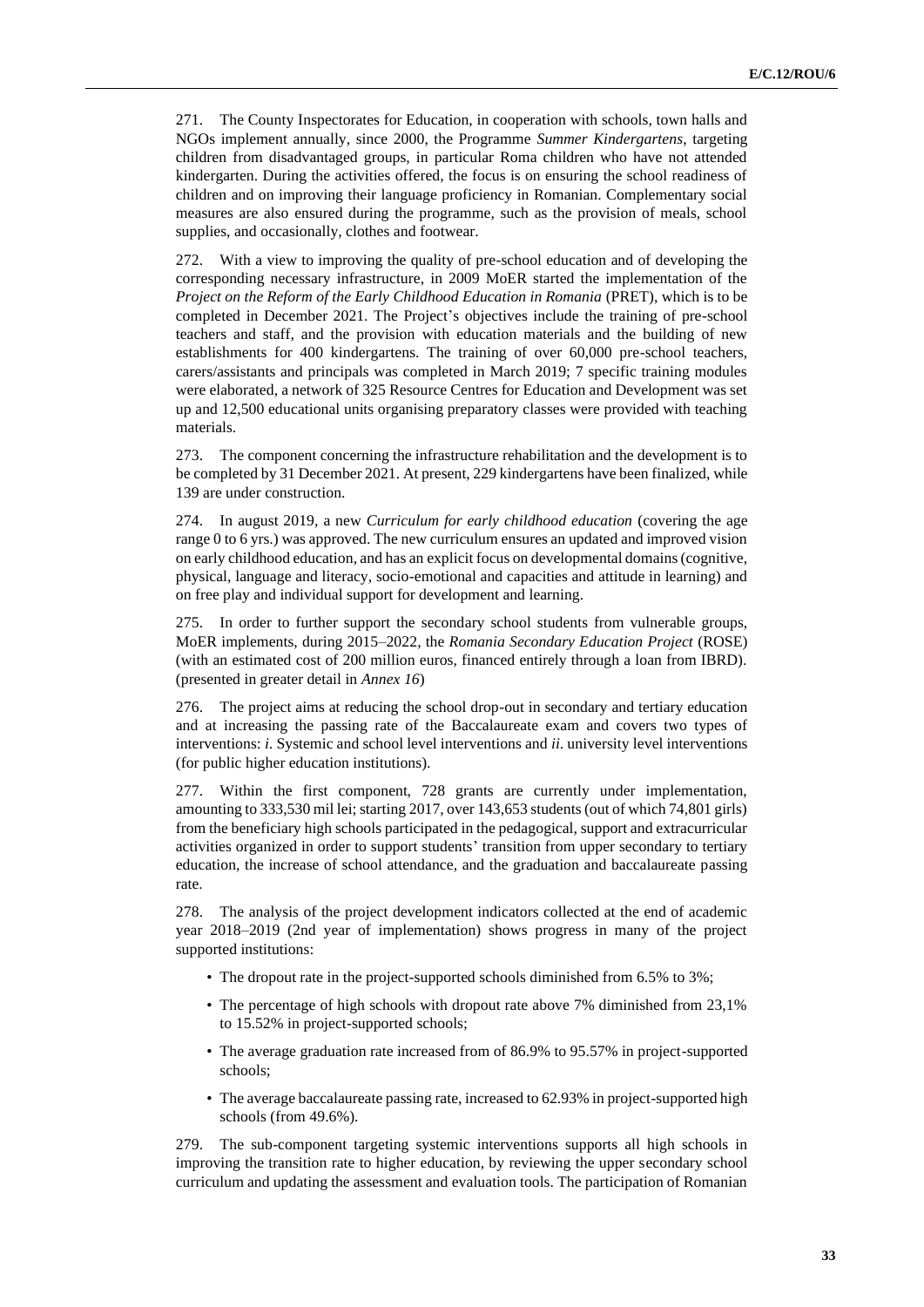271. The County Inspectorates for Education, in cooperation with schools, town halls and NGOs implement annually, since 2000, the Programme *Summer Kindergartens*, targeting children from disadvantaged groups, in particular Roma children who have not attended kindergarten. During the activities offered, the focus is on ensuring the school readiness of children and on improving their language proficiency in Romanian. Complementary social measures are also ensured during the programme, such as the provision of meals, school supplies, and occasionally, clothes and footwear.

272. With a view to improving the quality of pre-school education and of developing the corresponding necessary infrastructure, in 2009 MoER started the implementation of the *Project on the Reform of the Early Childhood Education in Romania* (PRET), which is to be completed in December 2021. The Project's objectives include the training of pre-school teachers and staff, and the provision with education materials and the building of new establishments for 400 kindergartens. The training of over 60,000 pre-school teachers, carers/assistants and principals was completed in March 2019; 7 specific training modules were elaborated, a network of 325 Resource Centres for Education and Development was set up and 12,500 educational units organising preparatory classes were provided with teaching materials.

273. The component concerning the infrastructure rehabilitation and the development is to be completed by 31 December 2021. At present, 229 kindergartens have been finalized, while 139 are under construction.

274. In august 2019, a new *Curriculum for early childhood education* (covering the age range 0 to 6 yrs.) was approved. The new curriculum ensures an updated and improved vision on early childhood education, and has an explicit focus on developmental domains (cognitive, physical, language and literacy, socio-emotional and capacities and attitude in learning) and on free play and individual support for development and learning.

275. In order to further support the secondary school students from vulnerable groups, MoER implements, during 2015–2022, the *Romania Secondary Education Project* (ROSE) (with an estimated cost of 200 million euros, financed entirely through a loan from IBRD). (presented in greater detail in *Annex 16*)

276. The project aims at reducing the school drop-out in secondary and tertiary education and at increasing the passing rate of the Baccalaureate exam and covers two types of interventions: *i.* Systemic and school level interventions and *ii.* university level interventions (for public higher education institutions).

277. Within the first component, 728 grants are currently under implementation, amounting to 333,530 mil lei; starting 2017, over 143,653 students (out of which 74,801 girls) from the beneficiary high schools participated in the pedagogical, support and extracurricular activities organized in order to support students' transition from upper secondary to tertiary education, the increase of school attendance, and the graduation and baccalaureate passing rate.

278. The analysis of the project development indicators collected at the end of academic year 2018–2019 (2nd year of implementation) shows progress in many of the project supported institutions:

- The dropout rate in the project-supported schools diminished from 6.5% to 3%;
- The percentage of high schools with dropout rate above 7% diminished from 23,1% to 15.52% in project-supported schools;
- The average graduation rate increased from of 86.9% to 95.57% in project-supported schools;
- The average baccalaureate passing rate, increased to 62.93% in project-supported high schools (from 49.6%).

279. The sub-component targeting systemic interventions supports all high schools in improving the transition rate to higher education, by reviewing the upper secondary school curriculum and updating the assessment and evaluation tools. The participation of Romanian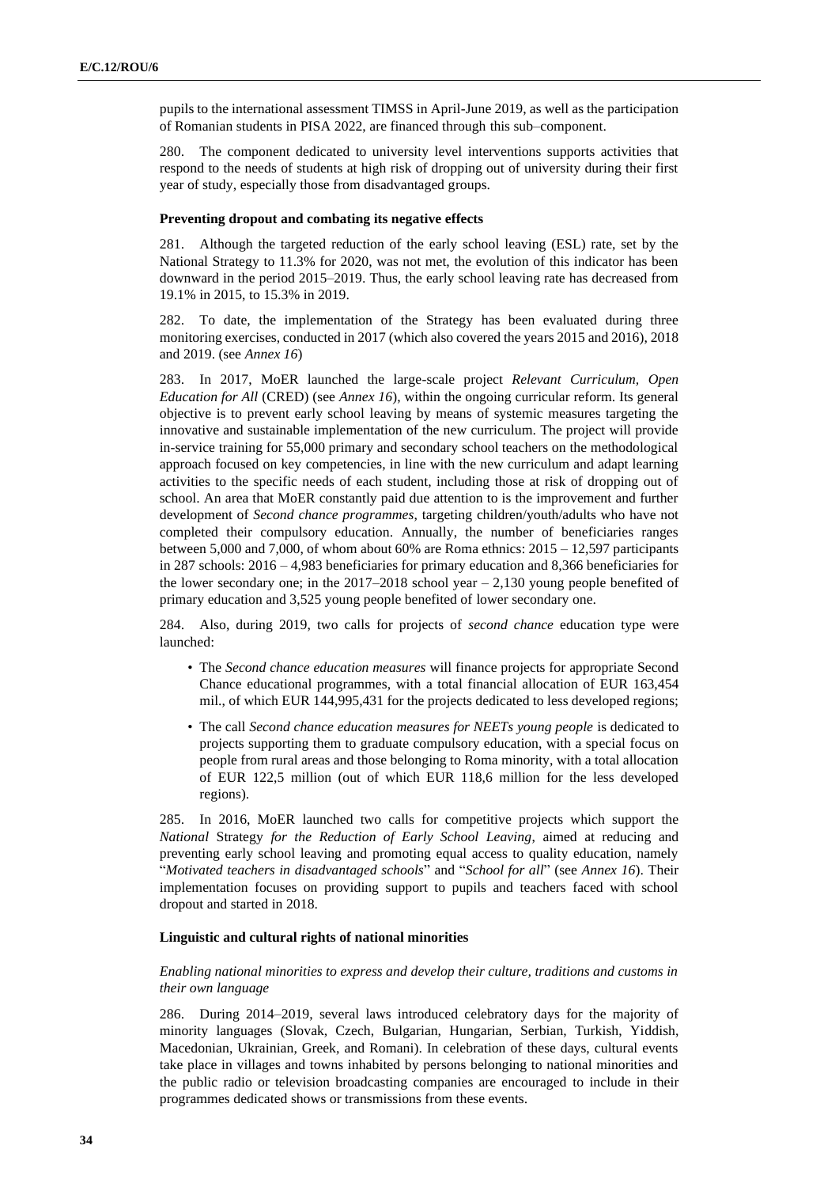pupils to the international assessment TIMSS in April-June 2019, as well as the participation of Romanian students in PISA 2022, are financed through this sub–component.

280. The component dedicated to university level interventions supports activities that respond to the needs of students at high risk of dropping out of university during their first year of study, especially those from disadvantaged groups.

**Preventing dropout and combating its negative effects**

281. Although the targeted reduction of the early school leaving (ESL) rate, set by the National Strategy to 11.3% for 2020, was not met, the evolution of this indicator has been downward in the period 2015–2019. Thus, the early school leaving rate has decreased from 19.1% in 2015, to 15.3% in 2019.

282. To date, the implementation of the Strategy has been evaluated during three monitoring exercises, conducted in 2017 (which also covered the years 2015 and 2016), 2018 and 2019. (see *Annex 16*)

283. In 2017, MoER launched the large-scale project *Relevant Curriculum, Open Education for All* (CRED) (see *Annex 16*), within the ongoing curricular reform. Its general objective is to prevent early school leaving by means of systemic measures targeting the innovative and sustainable implementation of the new curriculum. The project will provide in-service training for 55,000 primary and secondary school teachers on the methodological approach focused on key competencies, in line with the new curriculum and adapt learning activities to the specific needs of each student, including those at risk of dropping out of school. An area that MoER constantly paid due attention to is the improvement and further development of *Second chance programmes*, targeting children/youth/adults who have not completed their compulsory education. Annually, the number of beneficiaries ranges between 5,000 and 7,000, of whom about 60% are Roma ethnics: 2015 – 12,597 participants in 287 schools: 2016 – 4,983 beneficiaries for primary education and 8,366 beneficiaries for the lower secondary one; in the 2017–2018 school year – 2,130 young people benefited of primary education and 3,525 young people benefited of lower secondary one.

284. Also, during 2019, two calls for projects of *second chance* education type were launched:

- The *Second chance education measures* will finance projects for appropriate Second Chance educational programmes, with a total financial allocation of EUR 163,454 mil., of which EUR 144,995,431 for the projects dedicated to less developed regions;
- The call *Second chance education measures for NEETs young people* is dedicated to projects supporting them to graduate compulsory education, with a special focus on people from rural areas and those belonging to Roma minority, with a total allocation of EUR 122,5 million (out of which EUR 118,6 million for the less developed regions).

285. In 2016, MoER launched two calls for competitive projects which support the *National* Strategy *for the Reduction of Early School Leaving*, aimed at reducing and preventing early school leaving and promoting equal access to quality education, namely "*Motivated teachers in disadvantaged schools*" and "*School for all*" (see *Annex 16*). Their implementation focuses on providing support to pupils and teachers faced with school dropout and started in 2018.

**Linguistic and cultural rights of national minorities**

*Enabling national minorities to express and develop their culture, traditions and customs in their own language*

286. During 2014–2019, several laws introduced celebratory days for the majority of minority languages (Slovak, Czech, Bulgarian, Hungarian, Serbian, Turkish, Yiddish, Macedonian, Ukrainian, Greek, and Romani). In celebration of these days, cultural events take place in villages and towns inhabited by persons belonging to national minorities and the public radio or television broadcasting companies are encouraged to include in their programmes dedicated shows or transmissions from these events.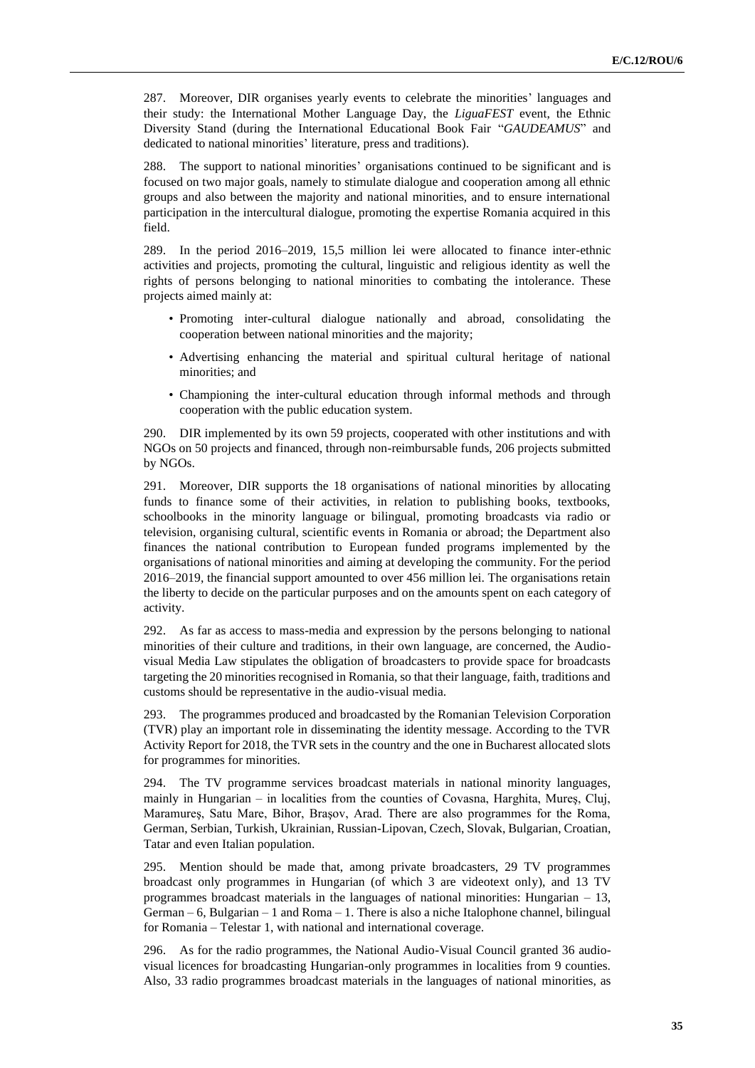287. Moreover, DIR organises yearly events to celebrate the minorities' languages and their study: the International Mother Language Day, the *LiguaFEST* event, the Ethnic Diversity Stand (during the International Educational Book Fair "*GAUDEAMUS*" and dedicated to national minorities' literature, press and traditions).

288. The support to national minorities' organisations continued to be significant and is focused on two major goals, namely to stimulate dialogue and cooperation among all ethnic groups and also between the majority and national minorities, and to ensure international participation in the intercultural dialogue, promoting the expertise Romania acquired in this field.

289. In the period 2016–2019, 15,5 million lei were allocated to finance inter-ethnic activities and projects, promoting the cultural, linguistic and religious identity as well the rights of persons belonging to national minorities to combating the intolerance. These projects aimed mainly at:

- Promoting inter-cultural dialogue nationally and abroad, consolidating the cooperation between national minorities and the majority;
- Advertising enhancing the material and spiritual cultural heritage of national minorities; and
- Championing the inter-cultural education through informal methods and through cooperation with the public education system.

290. DIR implemented by its own 59 projects, cooperated with other institutions and with NGOs on 50 projects and financed, through non-reimbursable funds, 206 projects submitted by NGOs.

291. Moreover, DIR supports the 18 organisations of national minorities by allocating funds to finance some of their activities, in relation to publishing books, textbooks, schoolbooks in the minority language or bilingual, promoting broadcasts via radio or television, organising cultural, scientific events in Romania or abroad; the Department also finances the national contribution to European funded programs implemented by the organisations of national minorities and aiming at developing the community. For the period 2016–2019, the financial support amounted to over 456 million lei. The organisations retain the liberty to decide on the particular purposes and on the amounts spent on each category of activity.

292. As far as access to mass-media and expression by the persons belonging to national minorities of their culture and traditions, in their own language, are concerned, the Audio-visual Media Law stipulates the obligation of broadcasters to provide space for broadcasts targeting the 20 minorities recognised in Romania, so that their language, faith, traditions and customs should be representative in the audio-visual media.

293. The programmes produced and broadcasted by the Romanian Television Corporation (TVR) play an important role in disseminating the identity message. According to the TVR Activity Report for 2018, the TVR sets in the country and the one in Bucharest allocated slots for programmes for minorities.

294. The TV programme services broadcast materials in national minority languages, mainly in Hungarian – in localities from the counties of Covasna, Harghita, Mureș, Cluj, Maramureș, Satu Mare, Bihor, Brașov, Arad. There are also programmes for the Roma, German, Serbian, Turkish, Ukrainian, Russian-Lipovan, Czech, Slovak, Bulgarian, Croatian, Tatar and even Italian population.

295. Mention should be made that, among private broadcasters, 29 TV programmes broadcast only programmes in Hungarian (of which 3 are videotext only), and 13 TV programmes broadcast materials in the languages of national minorities: Hungarian – 13, German – 6, Bulgarian – 1 and Roma – 1. There is also a niche Italophone channel, bilingual for Romania – Telestar 1, with national and international coverage.

296. As for the radio programmes, the National Audio-Visual Council granted 36 audio-visual licences for broadcasting Hungarian-only programmes in localities from 9 counties. Also, 33 radio programmes broadcast materials in the languages of national minorities, as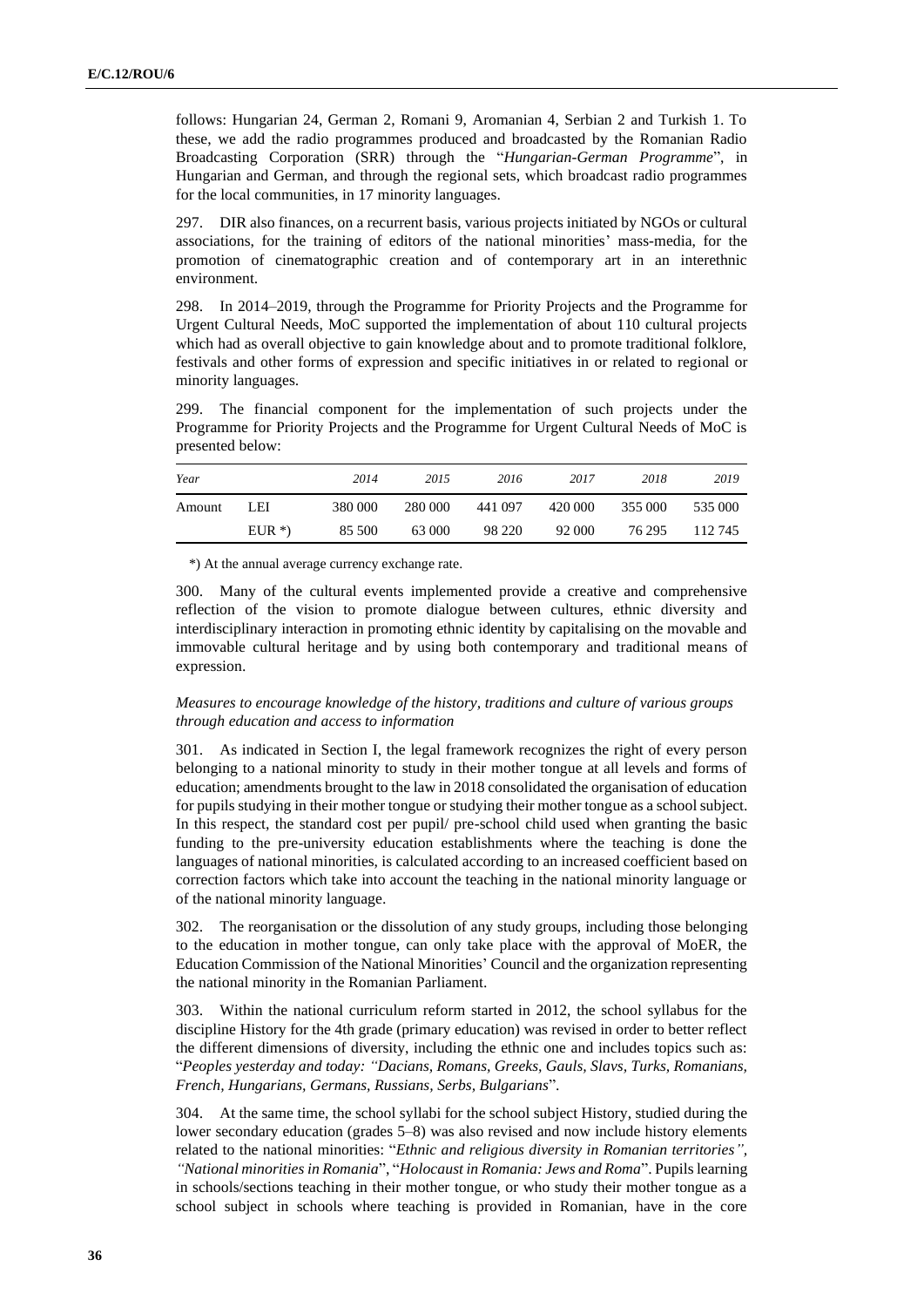follows: Hungarian 24, German 2, Romani 9, Aromanian 4, Serbian 2 and Turkish 1. To these, we add the radio programmes produced and broadcasted by the Romanian Radio Broadcasting Corporation (SRR) through the "*Hungarian-German Programme*", in Hungarian and German, and through the regional sets, which broadcast radio programmes for the local communities, in 17 minority languages.

297. DIR also finances, on a recurrent basis, various projects initiated by NGOs or cultural associations, for the training of editors of the national minorities' mass-media, for the promotion of cinematographic creation and of contemporary art in an interethnic environment.

298. In 2014–2019, through the Programme for Priority Projects and the Programme for Urgent Cultural Needs, MoC supported the implementation of about 110 cultural projects which had as overall objective to gain knowledge about and to promote traditional folklore, festivals and other forms of expression and specific initiatives in or related to regional or minority languages.

299. The financial component for the implementation of such projects under the Programme for Priority Projects and the Programme for Urgent Cultural Needs of MoC is presented below:

| *Year* | | *2014* | *2015* | *2016* | *2017* | *2018* | *2019* |
|---|---|---|---|---|---|---|---|
| Amount | LEI | 380 000 | 280 000 | 441 097 | 420 000 | 355 000 | 535 000 |
| | EUR *) | 85 500 | 63 000 | 98 220 | 92 000 | 76 295 | 112 745 |

*) At the annual average currency exchange rate.

300. Many of the cultural events implemented provide a creative and comprehensive reflection of the vision to promote dialogue between cultures, ethnic diversity and interdisciplinary interaction in promoting ethnic identity by capitalising on the movable and immovable cultural heritage and by using both contemporary and traditional means of expression.

*Measures to encourage knowledge of the history, traditions and culture of various groups through education and access to information*

301. As indicated in Section I, the legal framework recognizes the right of every person belonging to a national minority to study in their mother tongue at all levels and forms of education; amendments brought to the law in 2018 consolidated the organisation of education for pupils studying in their mother tongue or studying their mother tongue as a school subject. In this respect, the standard cost per pupil/ pre-school child used when granting the basic funding to the pre-university education establishments where the teaching is done the languages of national minorities, is calculated according to an increased coefficient based on correction factors which take into account the teaching in the national minority language or of the national minority language.

302. The reorganisation or the dissolution of any study groups, including those belonging to the education in mother tongue, can only take place with the approval of MoER, the Education Commission of the National Minorities' Council and the organization representing the national minority in the Romanian Parliament.

303. Within the national curriculum reform started in 2012, the school syllabus for the discipline History for the 4th grade (primary education) was revised in order to better reflect the different dimensions of diversity, including the ethnic one and includes topics such as: "*Peoples yesterday and today: "Dacians, Romans, Greeks, Gauls, Slavs, Turks, Romanians, French, Hungarians, Germans, Russians, Serbs, Bulgarians*".

304. At the same time, the school syllabi for the school subject History, studied during the lower secondary education (grades 5–8) was also revised and now include history elements related to the national minorities: "*Ethnic and religious diversity in Romanian territories"*, *"National minorities in Romania*", "*Holocaust in Romania: Jews and Roma*". Pupils learning in schools/sections teaching in their mother tongue, or who study their mother tongue as a school subject in schools where teaching is provided in Romanian, have in the core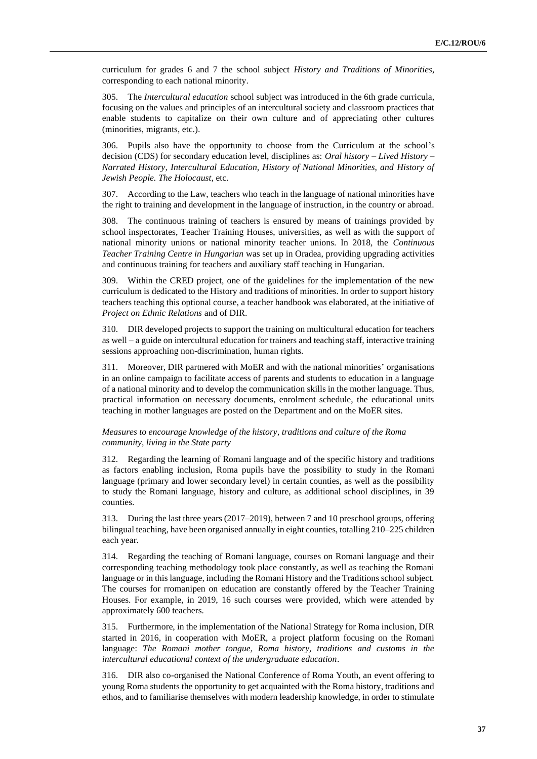curriculum for grades 6 and 7 the school subject *History and Traditions of Minorities*, corresponding to each national minority.

305. The *Intercultural education* school subject was introduced in the 6th grade curricula, focusing on the values and principles of an intercultural society and classroom practices that enable students to capitalize on their own culture and of appreciating other cultures (minorities, migrants, etc.).

306. Pupils also have the opportunity to choose from the Curriculum at the school's decision (CDS) for secondary education level, disciplines as: *Oral history – Lived History – Narrated History, Intercultural Education, History of National Minorities, and History of Jewish People. The Holocaust,* etc.

307. According to the Law, teachers who teach in the language of national minorities have the right to training and development in the language of instruction, in the country or abroad.

308. The continuous training of teachers is ensured by means of trainings provided by school inspectorates, Teacher Training Houses, universities, as well as with the support of national minority unions or national minority teacher unions. In 2018, the *Continuous Teacher Training Centre in Hungarian* was set up in Oradea, providing upgrading activities and continuous training for teachers and auxiliary staff teaching in Hungarian.

309. Within the CRED project, one of the guidelines for the implementation of the new curriculum is dedicated to the History and traditions of minorities. In order to support history teachers teaching this optional course, a teacher handbook was elaborated, at the initiative of *Project on Ethnic Relations* and of DIR.

310. DIR developed projects to support the training on multicultural education for teachers as well – a guide on intercultural education for trainers and teaching staff, interactive training sessions approaching non-discrimination, human rights.

311. Moreover, DIR partnered with MoER and with the national minorities' organisations in an online campaign to facilitate access of parents and students to education in a language of a national minority and to develop the communication skills in the mother language. Thus, practical information on necessary documents, enrolment schedule, the educational units teaching in mother languages are posted on the Department and on the MoER sites.

*Measures to encourage knowledge of the history, traditions and culture of the Roma community, living in the State party*

312. Regarding the learning of Romani language and of the specific history and traditions as factors enabling inclusion, Roma pupils have the possibility to study in the Romani language (primary and lower secondary level) in certain counties, as well as the possibility to study the Romani language, history and culture, as additional school disciplines, in 39 counties.

313. During the last three years (2017–2019), between 7 and 10 preschool groups, offering bilingual teaching, have been organised annually in eight counties, totalling 210–225 children each year.

314. Regarding the teaching of Romani language, courses on Romani language and their corresponding teaching methodology took place constantly, as well as teaching the Romani language or in this language, including the Romani History and the Traditions school subject. The courses for rromanipen on education are constantly offered by the Teacher Training Houses. For example, in 2019, 16 such courses were provided, which were attended by approximately 600 teachers.

315. Furthermore, in the implementation of the National Strategy for Roma inclusion, DIR started in 2016, in cooperation with MoER, a project platform focusing on the Romani language: *The Romani mother tongue, Roma history, traditions and customs in the intercultural educational context of the undergraduate education*.

316. DIR also co-organised the National Conference of Roma Youth, an event offering to young Roma students the opportunity to get acquainted with the Roma history, traditions and ethos, and to familiarise themselves with modern leadership knowledge, in order to stimulate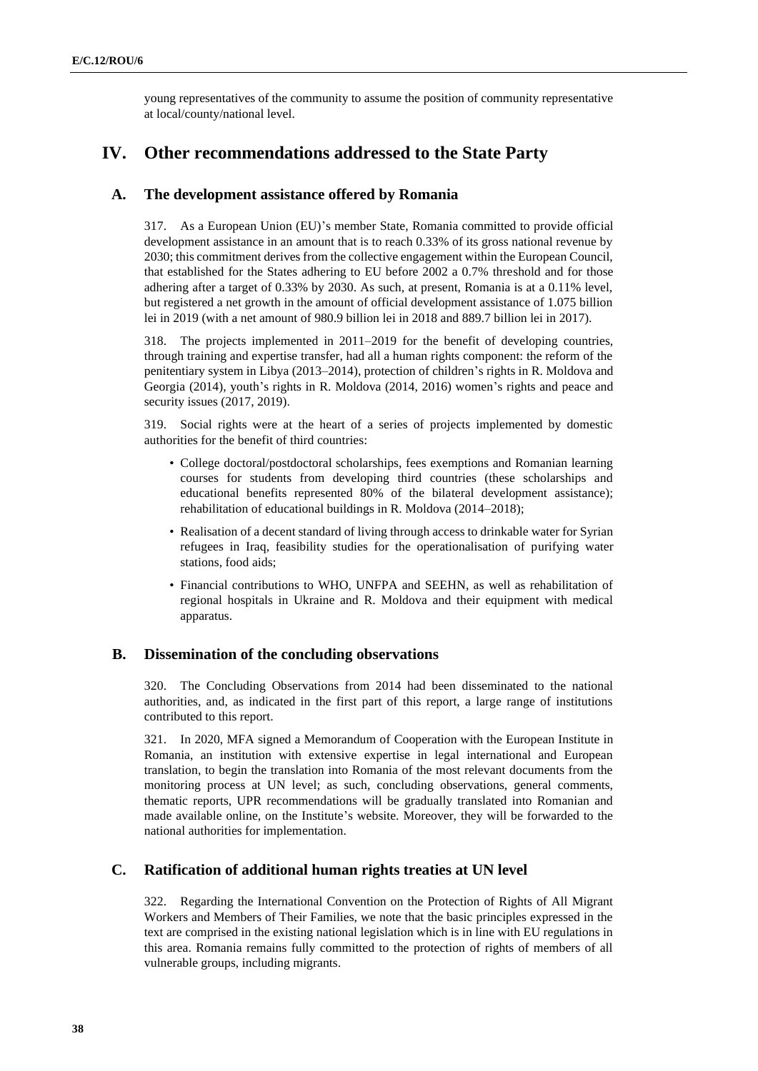young representatives of the community to assume the position of community representative at local/county/national level.

# IV. Other recommendations addressed to the State Party

## A. The development assistance offered by Romania

317. As a European Union (EU)'s member State, Romania committed to provide official development assistance in an amount that is to reach 0.33% of its gross national revenue by 2030; this commitment derives from the collective engagement within the European Council, that established for the States adhering to EU before 2002 a 0.7% threshold and for those adhering after a target of 0.33% by 2030. As such, at present, Romania is at a 0.11% level, but registered a net growth in the amount of official development assistance of 1.075 billion lei in 2019 (with a net amount of 980.9 billion lei in 2018 and 889.7 billion lei in 2017).

318. The projects implemented in 2011–2019 for the benefit of developing countries, through training and expertise transfer, had all a human rights component: the reform of the penitentiary system in Libya (2013–2014), protection of children's rights in R. Moldova and Georgia (2014), youth's rights in R. Moldova (2014, 2016) women's rights and peace and security issues (2017, 2019).

319. Social rights were at the heart of a series of projects implemented by domestic authorities for the benefit of third countries:

- College doctoral/postdoctoral scholarships, fees exemptions and Romanian learning courses for students from developing third countries (these scholarships and educational benefits represented 80% of the bilateral development assistance); rehabilitation of educational buildings in R. Moldova (2014–2018);
- Realisation of a decent standard of living through access to drinkable water for Syrian refugees in Iraq, feasibility studies for the operationalisation of purifying water stations, food aids;
- Financial contributions to WHO, UNFPA and SEEHN, as well as rehabilitation of regional hospitals in Ukraine and R. Moldova and their equipment with medical apparatus.

## B. Dissemination of the concluding observations

320. The Concluding Observations from 2014 had been disseminated to the national authorities, and, as indicated in the first part of this report, a large range of institutions contributed to this report.

321. In 2020, MFA signed a Memorandum of Cooperation with the European Institute in Romania, an institution with extensive expertise in legal international and European translation, to begin the translation into Romania of the most relevant documents from the monitoring process at UN level; as such, concluding observations, general comments, thematic reports, UPR recommendations will be gradually translated into Romanian and made available online, on the Institute's website. Moreover, they will be forwarded to the national authorities for implementation.

## C. Ratification of additional human rights treaties at UN level

322. Regarding the International Convention on the Protection of Rights of All Migrant Workers and Members of Their Families, we note that the basic principles expressed in the text are comprised in the existing national legislation which is in line with EU regulations in this area. Romania remains fully committed to the protection of rights of members of all vulnerable groups, including migrants.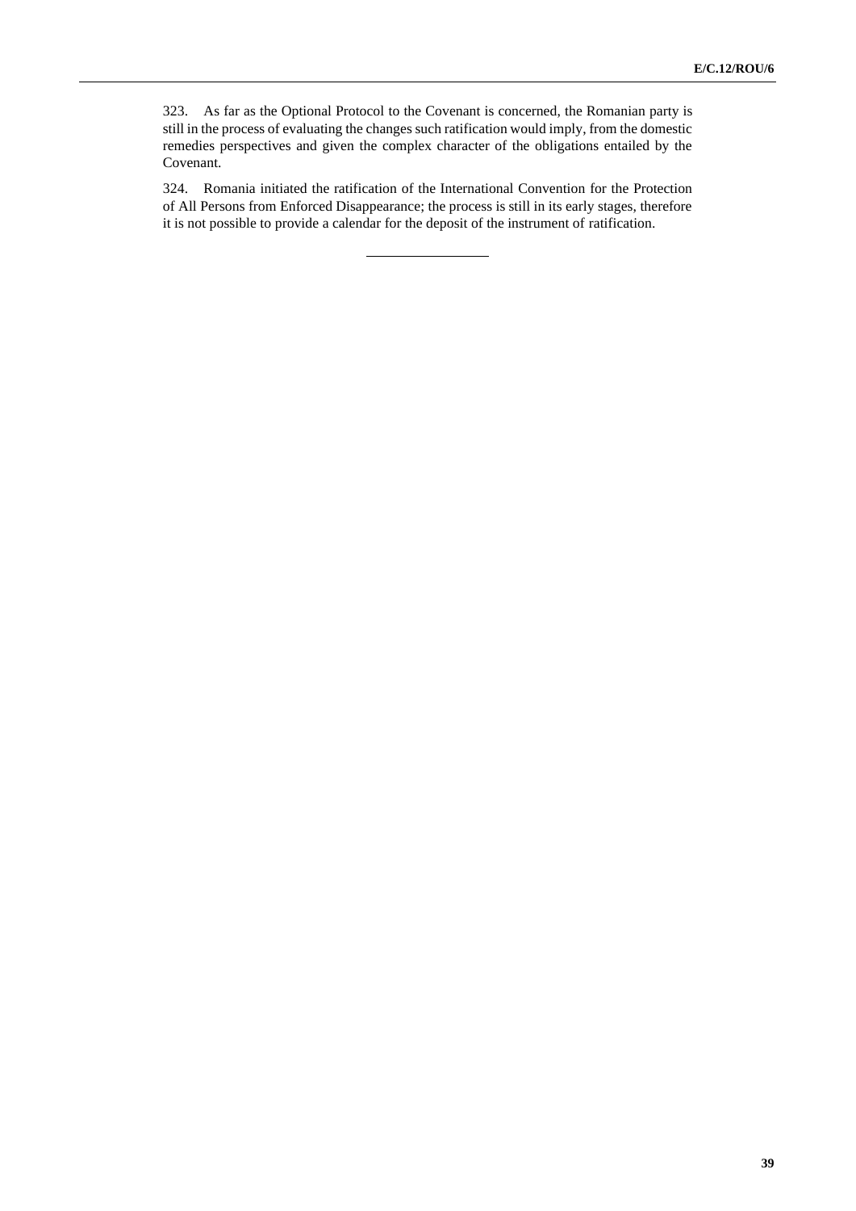323. As far as the Optional Protocol to the Covenant is concerned, the Romanian party is still in the process of evaluating the changes such ratification would imply, from the domestic remedies perspectives and given the complex character of the obligations entailed by the Covenant.

324. Romania initiated the ratification of the International Convention for the Protection of All Persons from Enforced Disappearance; the process is still in its early stages, therefore it is not possible to provide a calendar for the deposit of the instrument of ratification.